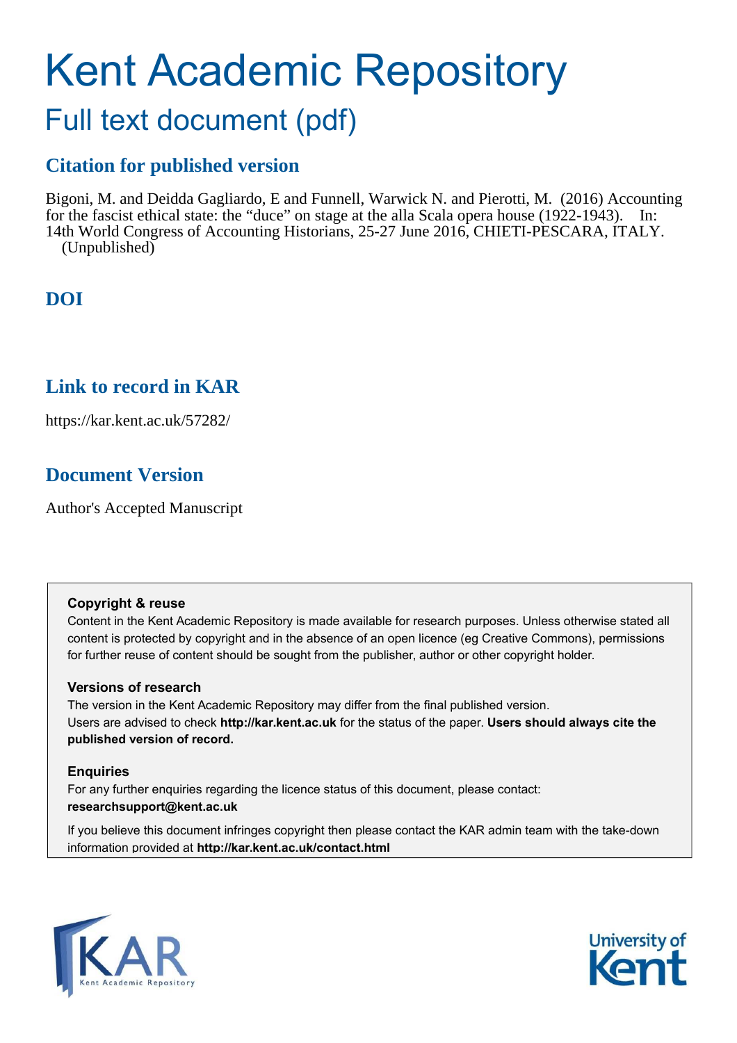# Kent Academic Repository

## Full text document (pdf)

### Citation for published version

Bigoni, M. and Deidda Gagliardo, E and Funnell, Warwick N. and Pierotti, M. (2016) Accounting for the fascist ethical state: the “duce” on stage at the alla Scala opera house (1922-1943). In: 14th World Congress of Accounting Historians, 25-27 June 2016, CHIETI-PESCARA, ITALY. (Unpublished)

### DOI

### Link to record in KAR

https://kar.kent.ac.uk/57282/

### Document Version

Author's Accepted Manuscript

**Copyright & reuse**

Content in the Kent Academic Repository is made available for research purposes. Unless otherwise stated all content is protected by copyright and in the absence of an open licence (eg Creative Commons), permissions for further reuse of content should be sought from the publisher, author or other copyright holder.

**Versions of research**

The version in the Kent Academic Repository may differ from the final published version. Users are advised to check **http://kar.kent.ac.uk** for the status of the paper. **Users should always cite the published version of record.**

**Enquiries**

For any further enquiries regarding the licence status of this document, please contact: **researchsupport@kent.ac.uk**

If you believe this document infringes copyright then please contact the KAR admin team with the take-down information provided at **http://kar.kent.ac.uk/contact.html**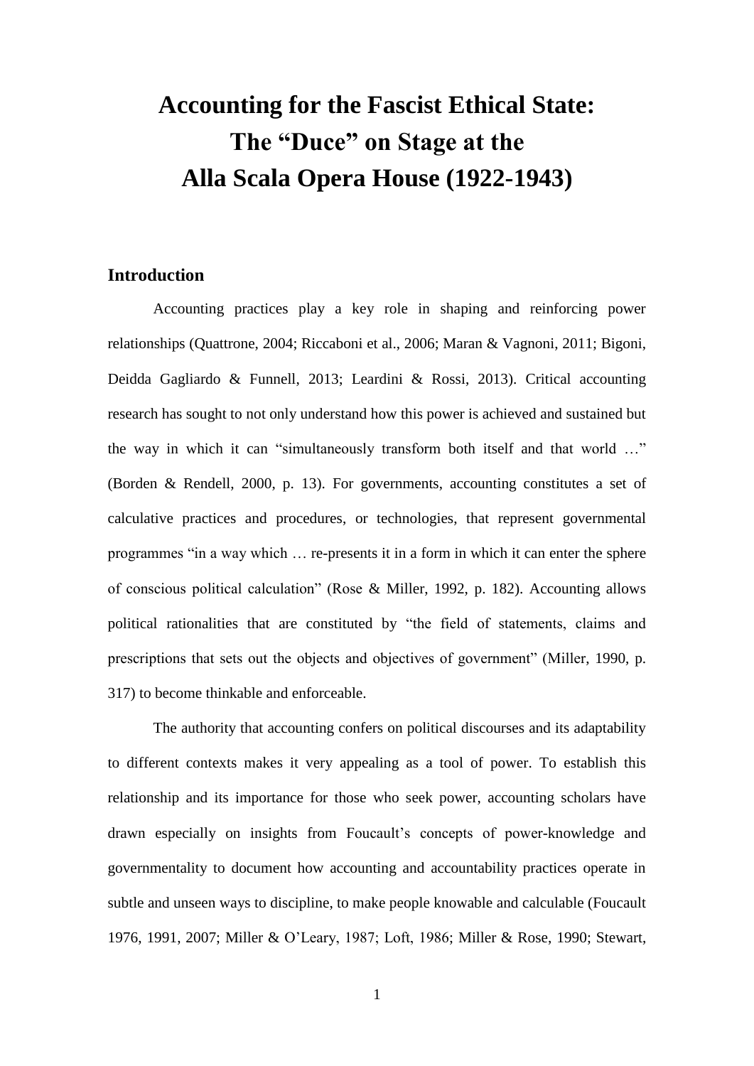# Accounting for the Fascist Ethical State: The "Duce" on Stage at the Alla Scala Opera House (1922-1943)

## Introduction

Accounting practices play a key role in shaping and reinforcing power relationships (Quattrone, 2004; Riccaboni et al., 2006; Maran & Vagnoni, 2011; Bigoni, Deidda Gagliardo & Funnell, 2013; Leardini & Rossi, 2013). Critical accounting research has sought to not only understand how this power is achieved and sustained but the way in which it can "simultaneously transform both itself and that world …" (Borden & Rendell, 2000, p. 13). For governments, accounting constitutes a set of calculative practices and procedures, or technologies, that represent governmental programmes "in a way which … re-presents it in a form in which it can enter the sphere of conscious political calculation" (Rose & Miller, 1992, p. 182). Accounting allows political rationalities that are constituted by "the field of statements, claims and prescriptions that sets out the objects and objectives of government" (Miller, 1990, p. 317) to become thinkable and enforceable.

The authority that accounting confers on political discourses and its adaptability to different contexts makes it very appealing as a tool of power. To establish this relationship and its importance for those who seek power, accounting scholars have drawn especially on insights from Foucault's concepts of power-knowledge and governmentality to document how accounting and accountability practices operate in subtle and unseen ways to discipline, to make people knowable and calculable (Foucault 1976, 1991, 2007; Miller & O'Leary, 1987; Loft, 1986; Miller & Rose, 1990; Stewart,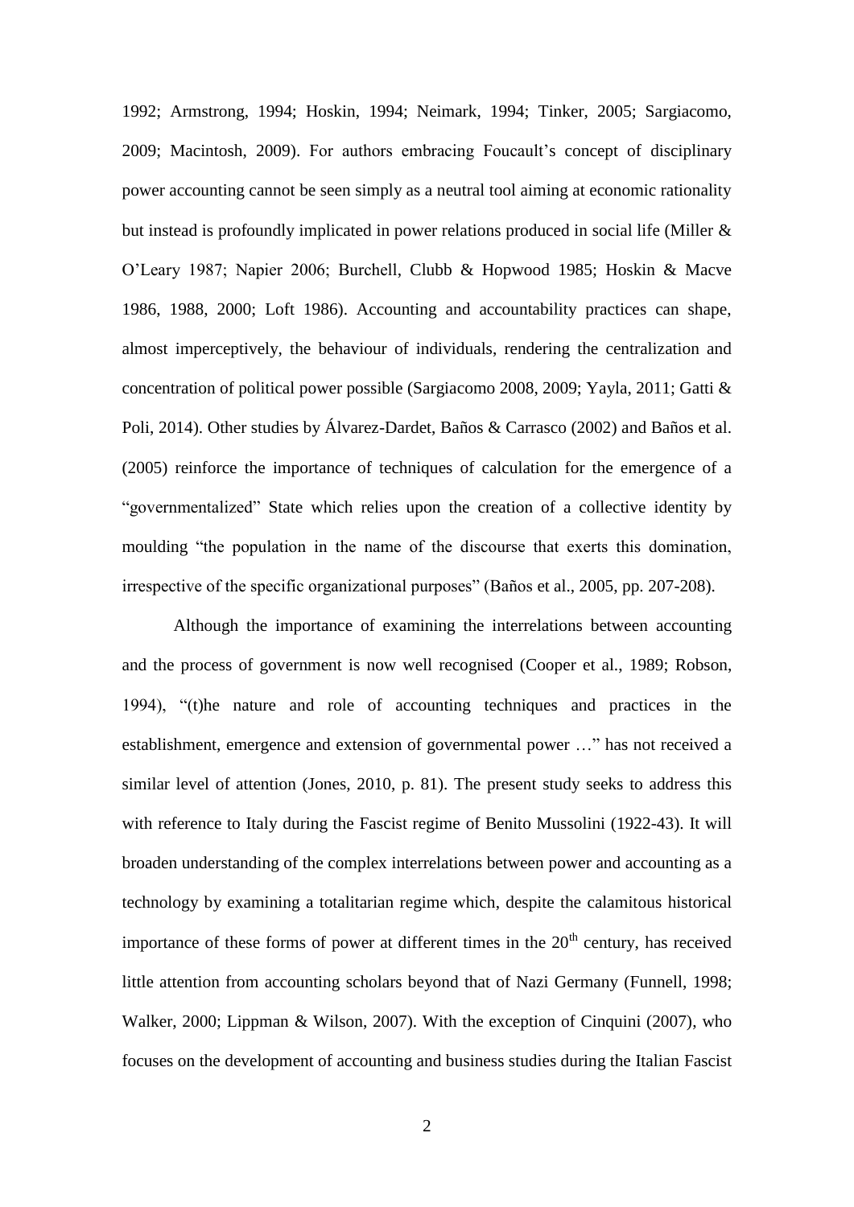1992; Armstrong, 1994; Hoskin, 1994; Neimark, 1994; Tinker, 2005; Sargiacomo, 2009; Macintosh, 2009). For authors embracing Foucault's concept of disciplinary power accounting cannot be seen simply as a neutral tool aiming at economic rationality but instead is profoundly implicated in power relations produced in social life (Miller & O'Leary 1987; Napier 2006; Burchell, Clubb & Hopwood 1985; Hoskin & Macve 1986, 1988, 2000; Loft 1986). Accounting and accountability practices can shape, almost imperceptively, the behaviour of individuals, rendering the centralization and concentration of political power possible (Sargiacomo 2008, 2009; Yayla, 2011; Gatti & Poli, 2014). Other studies by Álvarez-Dardet, Baños & Carrasco (2002) and Baños et al. (2005) reinforce the importance of techniques of calculation for the emergence of a "governmentalized" State which relies upon the creation of a collective identity by moulding "the population in the name of the discourse that exerts this domination, irrespective of the specific organizational purposes" (Baños et al., 2005, pp. 207-208).

Although the importance of examining the interrelations between accounting and the process of government is now well recognised (Cooper et al., 1989; Robson, 1994), "(t)he nature and role of accounting techniques and practices in the establishment, emergence and extension of governmental power …" has not received a similar level of attention (Jones, 2010, p. 81). The present study seeks to address this with reference to Italy during the Fascist regime of Benito Mussolini (1922-43). It will broaden understanding of the complex interrelations between power and accounting as a technology by examining a totalitarian regime which, despite the calamitous historical importance of these forms of power at different times in the 20th century, has received little attention from accounting scholars beyond that of Nazi Germany (Funnell, 1998; Walker, 2000; Lippman & Wilson, 2007). With the exception of Cinquini (2007), who focuses on the development of accounting and business studies during the Italian Fascist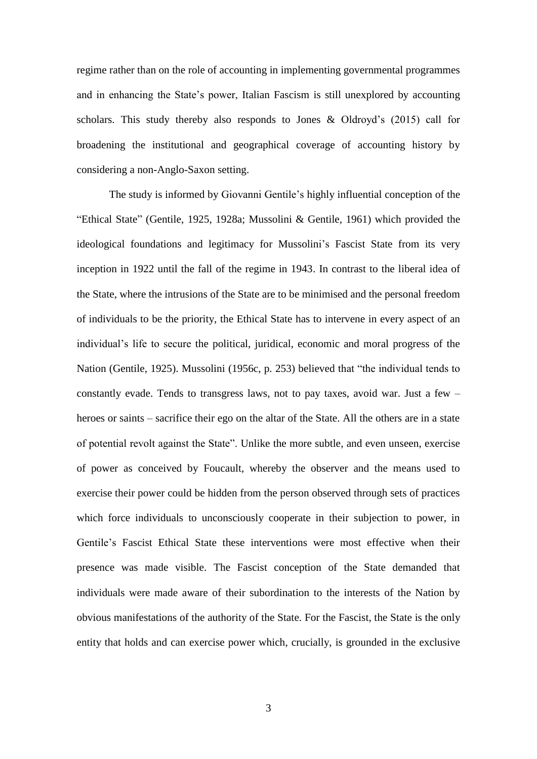regime rather than on the role of accounting in implementing governmental programmes and in enhancing the State's power, Italian Fascism is still unexplored by accounting scholars. This study thereby also responds to Jones & Oldroyd's (2015) call for broadening the institutional and geographical coverage of accounting history by considering a non-Anglo-Saxon setting.

The study is informed by Giovanni Gentile's highly influential conception of the "Ethical State" (Gentile, 1925, 1928a; Mussolini & Gentile, 1961) which provided the ideological foundations and legitimacy for Mussolini's Fascist State from its very inception in 1922 until the fall of the regime in 1943. In contrast to the liberal idea of the State, where the intrusions of the State are to be minimised and the personal freedom of individuals to be the priority, the Ethical State has to intervene in every aspect of an individual's life to secure the political, juridical, economic and moral progress of the Nation (Gentile, 1925). Mussolini (1956c, p. 253) believed that "the individual tends to constantly evade. Tends to transgress laws, not to pay taxes, avoid war. Just a few – heroes or saints – sacrifice their ego on the altar of the State. All the others are in a state of potential revolt against the State". Unlike the more subtle, and even unseen, exercise of power as conceived by Foucault, whereby the observer and the means used to exercise their power could be hidden from the person observed through sets of practices which force individuals to unconsciously cooperate in their subjection to power, in Gentile's Fascist Ethical State these interventions were most effective when their presence was made visible. The Fascist conception of the State demanded that individuals were made aware of their subordination to the interests of the Nation by obvious manifestations of the authority of the State. For the Fascist, the State is the only entity that holds and can exercise power which, crucially, is grounded in the exclusive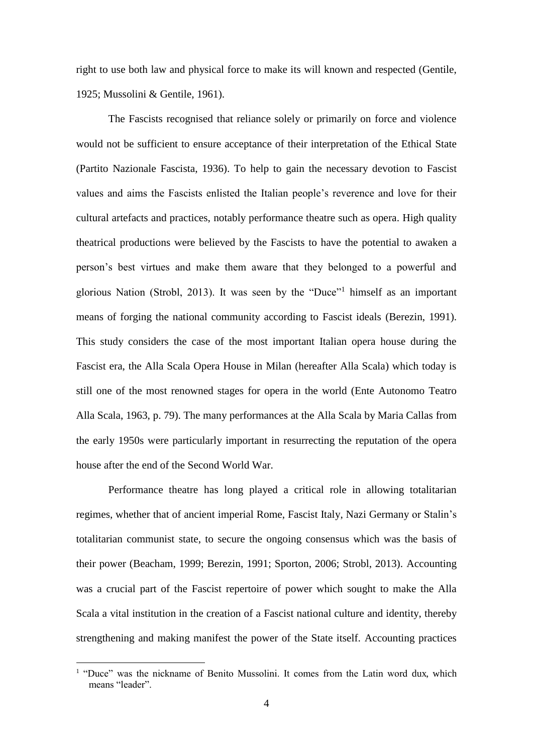right to use both law and physical force to make its will known and respected (Gentile, 1925; Mussolini & Gentile, 1961).

The Fascists recognised that reliance solely or primarily on force and violence would not be sufficient to ensure acceptance of their interpretation of the Ethical State (Partito Nazionale Fascista, 1936). To help to gain the necessary devotion to Fascist values and aims the Fascists enlisted the Italian people's reverence and love for their cultural artefacts and practices, notably performance theatre such as opera. High quality theatrical productions were believed by the Fascists to have the potential to awaken a person's best virtues and make them aware that they belonged to a powerful and glorious Nation (Strobl, 2013). It was seen by the "Duce"[1] himself as an important means of forging the national community according to Fascist ideals (Berezin, 1991). This study considers the case of the most important Italian opera house during the Fascist era, the Alla Scala Opera House in Milan (hereafter Alla Scala) which today is still one of the most renowned stages for opera in the world (Ente Autonomo Teatro Alla Scala, 1963, p. 79). The many performances at the Alla Scala by Maria Callas from the early 1950s were particularly important in resurrecting the reputation of the opera house after the end of the Second World War.

Performance theatre has long played a critical role in allowing totalitarian regimes, whether that of ancient imperial Rome, Fascist Italy, Nazi Germany or Stalin's totalitarian communist state, to secure the ongoing consensus which was the basis of their power (Beacham, 1999; Berezin, 1991; Sporton, 2006; Strobl, 2013). Accounting was a crucial part of the Fascist repertoire of power which sought to make the Alla Scala a vital institution in the creation of a Fascist national culture and identity, thereby strengthening and making manifest the power of the State itself. Accounting practices

[1] "Duce" was the nickname of Benito Mussolini. It comes from the Latin word dux, which means "leader".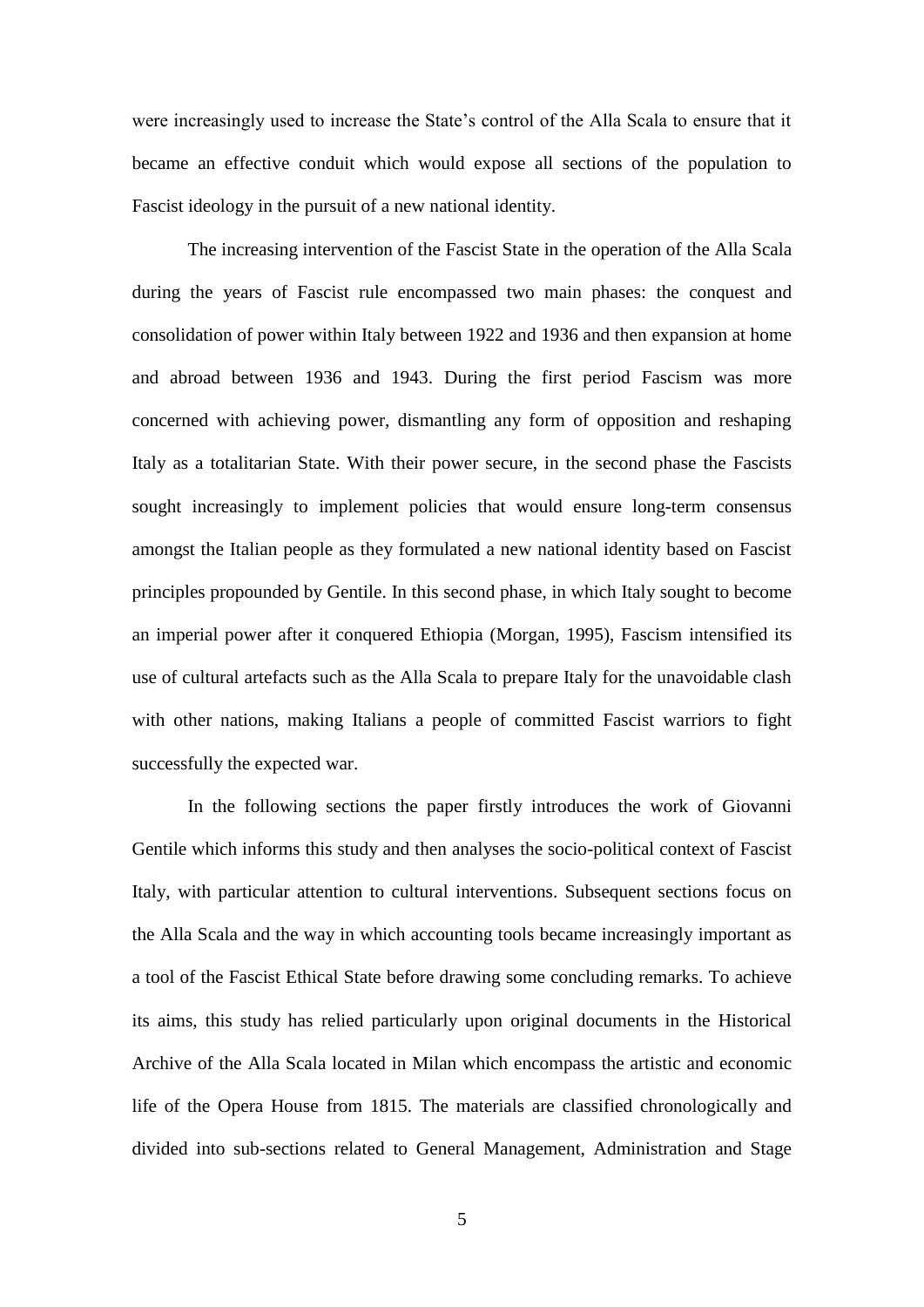were increasingly used to increase the State's control of the Alla Scala to ensure that it became an effective conduit which would expose all sections of the population to Fascist ideology in the pursuit of a new national identity.

The increasing intervention of the Fascist State in the operation of the Alla Scala during the years of Fascist rule encompassed two main phases: the conquest and consolidation of power within Italy between 1922 and 1936 and then expansion at home and abroad between 1936 and 1943. During the first period Fascism was more concerned with achieving power, dismantling any form of opposition and reshaping Italy as a totalitarian State. With their power secure, in the second phase the Fascists sought increasingly to implement policies that would ensure long-term consensus amongst the Italian people as they formulated a new national identity based on Fascist principles propounded by Gentile. In this second phase, in which Italy sought to become an imperial power after it conquered Ethiopia (Morgan, 1995), Fascism intensified its use of cultural artefacts such as the Alla Scala to prepare Italy for the unavoidable clash with other nations, making Italians a people of committed Fascist warriors to fight successfully the expected war.

In the following sections the paper firstly introduces the work of Giovanni Gentile which informs this study and then analyses the socio-political context of Fascist Italy, with particular attention to cultural interventions. Subsequent sections focus on the Alla Scala and the way in which accounting tools became increasingly important as a tool of the Fascist Ethical State before drawing some concluding remarks. To achieve its aims, this study has relied particularly upon original documents in the Historical Archive of the Alla Scala located in Milan which encompass the artistic and economic life of the Opera House from 1815. The materials are classified chronologically and divided into sub-sections related to General Management, Administration and Stage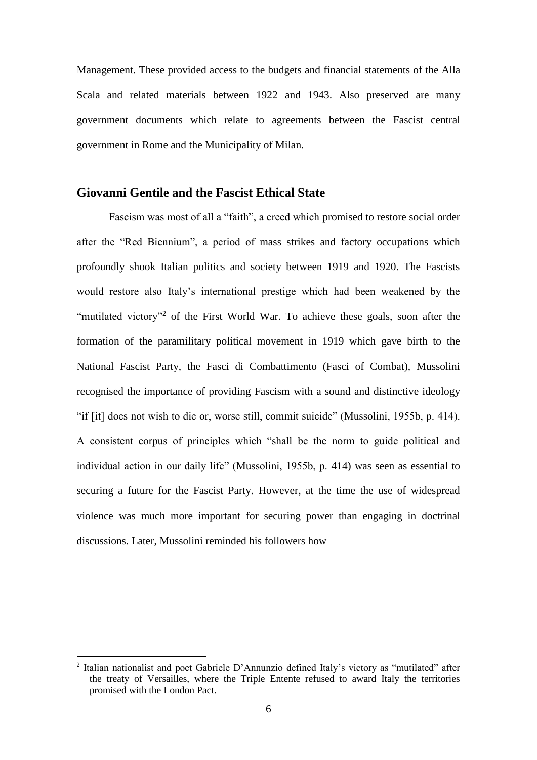Management. These provided access to the budgets and financial statements of the Alla Scala and related materials between 1922 and 1943. Also preserved are many government documents which relate to agreements between the Fascist central government in Rome and the Municipality of Milan.

## Giovanni Gentile and the Fascist Ethical State

Fascism was most of all a "faith", a creed which promised to restore social order after the "Red Biennium", a period of mass strikes and factory occupations which profoundly shook Italian politics and society between 1919 and 1920. The Fascists would restore also Italy's international prestige which had been weakened by the "mutilated victory"[2] of the First World War. To achieve these goals, soon after the formation of the paramilitary political movement in 1919 which gave birth to the National Fascist Party, the Fasci di Combattimento (Fasci of Combat), Mussolini recognised the importance of providing Fascism with a sound and distinctive ideology "if [it] does not wish to die or, worse still, commit suicide" (Mussolini, 1955b, p. 414). A consistent corpus of principles which "shall be the norm to guide political and individual action in our daily life" (Mussolini, 1955b, p. 414) was seen as essential to securing a future for the Fascist Party. However, at the time the use of widespread violence was much more important for securing power than engaging in doctrinal discussions. Later, Mussolini reminded his followers how

[2] Italian nationalist and poet Gabriele D'Annunzio defined Italy's victory as "mutilated" after the treaty of Versailles, where the Triple Entente refused to award Italy the territories promised with the London Pact.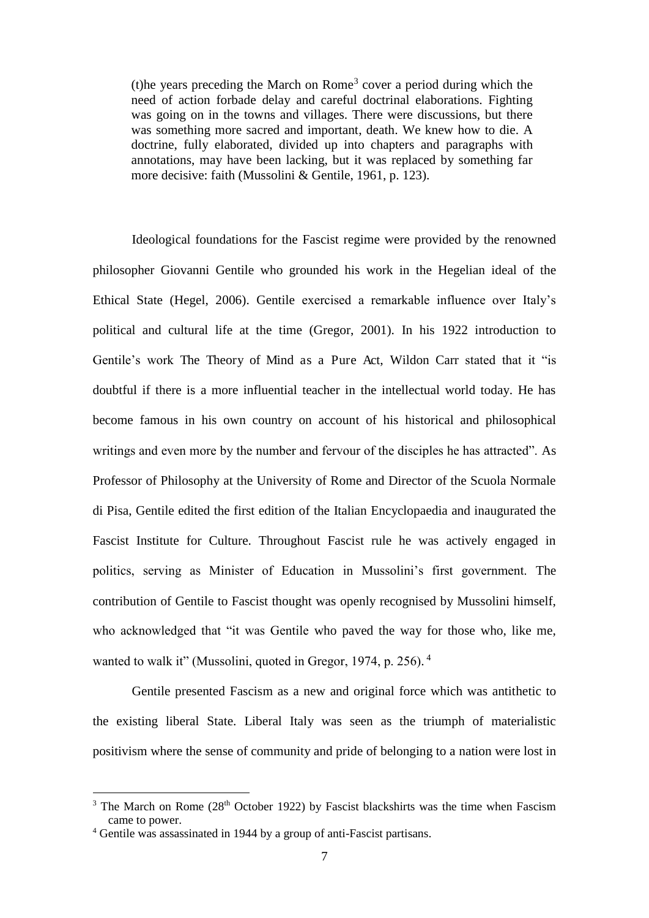> (t)he years preceding the March on Rome[3] cover a period during which the need of action forbade delay and careful doctrinal elaborations. Fighting was going on in the towns and villages. There were discussions, but there was something more sacred and important, death. We knew how to die. A doctrine, fully elaborated, divided up into chapters and paragraphs with annotations, may have been lacking, but it was replaced by something far more decisive: faith (Mussolini & Gentile, 1961, p. 123).

Ideological foundations for the Fascist regime were provided by the renowned philosopher Giovanni Gentile who grounded his work in the Hegelian ideal of the Ethical State (Hegel, 2006). Gentile exercised a remarkable influence over Italy's political and cultural life at the time (Gregor, 2001). In his 1922 introduction to Gentile's work The Theory of Mind as a Pure Act, Wildon Carr stated that it "is doubtful if there is a more influential teacher in the intellectual world today. He has become famous in his own country on account of his historical and philosophical writings and even more by the number and fervour of the disciples he has attracted". As Professor of Philosophy at the University of Rome and Director of the Scuola Normale di Pisa, Gentile edited the first edition of the Italian Encyclopaedia and inaugurated the Fascist Institute for Culture. Throughout Fascist rule he was actively engaged in politics, serving as Minister of Education in Mussolini's first government. The contribution of Gentile to Fascist thought was openly recognised by Mussolini himself, who acknowledged that "it was Gentile who paved the way for those who, like me, wanted to walk it" (Mussolini, quoted in Gregor, 1974, p. 256).[4]

Gentile presented Fascism as a new and original force which was antithetic to the existing liberal State. Liberal Italy was seen as the triumph of materialistic positivism where the sense of community and pride of belonging to a nation were lost in

---

[3] The March on Rome (28th October 1922) by Fascist blackshirts was the time when Fascism came to power.

[4] Gentile was assassinated in 1944 by a group of anti-Fascist partisans.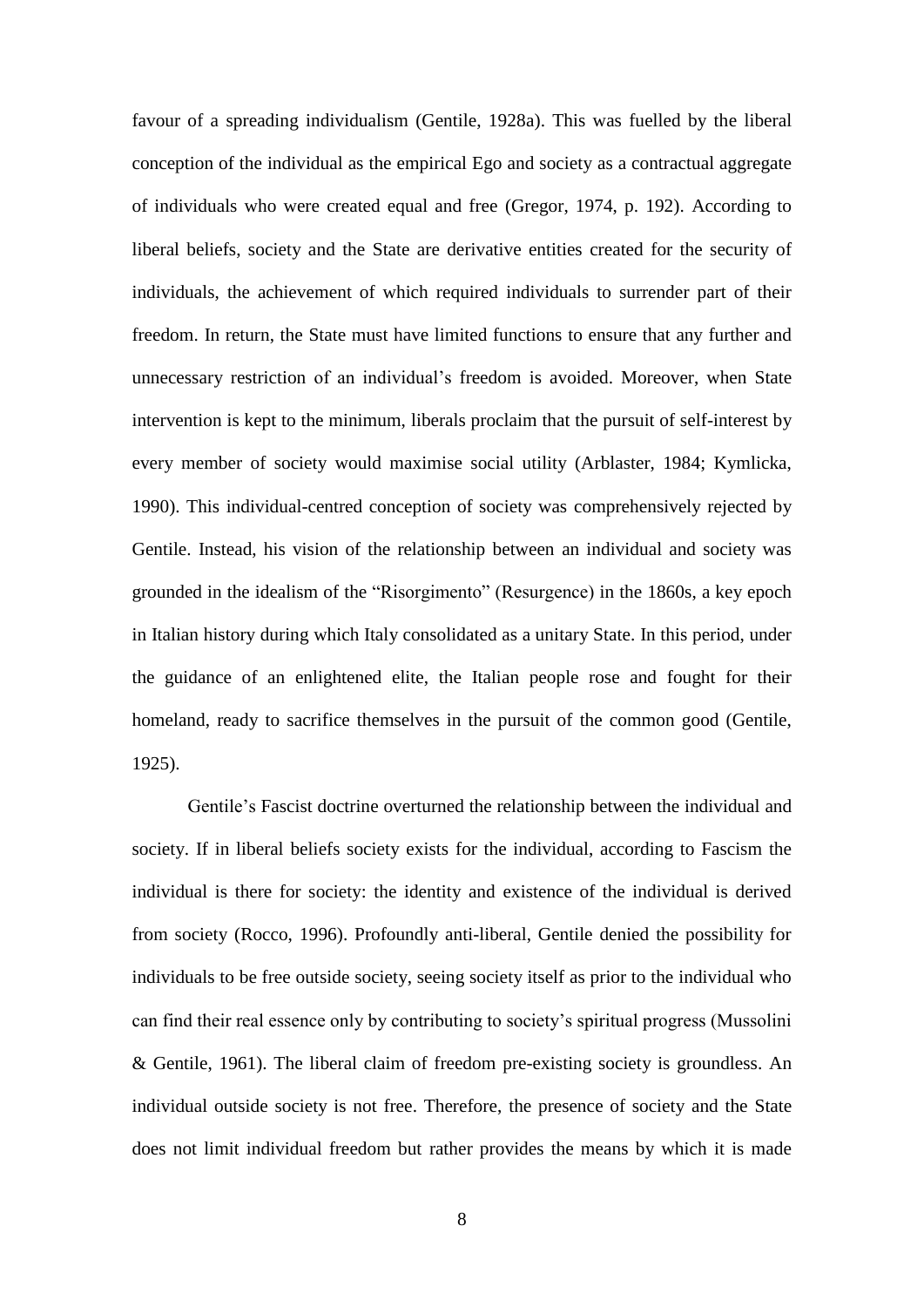favour of a spreading individualism (Gentile, 1928a). This was fuelled by the liberal conception of the individual as the empirical Ego and society as a contractual aggregate of individuals who were created equal and free (Gregor, 1974, p. 192). According to liberal beliefs, society and the State are derivative entities created for the security of individuals, the achievement of which required individuals to surrender part of their freedom. In return, the State must have limited functions to ensure that any further and unnecessary restriction of an individual's freedom is avoided. Moreover, when State intervention is kept to the minimum, liberals proclaim that the pursuit of self-interest by every member of society would maximise social utility (Arblaster, 1984; Kymlicka, 1990). This individual-centred conception of society was comprehensively rejected by Gentile. Instead, his vision of the relationship between an individual and society was grounded in the idealism of the "Risorgimento" (Resurgence) in the 1860s, a key epoch in Italian history during which Italy consolidated as a unitary State. In this period, under the guidance of an enlightened elite, the Italian people rose and fought for their homeland, ready to sacrifice themselves in the pursuit of the common good (Gentile, 1925).

Gentile's Fascist doctrine overturned the relationship between the individual and society. If in liberal beliefs society exists for the individual, according to Fascism the individual is there for society: the identity and existence of the individual is derived from society (Rocco, 1996). Profoundly anti-liberal, Gentile denied the possibility for individuals to be free outside society, seeing society itself as prior to the individual who can find their real essence only by contributing to society's spiritual progress (Mussolini & Gentile, 1961). The liberal claim of freedom pre-existing society is groundless. An individual outside society is not free. Therefore, the presence of society and the State does not limit individual freedom but rather provides the means by which it is made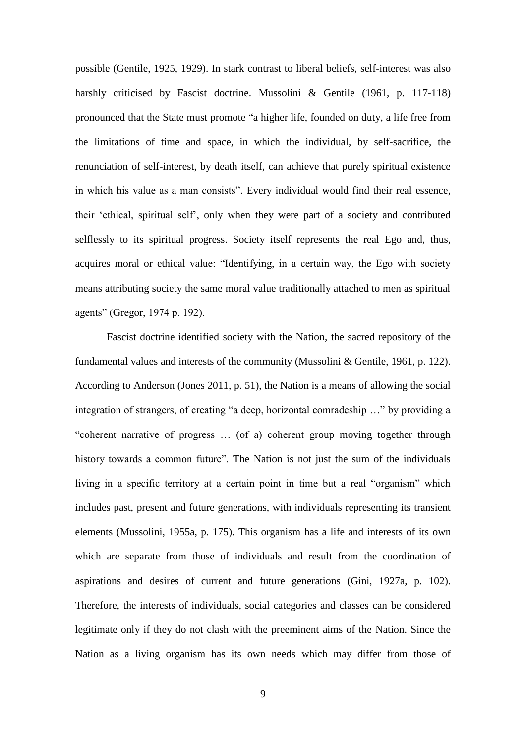possible (Gentile, 1925, 1929). In stark contrast to liberal beliefs, self-interest was also harshly criticised by Fascist doctrine. Mussolini & Gentile (1961, p. 117-118) pronounced that the State must promote "a higher life, founded on duty, a life free from the limitations of time and space, in which the individual, by self-sacrifice, the renunciation of self-interest, by death itself, can achieve that purely spiritual existence in which his value as a man consists". Every individual would find their real essence, their 'ethical, spiritual self', only when they were part of a society and contributed selflessly to its spiritual progress. Society itself represents the real Ego and, thus, acquires moral or ethical value: "Identifying, in a certain way, the Ego with society means attributing society the same moral value traditionally attached to men as spiritual agents" (Gregor, 1974 p. 192).

Fascist doctrine identified society with the Nation, the sacred repository of the fundamental values and interests of the community (Mussolini & Gentile, 1961, p. 122). According to Anderson (Jones 2011, p. 51), the Nation is a means of allowing the social integration of strangers, of creating "a deep, horizontal comradeship …" by providing a "coherent narrative of progress … (of a) coherent group moving together through history towards a common future". The Nation is not just the sum of the individuals living in a specific territory at a certain point in time but a real "organism" which includes past, present and future generations, with individuals representing its transient elements (Mussolini, 1955a, p. 175). This organism has a life and interests of its own which are separate from those of individuals and result from the coordination of aspirations and desires of current and future generations (Gini, 1927a, p. 102). Therefore, the interests of individuals, social categories and classes can be considered legitimate only if they do not clash with the preeminent aims of the Nation. Since the Nation as a living organism has its own needs which may differ from those of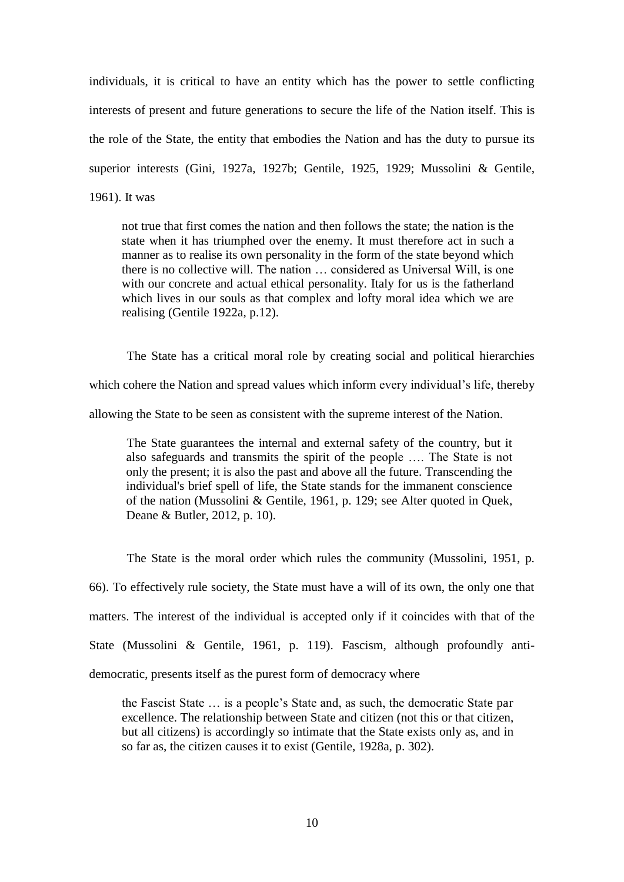individuals, it is critical to have an entity which has the power to settle conflicting interests of present and future generations to secure the life of the Nation itself. This is the role of the State, the entity that embodies the Nation and has the duty to pursue its superior interests (Gini, 1927a, 1927b; Gentile, 1925, 1929; Mussolini & Gentile, 1961). It was

> not true that first comes the nation and then follows the state; the nation is the state when it has triumphed over the enemy. It must therefore act in such a manner as to realise its own personality in the form of the state beyond which there is no collective will. The nation … considered as Universal Will, is one with our concrete and actual ethical personality. Italy for us is the fatherland which lives in our souls as that complex and lofty moral idea which we are realising (Gentile 1922a, p.12).

The State has a critical moral role by creating social and political hierarchies which cohere the Nation and spread values which inform every individual's life, thereby allowing the State to be seen as consistent with the supreme interest of the Nation.

> The State guarantees the internal and external safety of the country, but it also safeguards and transmits the spirit of the people …. The State is not only the present; it is also the past and above all the future. Transcending the individual's brief spell of life, the State stands for the immanent conscience of the nation (Mussolini & Gentile, 1961, p. 129; see Alter quoted in Quek, Deane & Butler, 2012, p. 10).

The State is the moral order which rules the community (Mussolini, 1951, p. 66). To effectively rule society, the State must have a will of its own, the only one that matters. The interest of the individual is accepted only if it coincides with that of the State (Mussolini & Gentile, 1961, p. 119). Fascism, although profoundly anti-democratic, presents itself as the purest form of democracy where

> the Fascist State … is a people's State and, as such, the democratic State par excellence. The relationship between State and citizen (not this or that citizen, but all citizens) is accordingly so intimate that the State exists only as, and in so far as, the citizen causes it to exist (Gentile, 1928a, p. 302).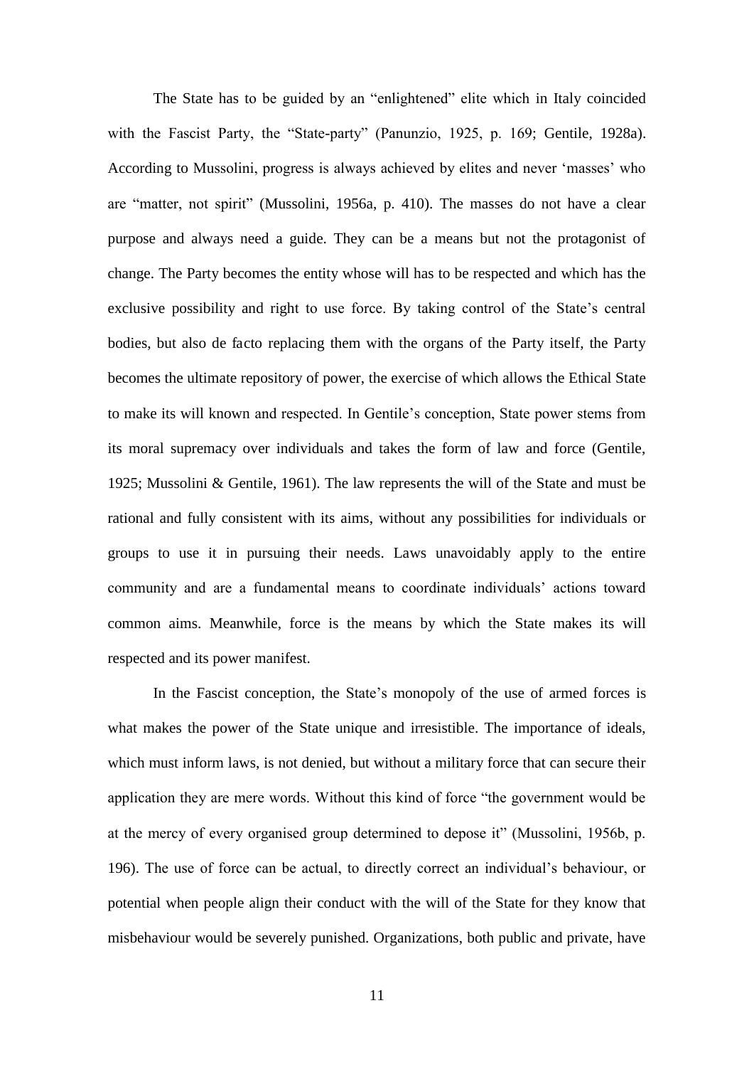The State has to be guided by an "enlightened" elite which in Italy coincided with the Fascist Party, the "State-party" (Panunzio, 1925, p. 169; Gentile, 1928a). According to Mussolini, progress is always achieved by elites and never 'masses' who are "matter, not spirit" (Mussolini, 1956a, p. 410). The masses do not have a clear purpose and always need a guide. They can be a means but not the protagonist of change. The Party becomes the entity whose will has to be respected and which has the exclusive possibility and right to use force. By taking control of the State's central bodies, but also de facto replacing them with the organs of the Party itself, the Party becomes the ultimate repository of power, the exercise of which allows the Ethical State to make its will known and respected. In Gentile's conception, State power stems from its moral supremacy over individuals and takes the form of law and force (Gentile, 1925; Mussolini & Gentile, 1961). The law represents the will of the State and must be rational and fully consistent with its aims, without any possibilities for individuals or groups to use it in pursuing their needs. Laws unavoidably apply to the entire community and are a fundamental means to coordinate individuals' actions toward common aims. Meanwhile, force is the means by which the State makes its will respected and its power manifest.

In the Fascist conception, the State's monopoly of the use of armed forces is what makes the power of the State unique and irresistible. The importance of ideals, which must inform laws, is not denied, but without a military force that can secure their application they are mere words. Without this kind of force "the government would be at the mercy of every organised group determined to depose it" (Mussolini, 1956b, p. 196). The use of force can be actual, to directly correct an individual's behaviour, or potential when people align their conduct with the will of the State for they know that misbehaviour would be severely punished. Organizations, both public and private, have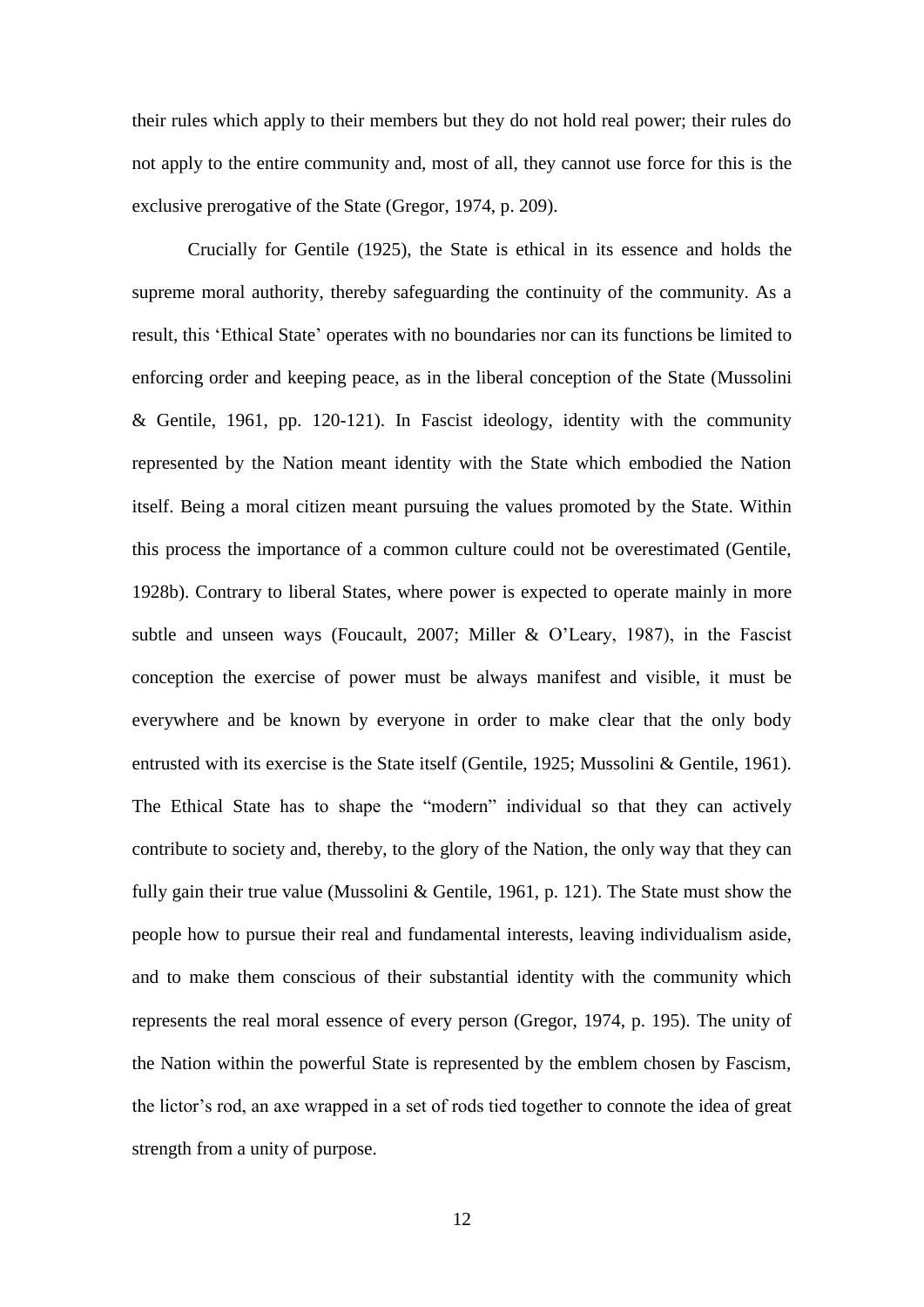their rules which apply to their members but they do not hold real power; their rules do not apply to the entire community and, most of all, they cannot use force for this is the exclusive prerogative of the State (Gregor, 1974, p. 209).

Crucially for Gentile (1925), the State is ethical in its essence and holds the supreme moral authority, thereby safeguarding the continuity of the community. As a result, this 'Ethical State' operates with no boundaries nor can its functions be limited to enforcing order and keeping peace, as in the liberal conception of the State (Mussolini & Gentile, 1961, pp. 120-121). In Fascist ideology, identity with the community represented by the Nation meant identity with the State which embodied the Nation itself. Being a moral citizen meant pursuing the values promoted by the State. Within this process the importance of a common culture could not be overestimated (Gentile, 1928b). Contrary to liberal States, where power is expected to operate mainly in more subtle and unseen ways (Foucault, 2007; Miller & O'Leary, 1987), in the Fascist conception the exercise of power must be always manifest and visible, it must be everywhere and be known by everyone in order to make clear that the only body entrusted with its exercise is the State itself (Gentile, 1925; Mussolini & Gentile, 1961). The Ethical State has to shape the "modern" individual so that they can actively contribute to society and, thereby, to the glory of the Nation, the only way that they can fully gain their true value (Mussolini & Gentile, 1961, p. 121). The State must show the people how to pursue their real and fundamental interests, leaving individualism aside, and to make them conscious of their substantial identity with the community which represents the real moral essence of every person (Gregor, 1974, p. 195). The unity of the Nation within the powerful State is represented by the emblem chosen by Fascism, the lictor's rod, an axe wrapped in a set of rods tied together to connote the idea of great strength from a unity of purpose.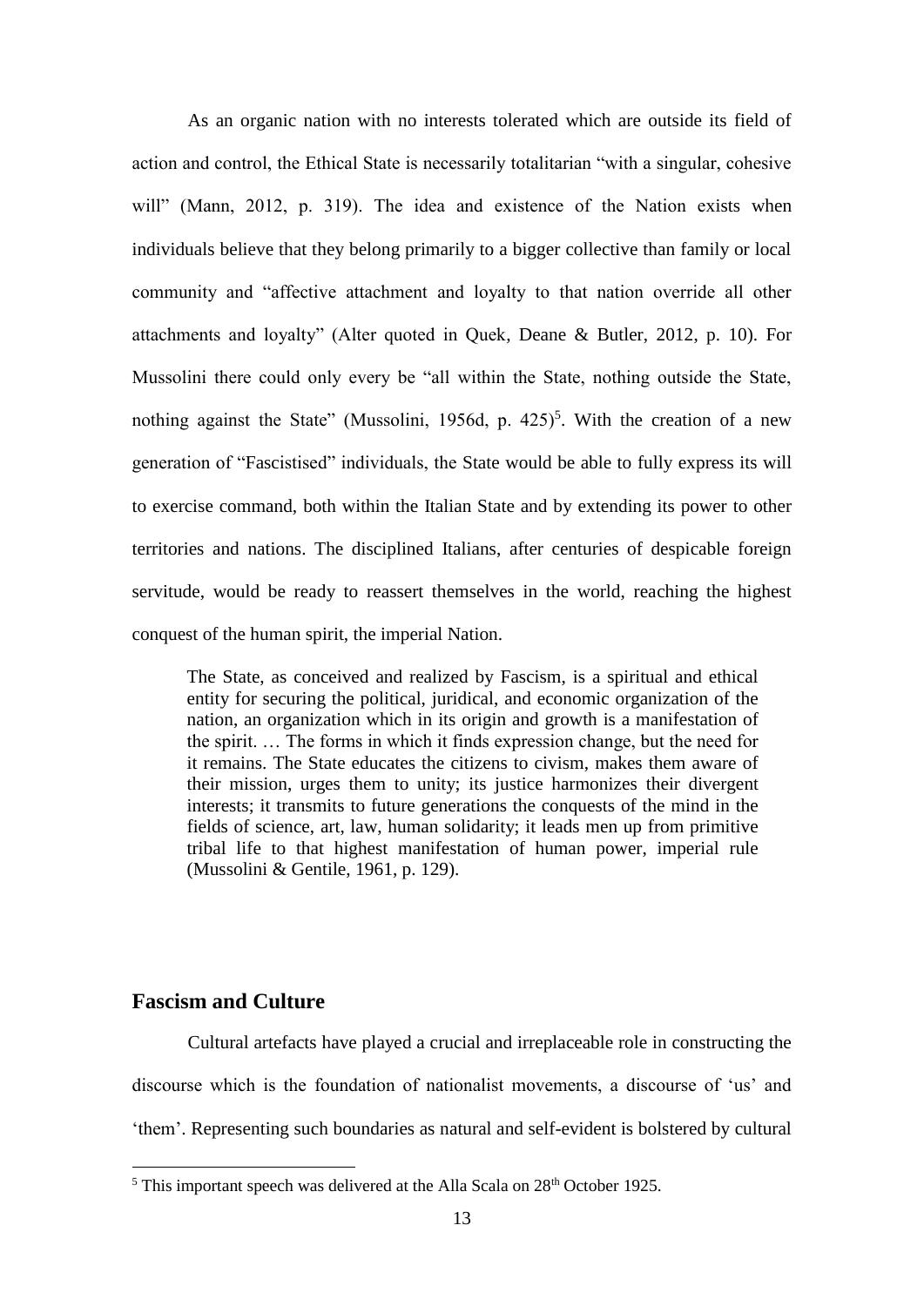As an organic nation with no interests tolerated which are outside its field of action and control, the Ethical State is necessarily totalitarian "with a singular, cohesive will" (Mann, 2012, p. 319). The idea and existence of the Nation exists when individuals believe that they belong primarily to a bigger collective than family or local community and "affective attachment and loyalty to that nation override all other attachments and loyalty" (Alter quoted in Quek, Deane & Butler, 2012, p. 10). For Mussolini there could only every be "all within the State, nothing outside the State, nothing against the State" (Mussolini, 1956d, p. 425)[5]. With the creation of a new generation of "Fascistised" individuals, the State would be able to fully express its will to exercise command, both within the Italian State and by extending its power to other territories and nations. The disciplined Italians, after centuries of despicable foreign servitude, would be ready to reassert themselves in the world, reaching the highest conquest of the human spirit, the imperial Nation.

> The State, as conceived and realized by Fascism, is a spiritual and ethical entity for securing the political, juridical, and economic organization of the nation, an organization which in its origin and growth is a manifestation of the spirit. … The forms in which it finds expression change, but the need for it remains. The State educates the citizens to civism, makes them aware of their mission, urges them to unity; its justice harmonizes their divergent interests; it transmits to future generations the conquests of the mind in the fields of science, art, law, human solidarity; it leads men up from primitive tribal life to that highest manifestation of human power, imperial rule (Mussolini & Gentile, 1961, p. 129).

## Fascism and Culture

Cultural artefacts have played a crucial and irreplaceable role in constructing the discourse which is the foundation of nationalist movements, a discourse of 'us' and 'them'. Representing such boundaries as natural and self-evident is bolstered by cultural

[5] This important speech was delivered at the Alla Scala on 28th October 1925.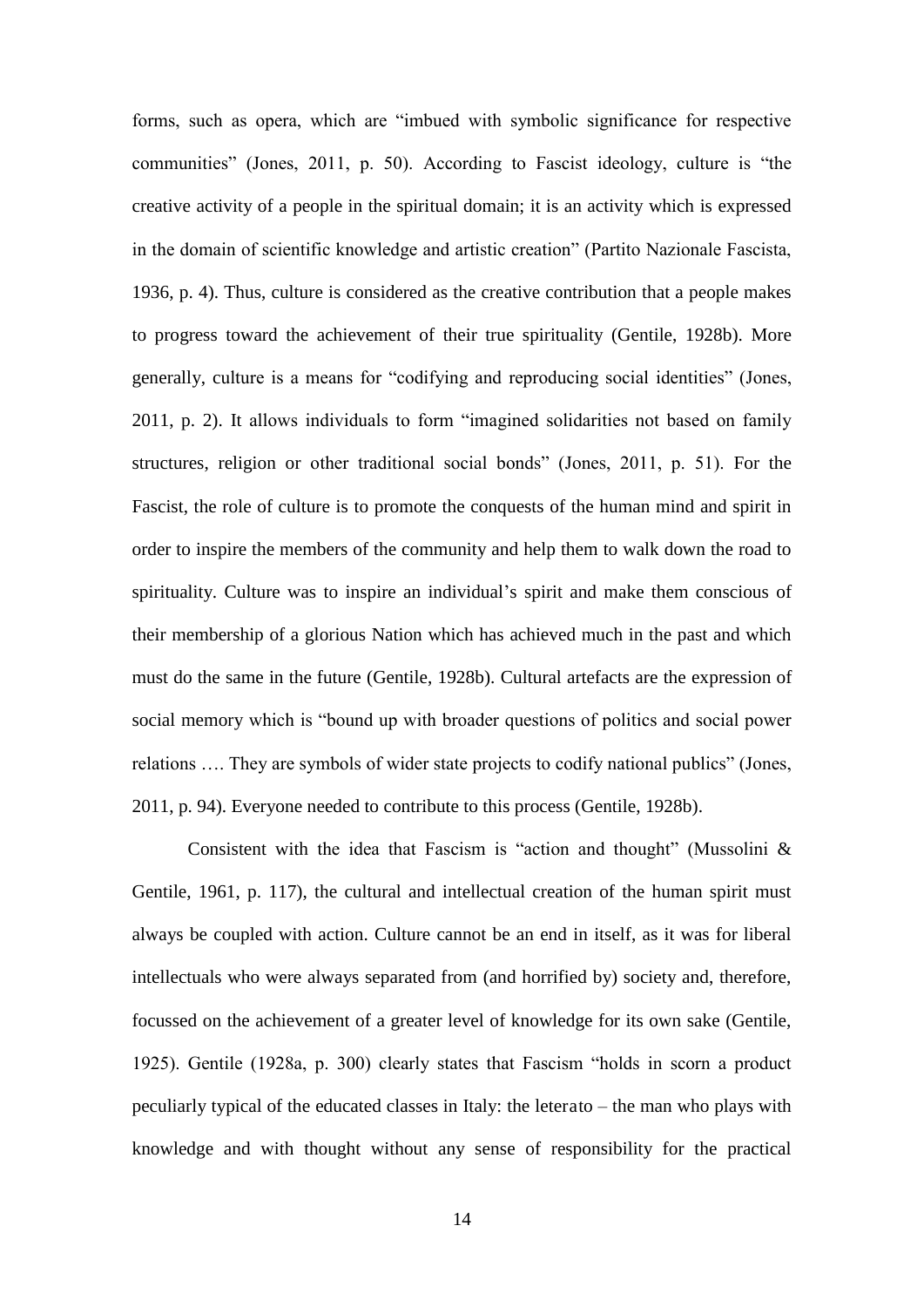forms, such as opera, which are "imbued with symbolic significance for respective communities" (Jones, 2011, p. 50). According to Fascist ideology, culture is "the creative activity of a people in the spiritual domain; it is an activity which is expressed in the domain of scientific knowledge and artistic creation" (Partito Nazionale Fascista, 1936, p. 4). Thus, culture is considered as the creative contribution that a people makes to progress toward the achievement of their true spirituality (Gentile, 1928b). More generally, culture is a means for "codifying and reproducing social identities" (Jones, 2011, p. 2). It allows individuals to form "imagined solidarities not based on family structures, religion or other traditional social bonds" (Jones, 2011, p. 51). For the Fascist, the role of culture is to promote the conquests of the human mind and spirit in order to inspire the members of the community and help them to walk down the road to spirituality. Culture was to inspire an individual's spirit and make them conscious of their membership of a glorious Nation which has achieved much in the past and which must do the same in the future (Gentile, 1928b). Cultural artefacts are the expression of social memory which is "bound up with broader questions of politics and social power relations …. They are symbols of wider state projects to codify national publics" (Jones, 2011, p. 94). Everyone needed to contribute to this process (Gentile, 1928b).

Consistent with the idea that Fascism is "action and thought" (Mussolini & Gentile, 1961, p. 117), the cultural and intellectual creation of the human spirit must always be coupled with action. Culture cannot be an end in itself, as it was for liberal intellectuals who were always separated from (and horrified by) society and, therefore, focussed on the achievement of a greater level of knowledge for its own sake (Gentile, 1925). Gentile (1928a, p. 300) clearly states that Fascism "holds in scorn a product peculiarly typical of the educated classes in Italy: the *leterato* – the man who plays with knowledge and with thought without any sense of responsibility for the practical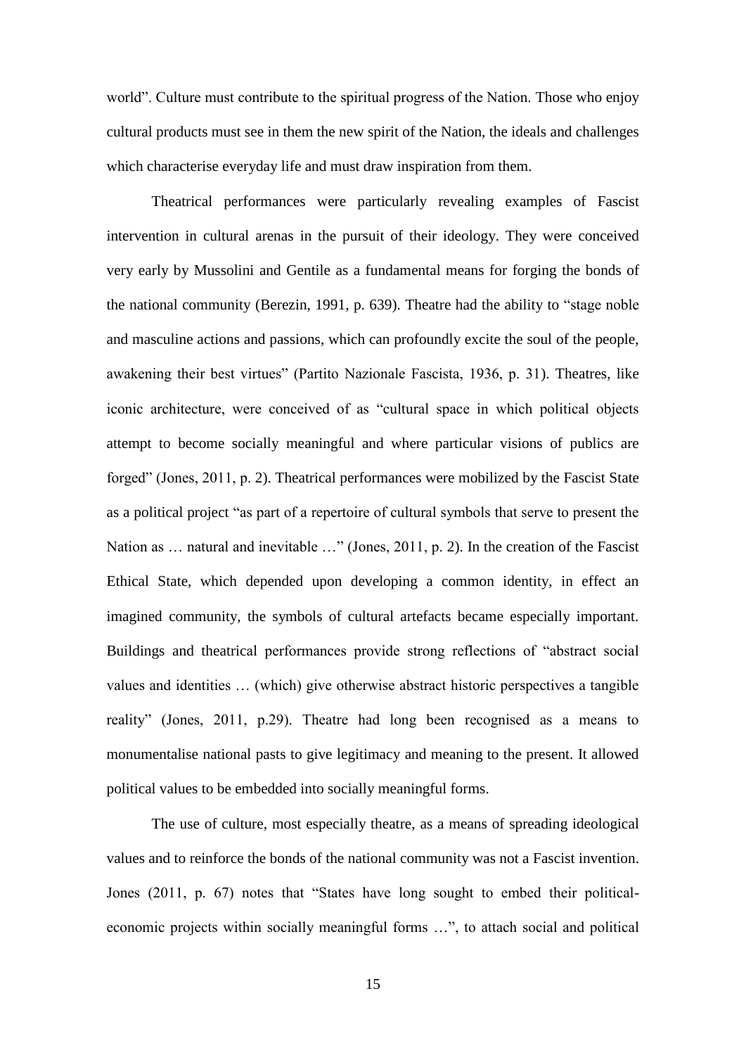world". Culture must contribute to the spiritual progress of the Nation. Those who enjoy cultural products must see in them the new spirit of the Nation, the ideals and challenges which characterise everyday life and must draw inspiration from them.

Theatrical performances were particularly revealing examples of Fascist intervention in cultural arenas in the pursuit of their ideology. They were conceived very early by Mussolini and Gentile as a fundamental means for forging the bonds of the national community (Berezin, 1991, p. 639). Theatre had the ability to "stage noble and masculine actions and passions, which can profoundly excite the soul of the people, awakening their best virtues" (Partito Nazionale Fascista, 1936, p. 31). Theatres, like iconic architecture, were conceived of as "cultural space in which political objects attempt to become socially meaningful and where particular visions of publics are forged" (Jones, 2011, p. 2). Theatrical performances were mobilized by the Fascist State as a political project "as part of a repertoire of cultural symbols that serve to present the Nation as … natural and inevitable …" (Jones, 2011, p. 2). In the creation of the Fascist Ethical State, which depended upon developing a common identity, in effect an imagined community, the symbols of cultural artefacts became especially important. Buildings and theatrical performances provide strong reflections of "abstract social values and identities … (which) give otherwise abstract historic perspectives a tangible reality" (Jones, 2011, p.29). Theatre had long been recognised as a means to monumentalise national pasts to give legitimacy and meaning to the present. It allowed political values to be embedded into socially meaningful forms.

The use of culture, most especially theatre, as a means of spreading ideological values and to reinforce the bonds of the national community was not a Fascist invention. Jones (2011, p. 67) notes that "States have long sought to embed their political-economic projects within socially meaningful forms …", to attach social and political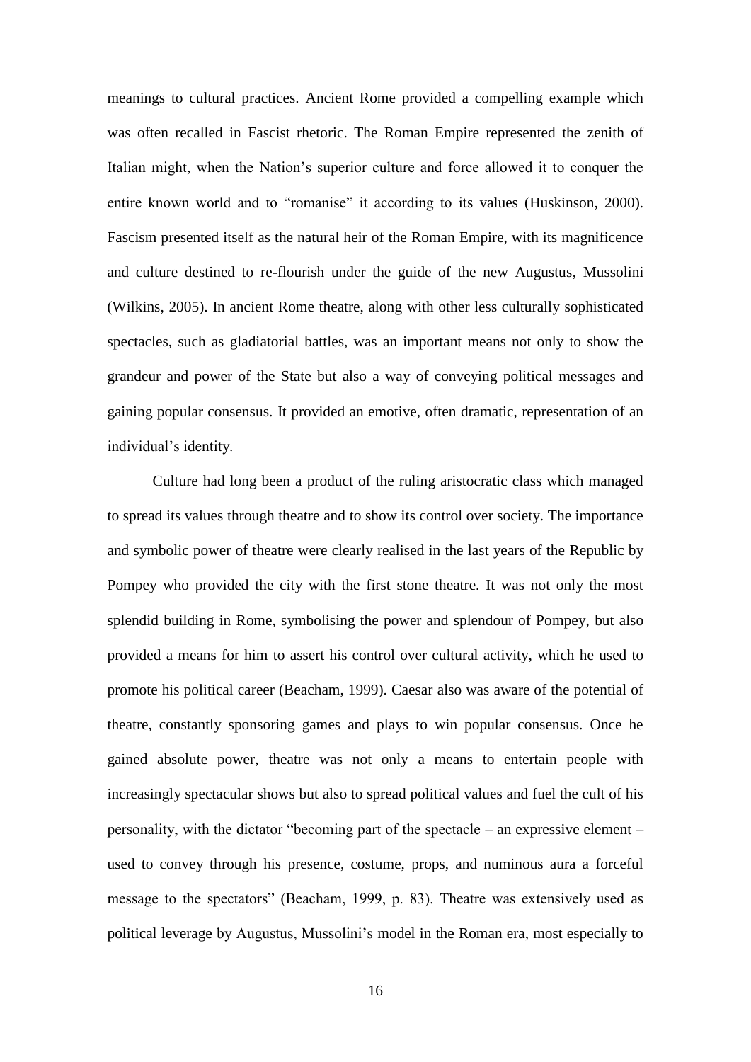meanings to cultural practices. Ancient Rome provided a compelling example which was often recalled in Fascist rhetoric. The Roman Empire represented the zenith of Italian might, when the Nation's superior culture and force allowed it to conquer the entire known world and to "romanise" it according to its values (Huskinson, 2000). Fascism presented itself as the natural heir of the Roman Empire, with its magnificence and culture destined to re-flourish under the guide of the new Augustus, Mussolini (Wilkins, 2005). In ancient Rome theatre, along with other less culturally sophisticated spectacles, such as gladiatorial battles, was an important means not only to show the grandeur and power of the State but also a way of conveying political messages and gaining popular consensus. It provided an emotive, often dramatic, representation of an individual's identity.

Culture had long been a product of the ruling aristocratic class which managed to spread its values through theatre and to show its control over society. The importance and symbolic power of theatre were clearly realised in the last years of the Republic by Pompey who provided the city with the first stone theatre. It was not only the most splendid building in Rome, symbolising the power and splendour of Pompey, but also provided a means for him to assert his control over cultural activity, which he used to promote his political career (Beacham, 1999). Caesar also was aware of the potential of theatre, constantly sponsoring games and plays to win popular consensus. Once he gained absolute power, theatre was not only a means to entertain people with increasingly spectacular shows but also to spread political values and fuel the cult of his personality, with the dictator "becoming part of the spectacle – an expressive element – used to convey through his presence, costume, props, and numinous aura a forceful message to the spectators" (Beacham, 1999, p. 83). Theatre was extensively used as political leverage by Augustus, Mussolini's model in the Roman era, most especially to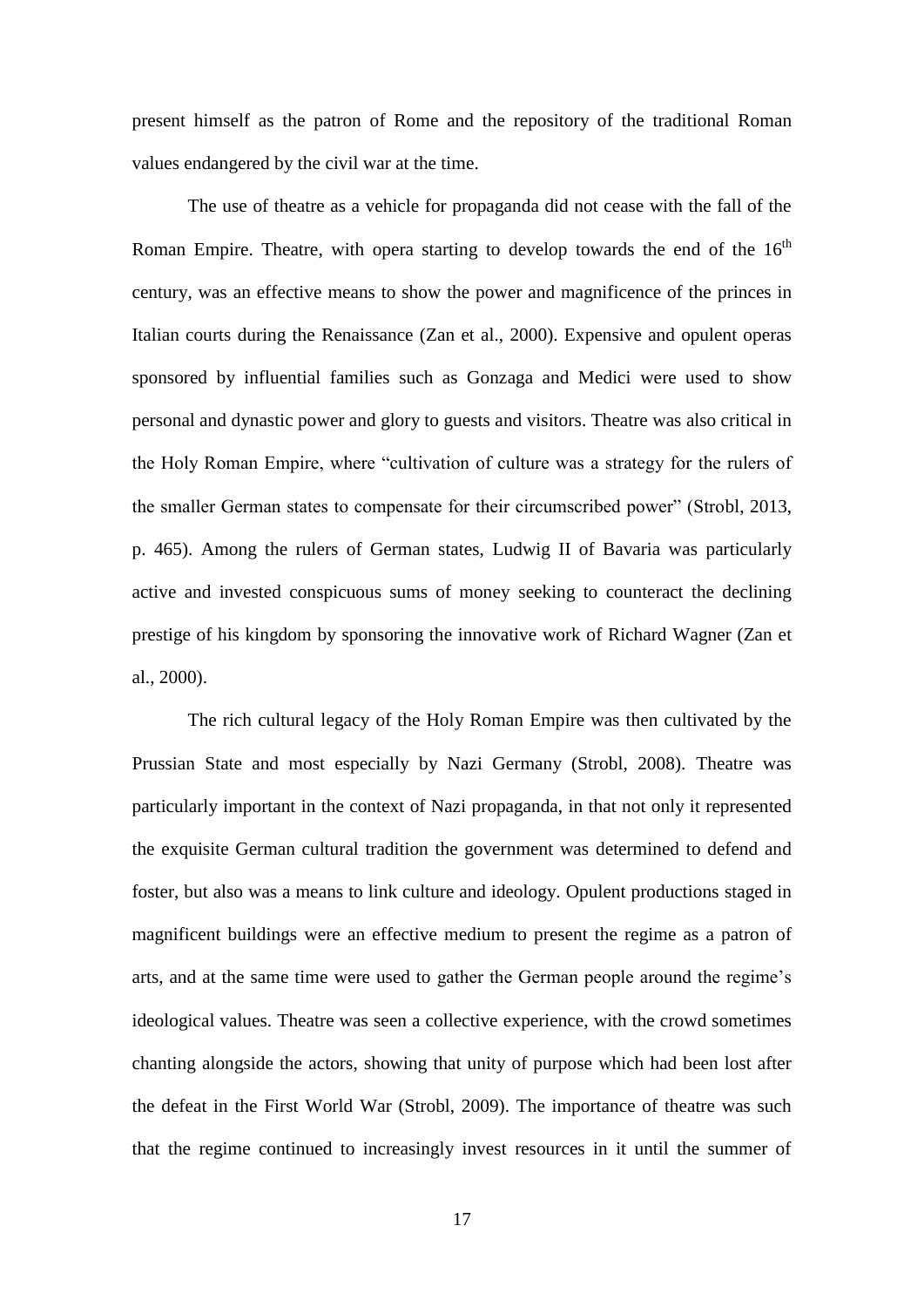present himself as the patron of Rome and the repository of the traditional Roman values endangered by the civil war at the time.

The use of theatre as a vehicle for propaganda did not cease with the fall of the Roman Empire. Theatre, with opera starting to develop towards the end of the 16th century, was an effective means to show the power and magnificence of the princes in Italian courts during the Renaissance (Zan et al., 2000). Expensive and opulent operas sponsored by influential families such as Gonzaga and Medici were used to show personal and dynastic power and glory to guests and visitors. Theatre was also critical in the Holy Roman Empire, where "cultivation of culture was a strategy for the rulers of the smaller German states to compensate for their circumscribed power" (Strobl, 2013, p. 465). Among the rulers of German states, Ludwig II of Bavaria was particularly active and invested conspicuous sums of money seeking to counteract the declining prestige of his kingdom by sponsoring the innovative work of Richard Wagner (Zan et al., 2000).

The rich cultural legacy of the Holy Roman Empire was then cultivated by the Prussian State and most especially by Nazi Germany (Strobl, 2008). Theatre was particularly important in the context of Nazi propaganda, in that not only it represented the exquisite German cultural tradition the government was determined to defend and foster, but also was a means to link culture and ideology. Opulent productions staged in magnificent buildings were an effective medium to present the regime as a patron of arts, and at the same time were used to gather the German people around the regime's ideological values. Theatre was seen a collective experience, with the crowd sometimes chanting alongside the actors, showing that unity of purpose which had been lost after the defeat in the First World War (Strobl, 2009). The importance of theatre was such that the regime continued to increasingly invest resources in it until the summer of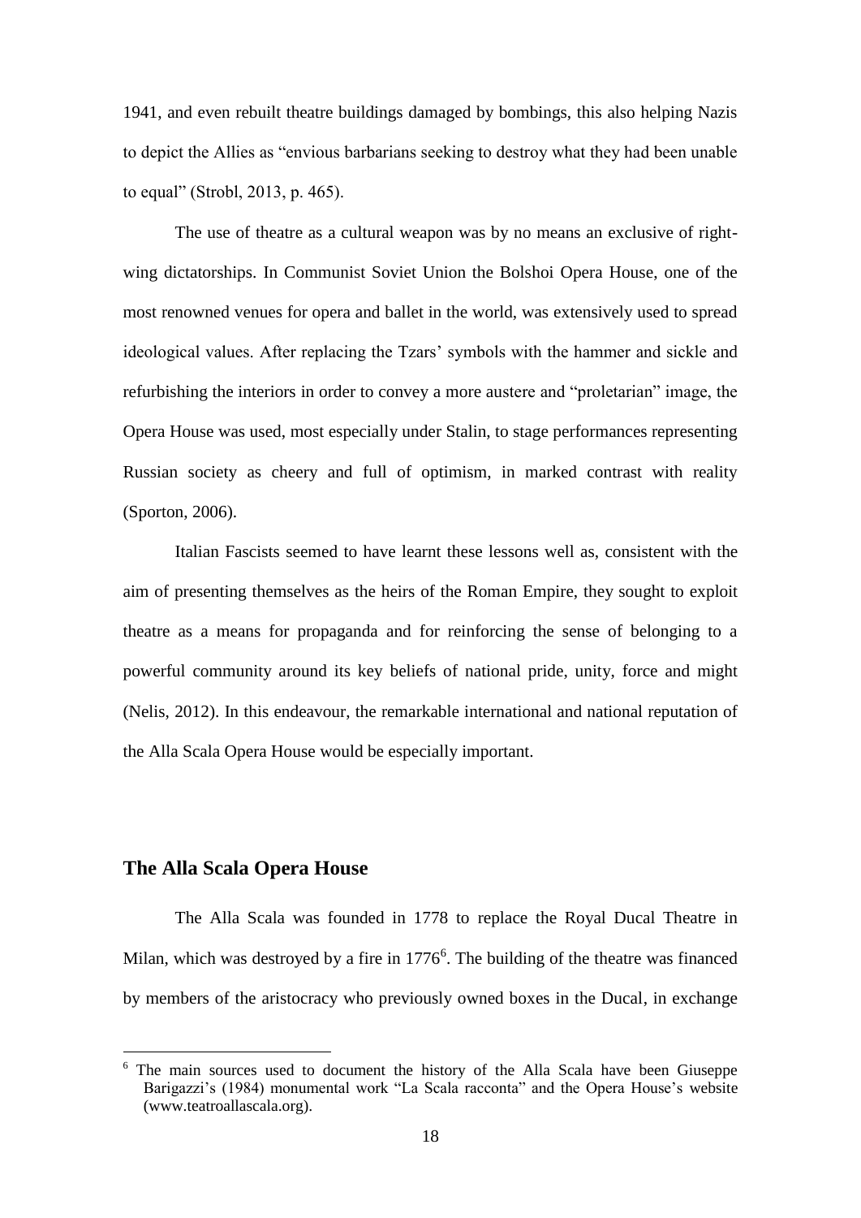1941, and even rebuilt theatre buildings damaged by bombings, this also helping Nazis to depict the Allies as "envious barbarians seeking to destroy what they had been unable to equal" (Strobl, 2013, p. 465).

The use of theatre as a cultural weapon was by no means an exclusive of right-wing dictatorships. In Communist Soviet Union the Bolshoi Opera House, one of the most renowned venues for opera and ballet in the world, was extensively used to spread ideological values. After replacing the Tzars' symbols with the hammer and sickle and refurbishing the interiors in order to convey a more austere and "proletarian" image, the Opera House was used, most especially under Stalin, to stage performances representing Russian society as cheery and full of optimism, in marked contrast with reality (Sporton, 2006).

Italian Fascists seemed to have learnt these lessons well as, consistent with the aim of presenting themselves as the heirs of the Roman Empire, they sought to exploit theatre as a means for propaganda and for reinforcing the sense of belonging to a powerful community around its key beliefs of national pride, unity, force and might (Nelis, 2012). In this endeavour, the remarkable international and national reputation of the Alla Scala Opera House would be especially important.

## The Alla Scala Opera House

The Alla Scala was founded in 1778 to replace the Royal Ducal Theatre in Milan, which was destroyed by a fire in 1776[6]. The building of the theatre was financed by members of the aristocracy who previously owned boxes in the Ducal, in exchange

[6] The main sources used to document the history of the Alla Scala have been Giuseppe Barigazzi's (1984) monumental work "La Scala racconta" and the Opera House's website (www.teatroallascala.org).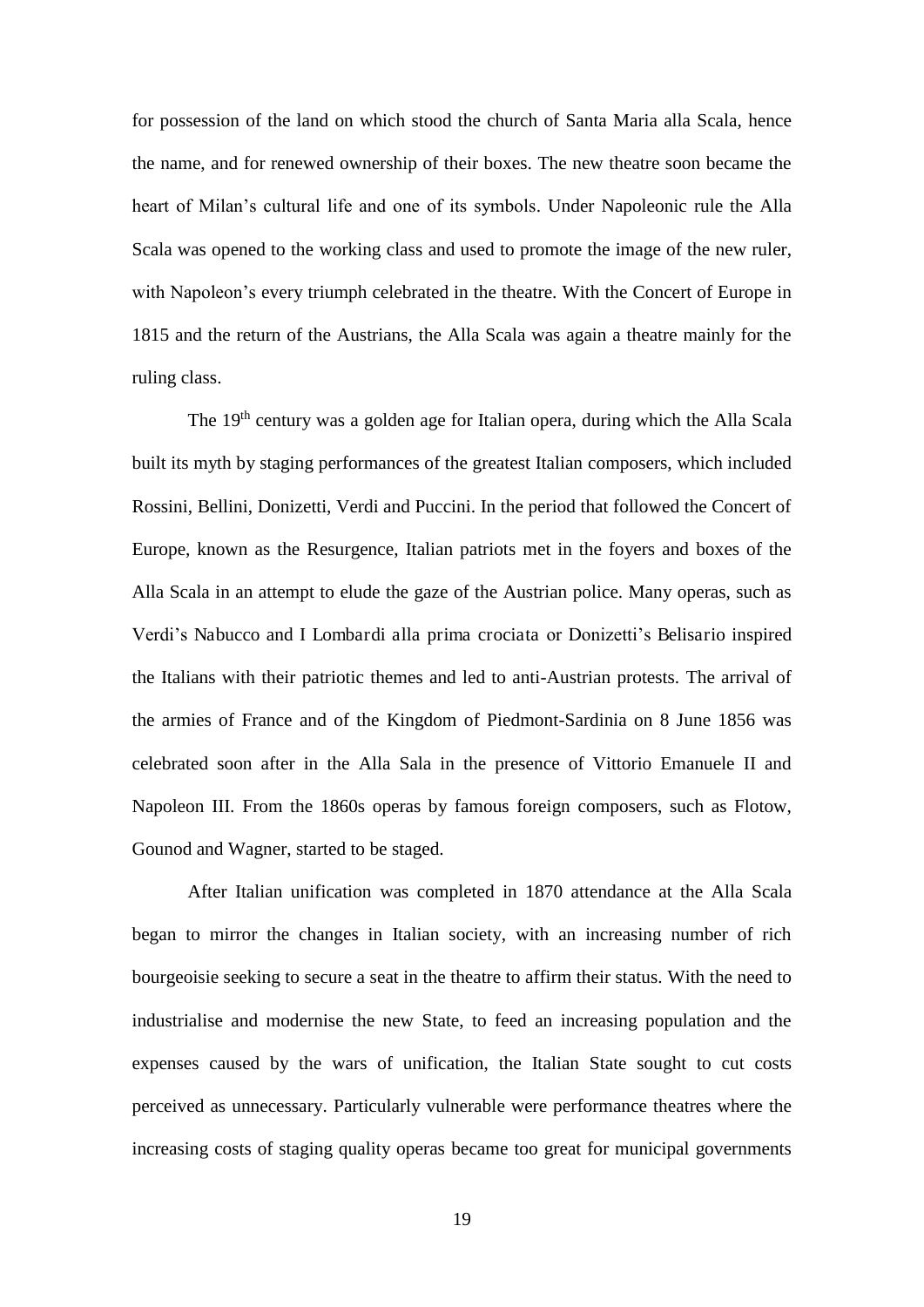for possession of the land on which stood the church of Santa Maria alla Scala, hence the name, and for renewed ownership of their boxes. The new theatre soon became the heart of Milan's cultural life and one of its symbols. Under Napoleonic rule the Alla Scala was opened to the working class and used to promote the image of the new ruler, with Napoleon's every triumph celebrated in the theatre. With the Concert of Europe in 1815 and the return of the Austrians, the Alla Scala was again a theatre mainly for the ruling class.

The 19th century was a golden age for Italian opera, during which the Alla Scala built its myth by staging performances of the greatest Italian composers, which included Rossini, Bellini, Donizetti, Verdi and Puccini. In the period that followed the Concert of Europe, known as the Resurgence, Italian patriots met in the foyers and boxes of the Alla Scala in an attempt to elude the gaze of the Austrian police. Many operas, such as Verdi's Nabucco and I Lombardi alla prima crociata or Donizetti's Belisario inspired the Italians with their patriotic themes and led to anti-Austrian protests. The arrival of the armies of France and of the Kingdom of Piedmont-Sardinia on 8 June 1856 was celebrated soon after in the Alla Sala in the presence of Vittorio Emanuele II and Napoleon III. From the 1860s operas by famous foreign composers, such as Flotow, Gounod and Wagner, started to be staged.

After Italian unification was completed in 1870 attendance at the Alla Scala began to mirror the changes in Italian society, with an increasing number of rich bourgeoisie seeking to secure a seat in the theatre to affirm their status. With the need to industrialise and modernise the new State, to feed an increasing population and the expenses caused by the wars of unification, the Italian State sought to cut costs perceived as unnecessary. Particularly vulnerable were performance theatres where the increasing costs of staging quality operas became too great for municipal governments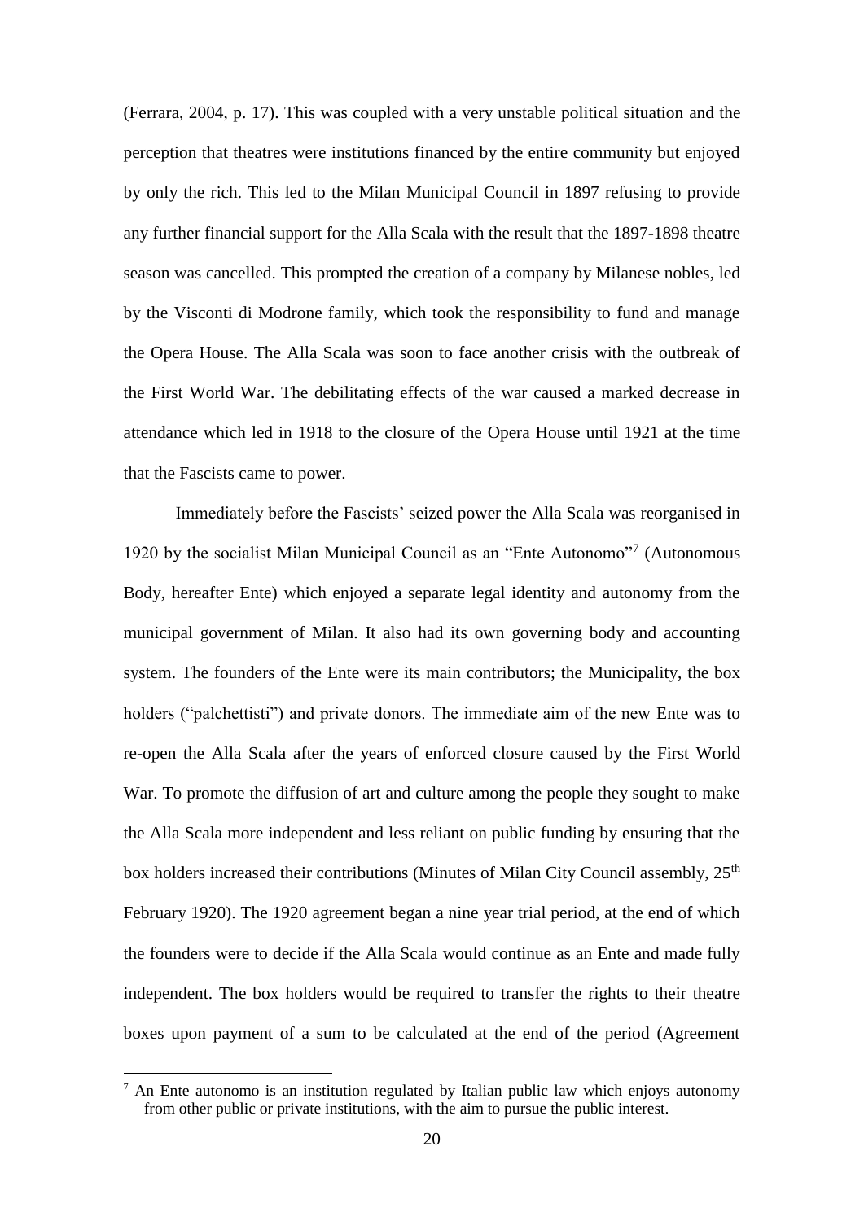(Ferrara, 2004, p. 17). This was coupled with a very unstable political situation and the perception that theatres were institutions financed by the entire community but enjoyed by only the rich. This led to the Milan Municipal Council in 1897 refusing to provide any further financial support for the Alla Scala with the result that the 1897-1898 theatre season was cancelled. This prompted the creation of a company by Milanese nobles, led by the Visconti di Modrone family, which took the responsibility to fund and manage the Opera House. The Alla Scala was soon to face another crisis with the outbreak of the First World War. The debilitating effects of the war caused a marked decrease in attendance which led in 1918 to the closure of the Opera House until 1921 at the time that the Fascists came to power.

Immediately before the Fascists' seized power the Alla Scala was reorganised in 1920 by the socialist Milan Municipal Council as an "Ente Autonomo"[7] (Autonomous Body, hereafter Ente) which enjoyed a separate legal identity and autonomy from the municipal government of Milan. It also had its own governing body and accounting system. The founders of the Ente were its main contributors; the Municipality, the box holders ("palchettisti") and private donors. The immediate aim of the new Ente was to re-open the Alla Scala after the years of enforced closure caused by the First World War. To promote the diffusion of art and culture among the people they sought to make the Alla Scala more independent and less reliant on public funding by ensuring that the box holders increased their contributions (Minutes of Milan City Council assembly, 25th February 1920). The 1920 agreement began a nine year trial period, at the end of which the founders were to decide if the Alla Scala would continue as an Ente and made fully independent. The box holders would be required to transfer the rights to their theatre boxes upon payment of a sum to be calculated at the end of the period (Agreement

[7] An Ente autonomo is an institution regulated by Italian public law which enjoys autonomy from other public or private institutions, with the aim to pursue the public interest.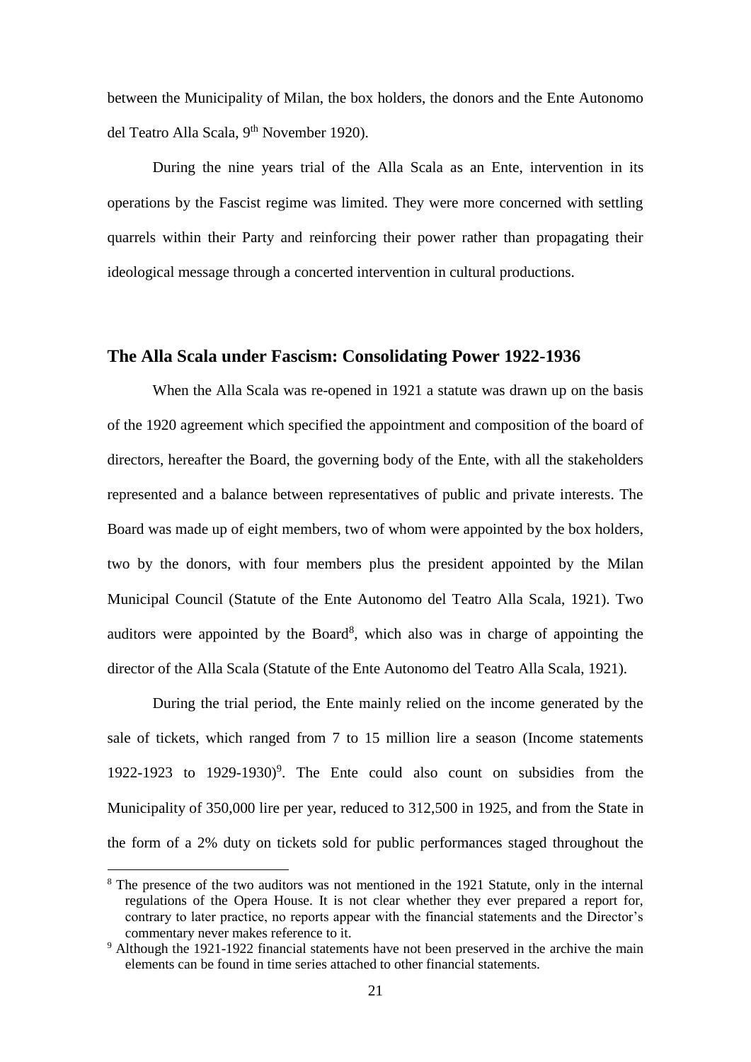between the Municipality of Milan, the box holders, the donors and the Ente Autonomo del Teatro Alla Scala, 9th November 1920).

During the nine years trial of the Alla Scala as an Ente, intervention in its operations by the Fascist regime was limited. They were more concerned with settling quarrels within their Party and reinforcing their power rather than propagating their ideological message through a concerted intervention in cultural productions.

## The Alla Scala under Fascism: Consolidating Power 1922-1936

When the Alla Scala was re-opened in 1921 a statute was drawn up on the basis of the 1920 agreement which specified the appointment and composition of the board of directors, hereafter the Board, the governing body of the Ente, with all the stakeholders represented and a balance between representatives of public and private interests. The Board was made up of eight members, two of whom were appointed by the box holders, two by the donors, with four members plus the president appointed by the Milan Municipal Council (Statute of the Ente Autonomo del Teatro Alla Scala, 1921). Two auditors were appointed by the Board[8], which also was in charge of appointing the director of the Alla Scala (Statute of the Ente Autonomo del Teatro Alla Scala, 1921).

During the trial period, the Ente mainly relied on the income generated by the sale of tickets, which ranged from 7 to 15 million lire a season (Income statements 1922-1923 to 1929-1930)[9]. The Ente could also count on subsidies from the Municipality of 350,000 lire per year, reduced to 312,500 in 1925, and from the State in the form of a 2% duty on tickets sold for public performances staged throughout the

[8] The presence of the two auditors was not mentioned in the 1921 Statute, only in the internal regulations of the Opera House. It is not clear whether they ever prepared a report for, contrary to later practice, no reports appear with the financial statements and the Director's commentary never makes reference to it.

[9] Although the 1921-1922 financial statements have not been preserved in the archive the main elements can be found in time series attached to other financial statements.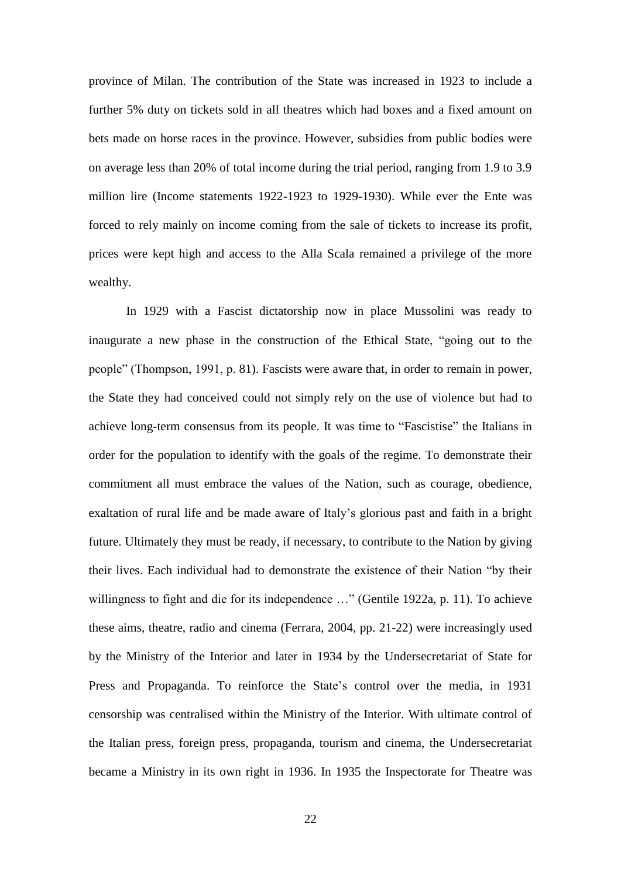province of Milan. The contribution of the State was increased in 1923 to include a further 5% duty on tickets sold in all theatres which had boxes and a fixed amount on bets made on horse races in the province. However, subsidies from public bodies were on average less than 20% of total income during the trial period, ranging from 1.9 to 3.9 million lire (Income statements 1922-1923 to 1929-1930). While ever the Ente was forced to rely mainly on income coming from the sale of tickets to increase its profit, prices were kept high and access to the Alla Scala remained a privilege of the more wealthy.

In 1929 with a Fascist dictatorship now in place Mussolini was ready to inaugurate a new phase in the construction of the Ethical State, "going out to the people" (Thompson, 1991, p. 81). Fascists were aware that, in order to remain in power, the State they had conceived could not simply rely on the use of violence but had to achieve long-term consensus from its people. It was time to "Fascistise" the Italians in order for the population to identify with the goals of the regime. To demonstrate their commitment all must embrace the values of the Nation, such as courage, obedience, exaltation of rural life and be made aware of Italy's glorious past and faith in a bright future. Ultimately they must be ready, if necessary, to contribute to the Nation by giving their lives. Each individual had to demonstrate the existence of their Nation "by their willingness to fight and die for its independence …" (Gentile 1922a, p. 11). To achieve these aims, theatre, radio and cinema (Ferrara, 2004, pp. 21-22) were increasingly used by the Ministry of the Interior and later in 1934 by the Undersecretariat of State for Press and Propaganda. To reinforce the State's control over the media, in 1931 censorship was centralised within the Ministry of the Interior. With ultimate control of the Italian press, foreign press, propaganda, tourism and cinema, the Undersecretariat became a Ministry in its own right in 1936. In 1935 the Inspectorate for Theatre was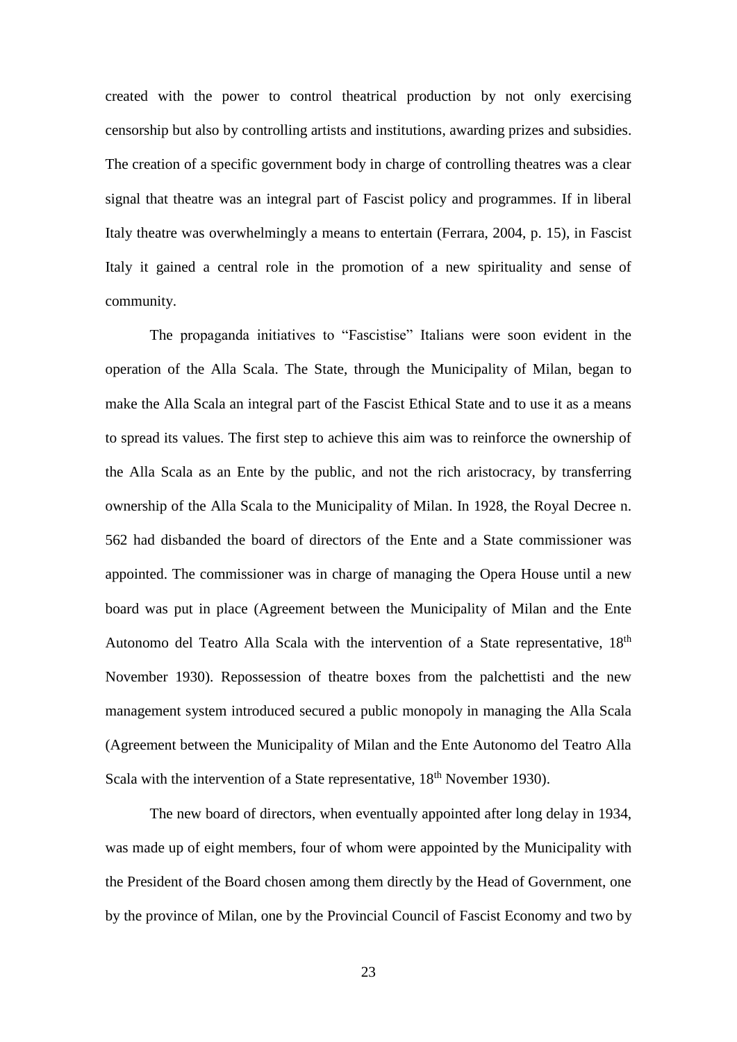created with the power to control theatrical production by not only exercising censorship but also by controlling artists and institutions, awarding prizes and subsidies. The creation of a specific government body in charge of controlling theatres was a clear signal that theatre was an integral part of Fascist policy and programmes. If in liberal Italy theatre was overwhelmingly a means to entertain (Ferrara, 2004, p. 15), in Fascist Italy it gained a central role in the promotion of a new spirituality and sense of community.

The propaganda initiatives to "Fascistise" Italians were soon evident in the operation of the Alla Scala. The State, through the Municipality of Milan, began to make the Alla Scala an integral part of the Fascist Ethical State and to use it as a means to spread its values. The first step to achieve this aim was to reinforce the ownership of the Alla Scala as an Ente by the public, and not the rich aristocracy, by transferring ownership of the Alla Scala to the Municipality of Milan. In 1928, the Royal Decree n. 562 had disbanded the board of directors of the Ente and a State commissioner was appointed. The commissioner was in charge of managing the Opera House until a new board was put in place (Agreement between the Municipality of Milan and the Ente Autonomo del Teatro Alla Scala with the intervention of a State representative, 18th November 1930). Repossession of theatre boxes from the palchettisti and the new management system introduced secured a public monopoly in managing the Alla Scala (Agreement between the Municipality of Milan and the Ente Autonomo del Teatro Alla Scala with the intervention of a State representative, 18th November 1930).

The new board of directors, when eventually appointed after long delay in 1934, was made up of eight members, four of whom were appointed by the Municipality with the President of the Board chosen among them directly by the Head of Government, one by the province of Milan, one by the Provincial Council of Fascist Economy and two by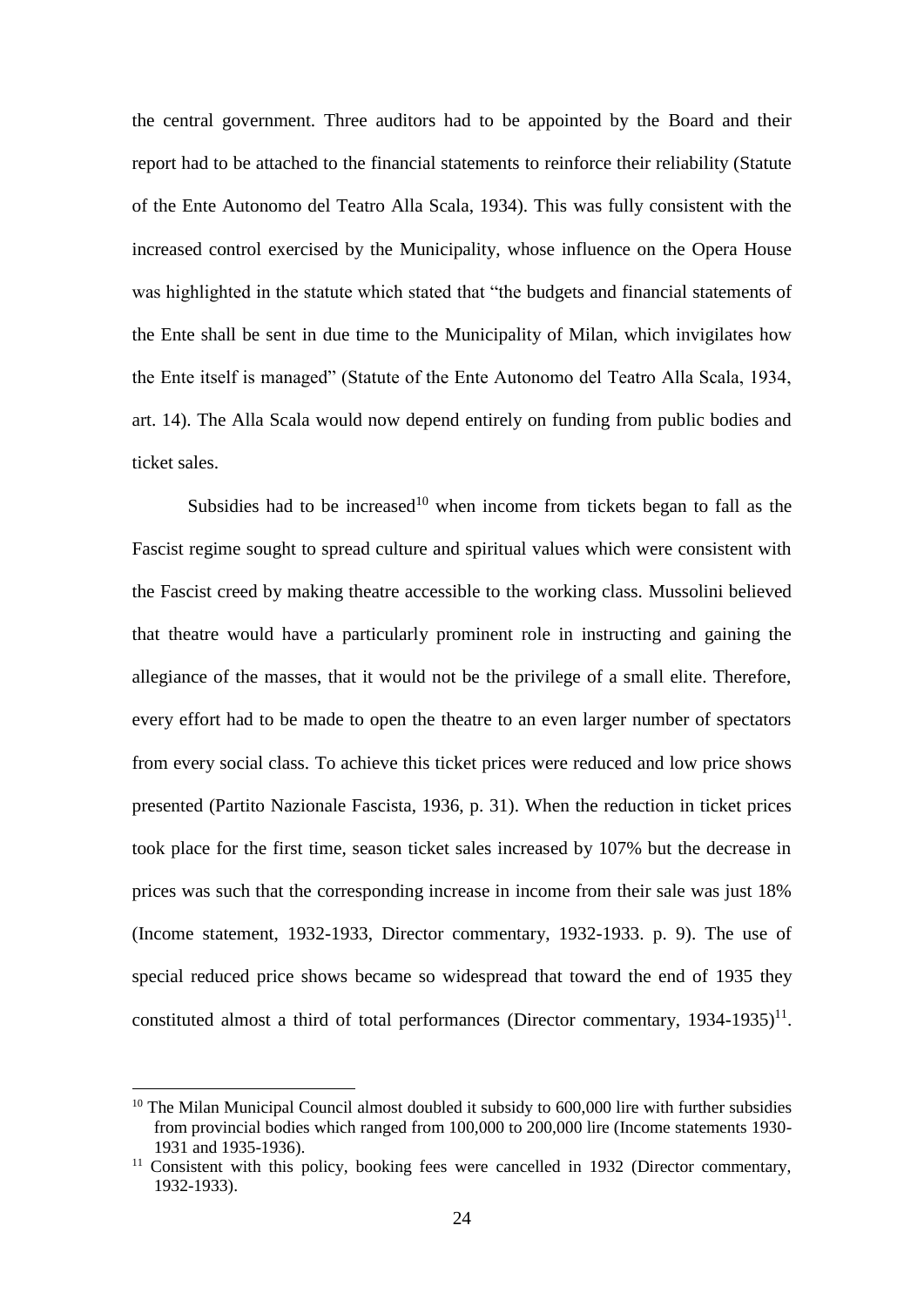the central government. Three auditors had to be appointed by the Board and their report had to be attached to the financial statements to reinforce their reliability (Statute of the Ente Autonomo del Teatro Alla Scala, 1934). This was fully consistent with the increased control exercised by the Municipality, whose influence on the Opera House was highlighted in the statute which stated that "the budgets and financial statements of the Ente shall be sent in due time to the Municipality of Milan, which invigilates how the Ente itself is managed" (Statute of the Ente Autonomo del Teatro Alla Scala, 1934, art. 14). The Alla Scala would now depend entirely on funding from public bodies and ticket sales.

Subsidies had to be increased[10] when income from tickets began to fall as the Fascist regime sought to spread culture and spiritual values which were consistent with the Fascist creed by making theatre accessible to the working class. Mussolini believed that theatre would have a particularly prominent role in instructing and gaining the allegiance of the masses, that it would not be the privilege of a small elite. Therefore, every effort had to be made to open the theatre to an even larger number of spectators from every social class. To achieve this ticket prices were reduced and low price shows presented (Partito Nazionale Fascista, 1936, p. 31). When the reduction in ticket prices took place for the first time, season ticket sales increased by 107% but the decrease in prices was such that the corresponding increase in income from their sale was just 18% (Income statement, 1932-1933, Director commentary, 1932-1933. p. 9). The use of special reduced price shows became so widespread that toward the end of 1935 they constituted almost a third of total performances (Director commentary, 1934-1935)[11].

[10] The Milan Municipal Council almost doubled it subsidy to 600,000 lire with further subsidies from provincial bodies which ranged from 100,000 to 200,000 lire (Income statements 1930-1931 and 1935-1936).

[11] Consistent with this policy, booking fees were cancelled in 1932 (Director commentary, 1932-1933).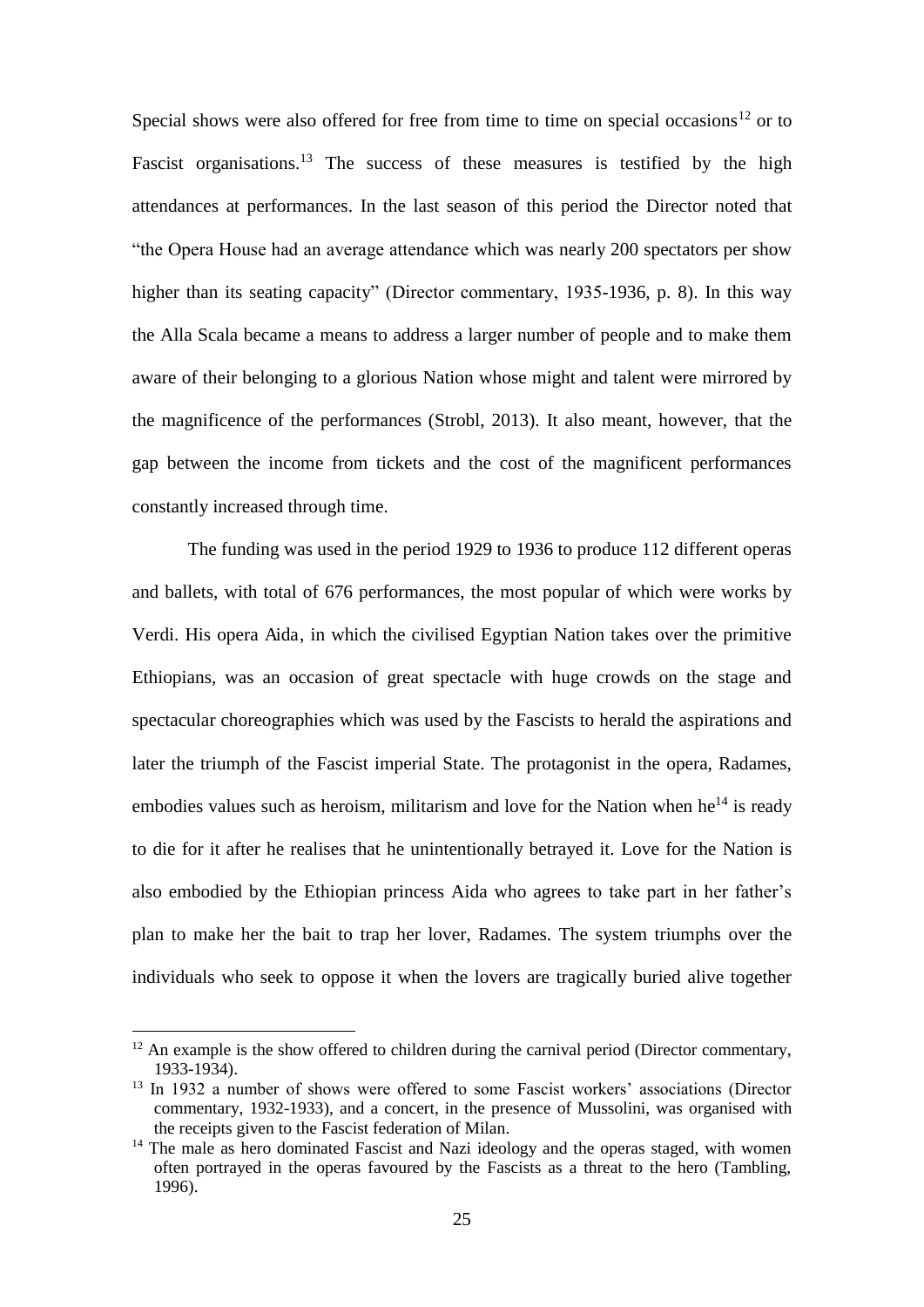Special shows were also offered for free from time to time on special occasions[12] or to Fascist organisations.[13] The success of these measures is testified by the high attendances at performances. In the last season of this period the Director noted that "the Opera House had an average attendance which was nearly 200 spectators per show higher than its seating capacity" (Director commentary, 1935-1936, p. 8). In this way the Alla Scala became a means to address a larger number of people and to make them aware of their belonging to a glorious Nation whose might and talent were mirrored by the magnificence of the performances (Strobl, 2013). It also meant, however, that the gap between the income from tickets and the cost of the magnificent performances constantly increased through time.

The funding was used in the period 1929 to 1936 to produce 112 different operas and ballets, with total of 676 performances, the most popular of which were works by Verdi. His opera Aida, in which the civilised Egyptian Nation takes over the primitive Ethiopians, was an occasion of great spectacle with huge crowds on the stage and spectacular choreographies which was used by the Fascists to herald the aspirations and later the triumph of the Fascist imperial State. The protagonist in the opera, Radames, embodies values such as heroism, militarism and love for the Nation when he[14] is ready to die for it after he realises that he unintentionally betrayed it. Love for the Nation is also embodied by the Ethiopian princess Aida who agrees to take part in her father's plan to make her the bait to trap her lover, Radames. The system triumphs over the individuals who seek to oppose it when the lovers are tragically buried alive together

[12] An example is the show offered to children during the carnival period (Director commentary, 1933-1934).

[13] In 1932 a number of shows were offered to some Fascist workers' associations (Director commentary, 1932-1933), and a concert, in the presence of Mussolini, was organised with the receipts given to the Fascist federation of Milan.

[14] The male as hero dominated Fascist and Nazi ideology and the operas staged, with women often portrayed in the operas favoured by the Fascists as a threat to the hero (Tambling, 1996).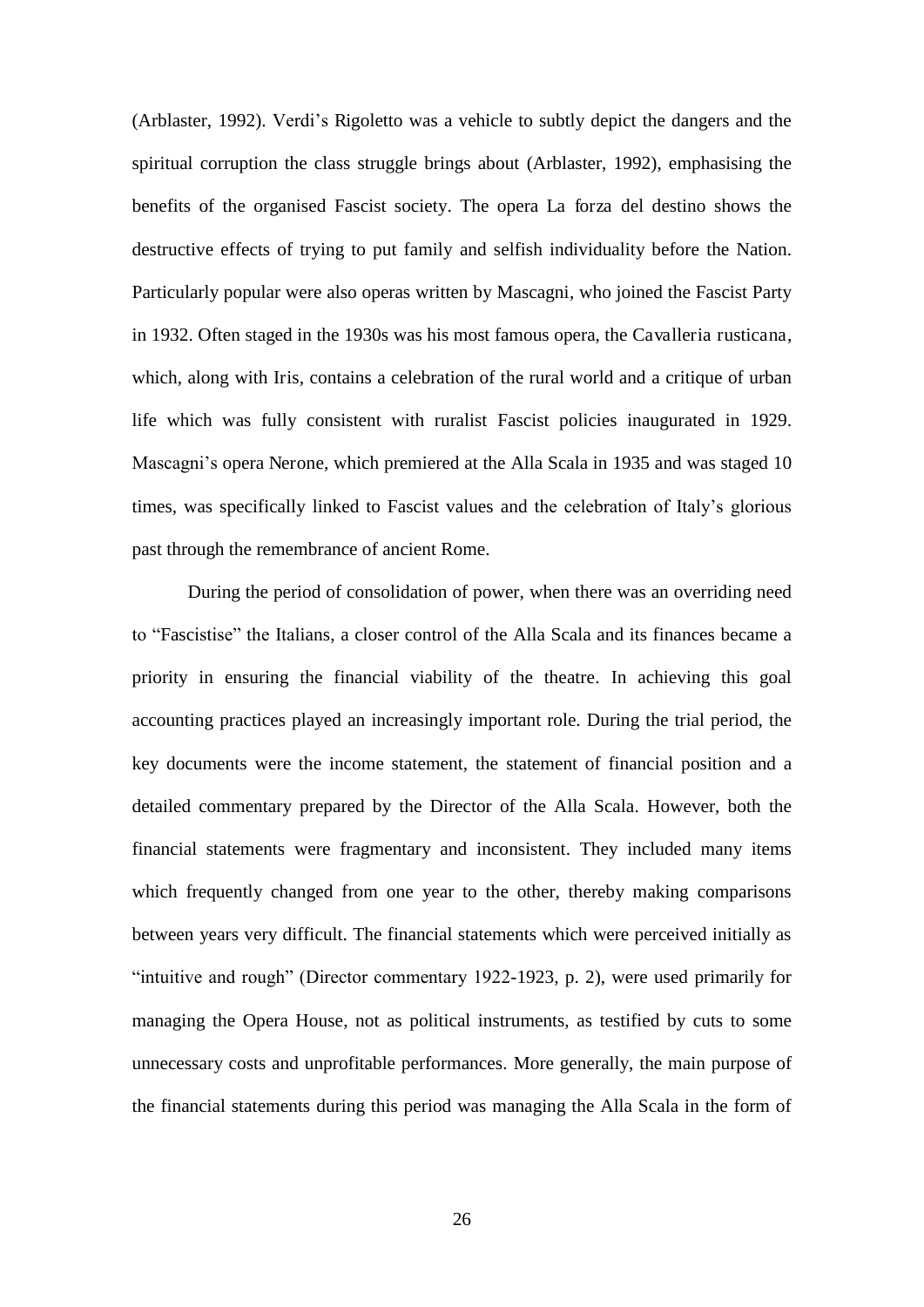(Arblaster, 1992). Verdi's Rigoletto was a vehicle to subtly depict the dangers and the spiritual corruption the class struggle brings about (Arblaster, 1992), emphasising the benefits of the organised Fascist society. The opera La forza del destino shows the destructive effects of trying to put family and selfish individuality before the Nation. Particularly popular were also operas written by Mascagni, who joined the Fascist Party in 1932. Often staged in the 1930s was his most famous opera, the Cavalleria rusticana, which, along with Iris, contains a celebration of the rural world and a critique of urban life which was fully consistent with ruralist Fascist policies inaugurated in 1929. Mascagni's opera Nerone, which premiered at the Alla Scala in 1935 and was staged 10 times, was specifically linked to Fascist values and the celebration of Italy's glorious past through the remembrance of ancient Rome.

During the period of consolidation of power, when there was an overriding need to "Fascistise" the Italians, a closer control of the Alla Scala and its finances became a priority in ensuring the financial viability of the theatre. In achieving this goal accounting practices played an increasingly important role. During the trial period, the key documents were the income statement, the statement of financial position and a detailed commentary prepared by the Director of the Alla Scala. However, both the financial statements were fragmentary and inconsistent. They included many items which frequently changed from one year to the other, thereby making comparisons between years very difficult. The financial statements which were perceived initially as "intuitive and rough" (Director commentary 1922-1923, p. 2), were used primarily for managing the Opera House, not as political instruments, as testified by cuts to some unnecessary costs and unprofitable performances. More generally, the main purpose of the financial statements during this period was managing the Alla Scala in the form of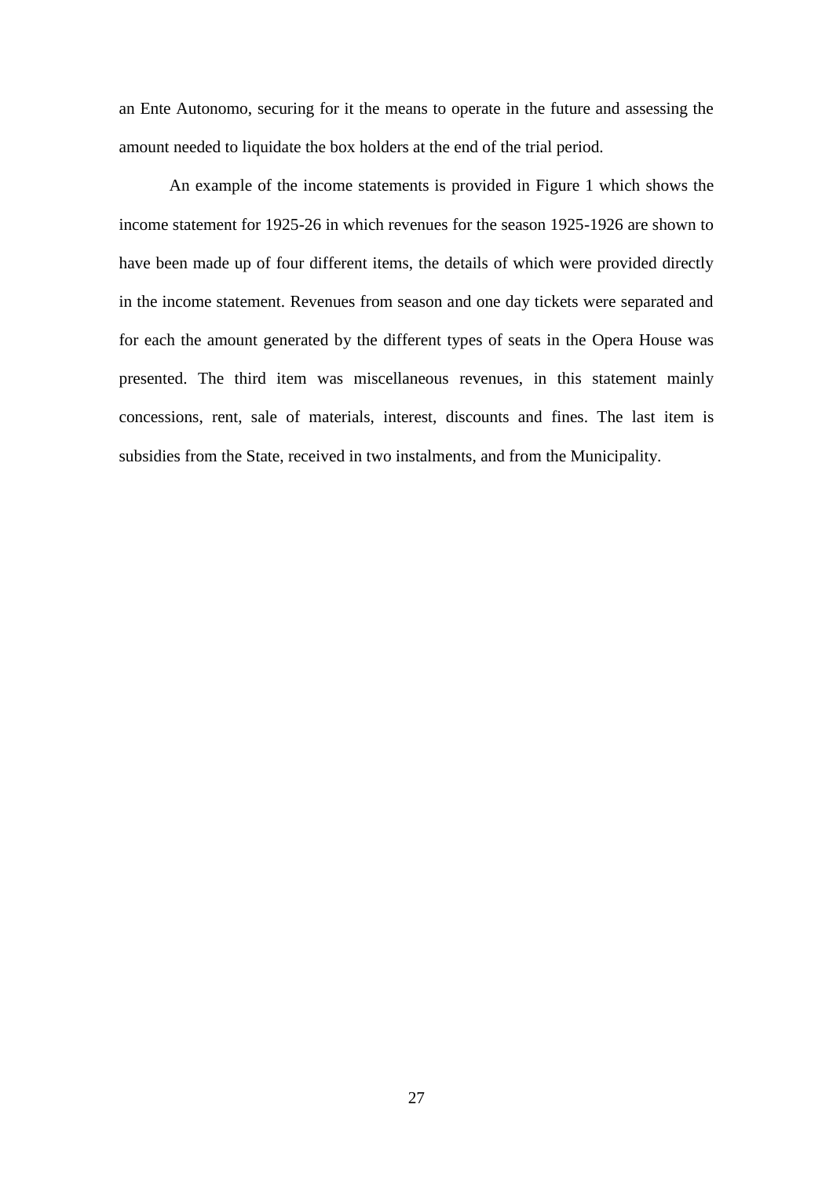an Ente Autonomo, securing for it the means to operate in the future and assessing the amount needed to liquidate the box holders at the end of the trial period.

An example of the income statements is provided in Figure 1 which shows the income statement for 1925-26 in which revenues for the season 1925-1926 are shown to have been made up of four different items, the details of which were provided directly in the income statement. Revenues from season and one day tickets were separated and for each the amount generated by the different types of seats in the Opera House was presented. The third item was miscellaneous revenues, in this statement mainly concessions, rent, sale of materials, interest, discounts and fines. The last item is subsidies from the State, received in two instalments, and from the Municipality.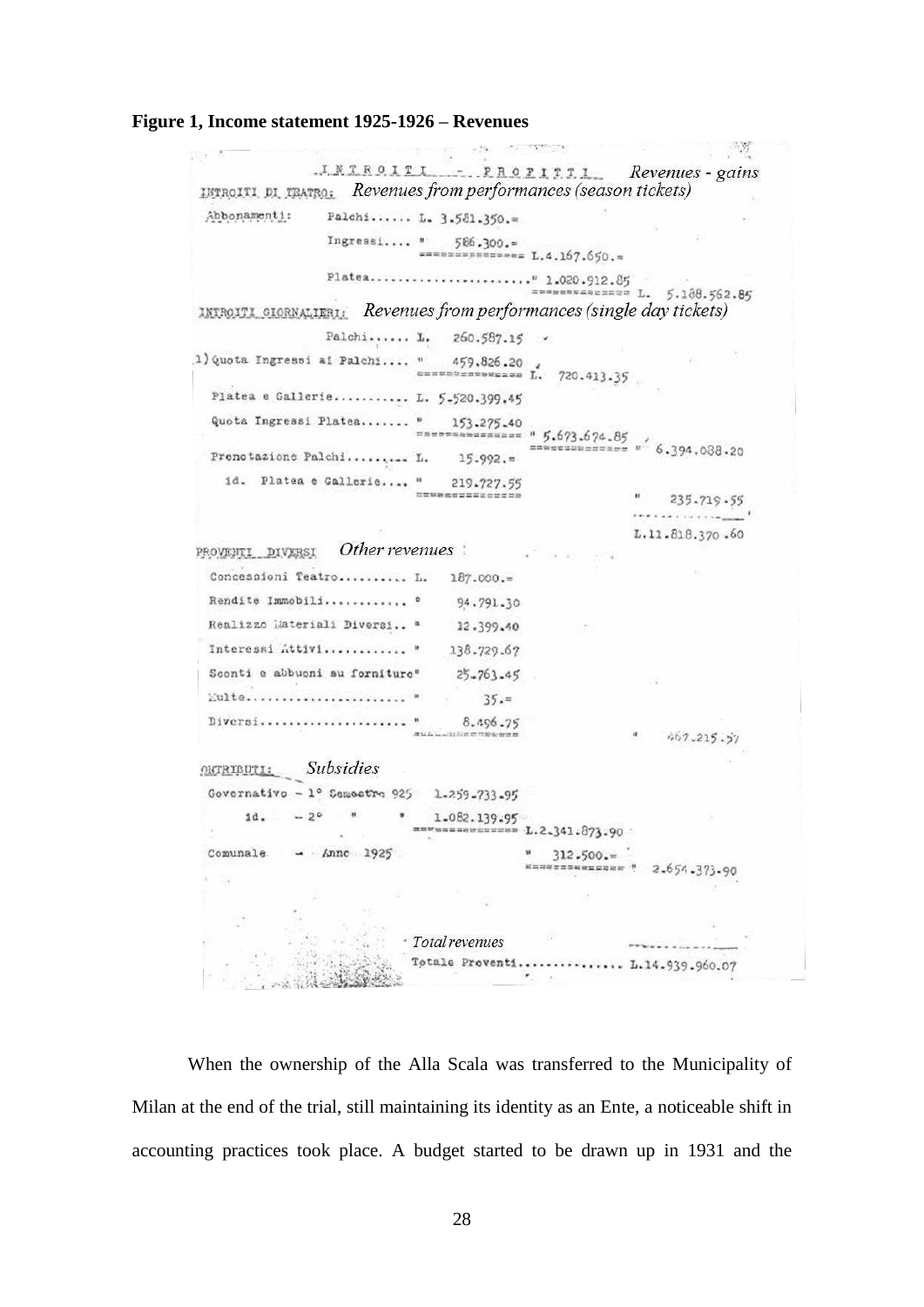**Figure 1, Income statement 1925-1926 – Revenues**

INTROITI - PROFITTI *Revenues - gains*

INTROITI DI TEATRO: *Revenues from performances (season tickets)*

| | | | | |
|---|---|---|---|---|
| Abbonamenti: | Palchi...... | L. 3.581.350.= | | |
| | Ingressi.... | " 586.300.= | L.4.167.650.= | |
| | Platea........................ | | " 1.020.912.85 | L. 5.188.562.85 |

INTROITI GIORNALIERI: *Revenues from performances (single day tickets)*

| | | | |
|---|---|---|---|
| Palchi...... | L. 260.587.15 | | |
| 1) Quota Ingressi ai Palchi.... | " 459.826.20 | L. 720.413.35 | |
| Platea e Gallerie........... | L. 5.520.399.45 | | |
| Quota Ingressi Platea....... | " 153.275.40 | " 5.673.674.85 | " 6.394.088.20 |
| Prenotazione Palchi......... | L. 15.992.= | | |
| id. Platea e Gallerie.... | " 219.727.55 | | " 235.719.55 |
| | | | L.11.818.370.60 |

PROVENTI DIVERSI *Other revenues*

| | | |
|---|---|---|
| Concessioni Teatro.......... | L. 187.000.= | |
| Rendite Immobili............ | " 94.791.30 | |
| Realizzo Materiali Diversi.. | " 12.399.40 | |
| Interessi Attivi............ | " 138.729.67 | |
| Sconti e abbuoni su forniture | " 25.763.45 | |
| Multe....................... | " 35.= | |
| Diversi..................... | " 8.496.75 | " 467.215.57 |

CONTRIBUTI: *Subsidies*

| | | | |
|---|---|---|---|
| Governativo - 1° Semestre 925 | 1.259.733.95 | | |
| id. - 2° " " | 1.082.139.95 | L.2.341.873.90 | |
| Comunale - Anno 1925 | | " 312.500.= | " 2.654.373.90 |

*Total revenues*

Totale Proventi............... L.14.939.960.07

When the ownership of the Alla Scala was transferred to the Municipality of Milan at the end of the trial, still maintaining its identity as an Ente, a noticeable shift in accounting practices took place. A budget started to be drawn up in 1931 and the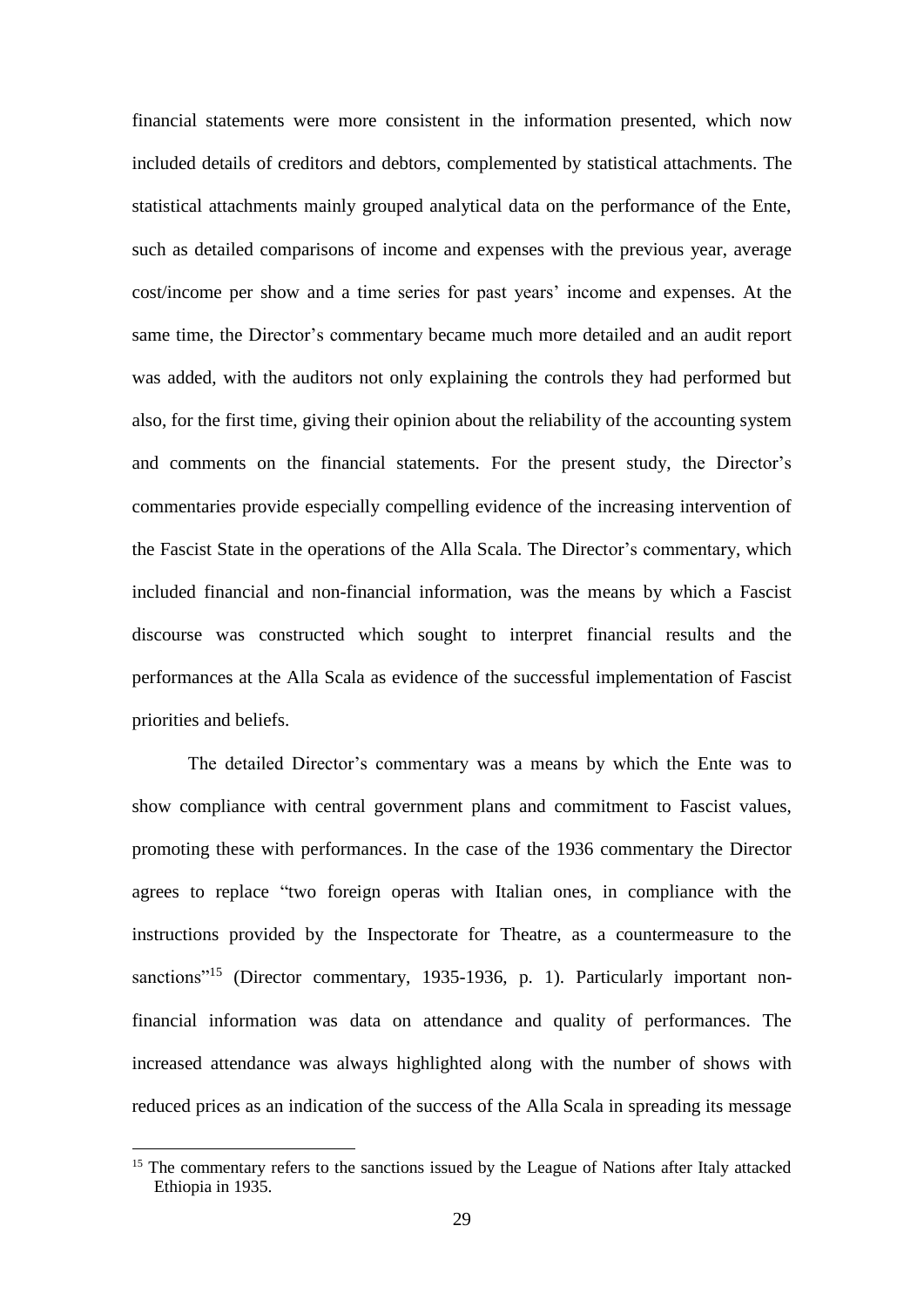financial statements were more consistent in the information presented, which now included details of creditors and debtors, complemented by statistical attachments. The statistical attachments mainly grouped analytical data on the performance of the Ente, such as detailed comparisons of income and expenses with the previous year, average cost/income per show and a time series for past years' income and expenses. At the same time, the Director's commentary became much more detailed and an audit report was added, with the auditors not only explaining the controls they had performed but also, for the first time, giving their opinion about the reliability of the accounting system and comments on the financial statements. For the present study, the Director's commentaries provide especially compelling evidence of the increasing intervention of the Fascist State in the operations of the Alla Scala. The Director's commentary, which included financial and non-financial information, was the means by which a Fascist discourse was constructed which sought to interpret financial results and the performances at the Alla Scala as evidence of the successful implementation of Fascist priorities and beliefs.

The detailed Director's commentary was a means by which the Ente was to show compliance with central government plans and commitment to Fascist values, promoting these with performances. In the case of the 1936 commentary the Director agrees to replace "two foreign operas with Italian ones, in compliance with the instructions provided by the Inspectorate for Theatre, as a countermeasure to the sanctions"[15] (Director commentary, 1935-1936, p. 1). Particularly important non-financial information was data on attendance and quality of performances. The increased attendance was always highlighted along with the number of shows with reduced prices as an indication of the success of the Alla Scala in spreading its message

[15] The commentary refers to the sanctions issued by the League of Nations after Italy attacked Ethiopia in 1935.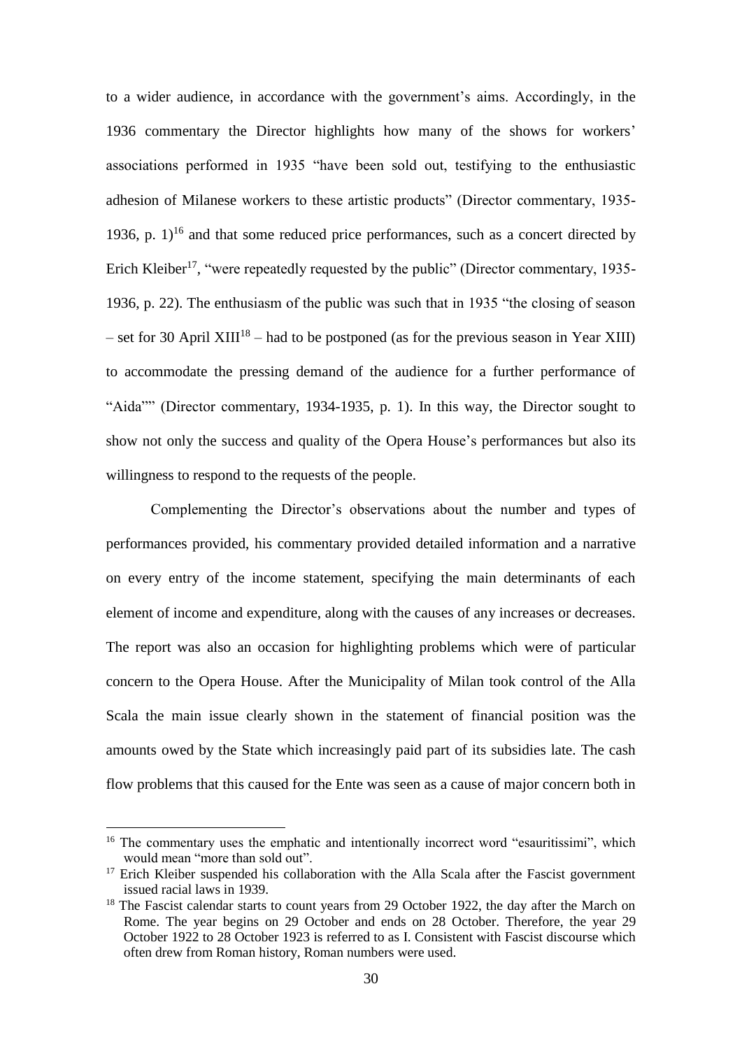to a wider audience, in accordance with the government's aims. Accordingly, in the 1936 commentary the Director highlights how many of the shows for workers' associations performed in 1935 "have been sold out, testifying to the enthusiastic adhesion of Milanese workers to these artistic products" (Director commentary, 1935-1936, p. 1)[16] and that some reduced price performances, such as a concert directed by Erich Kleiber[17], "were repeatedly requested by the public" (Director commentary, 1935-1936, p. 22). The enthusiasm of the public was such that in 1935 "the closing of season – set for 30 April XIII[18] – had to be postponed (as for the previous season in Year XIII) to accommodate the pressing demand of the audience for a further performance of "Aida"" (Director commentary, 1934-1935, p. 1). In this way, the Director sought to show not only the success and quality of the Opera House's performances but also its willingness to respond to the requests of the people.

Complementing the Director's observations about the number and types of performances provided, his commentary provided detailed information and a narrative on every entry of the income statement, specifying the main determinants of each element of income and expenditure, along with the causes of any increases or decreases. The report was also an occasion for highlighting problems which were of particular concern to the Opera House. After the Municipality of Milan took control of the Alla Scala the main issue clearly shown in the statement of financial position was the amounts owed by the State which increasingly paid part of its subsidies late. The cash flow problems that this caused for the Ente was seen as a cause of major concern both in

[16] The commentary uses the emphatic and intentionally incorrect word "esauritissimi", which would mean "more than sold out".

[17] Erich Kleiber suspended his collaboration with the Alla Scala after the Fascist government issued racial laws in 1939.

[18] The Fascist calendar starts to count years from 29 October 1922, the day after the March on Rome. The year begins on 29 October and ends on 28 October. Therefore, the year 29 October 1922 to 28 October 1923 is referred to as I. Consistent with Fascist discourse which often drew from Roman history, Roman numbers were used.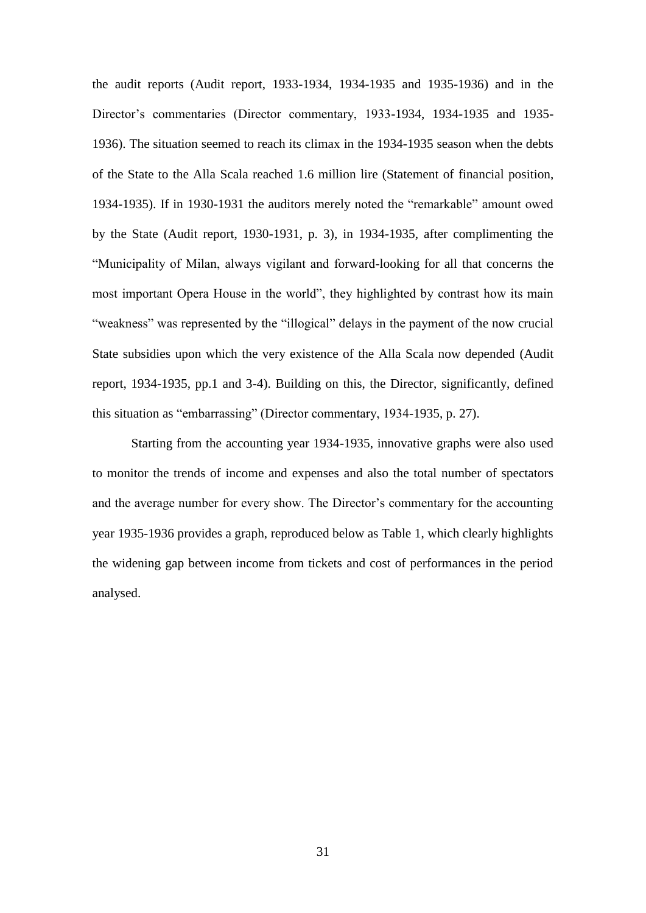the audit reports (Audit report, 1933-1934, 1934-1935 and 1935-1936) and in the Director's commentaries (Director commentary, 1933-1934, 1934-1935 and 1935-1936). The situation seemed to reach its climax in the 1934-1935 season when the debts of the State to the Alla Scala reached 1.6 million lire (Statement of financial position, 1934-1935). If in 1930-1931 the auditors merely noted the "remarkable" amount owed by the State (Audit report, 1930-1931, p. 3), in 1934-1935, after complimenting the "Municipality of Milan, always vigilant and forward-looking for all that concerns the most important Opera House in the world", they highlighted by contrast how its main "weakness" was represented by the "illogical" delays in the payment of the now crucial State subsidies upon which the very existence of the Alla Scala now depended (Audit report, 1934-1935, pp.1 and 3-4). Building on this, the Director, significantly, defined this situation as "embarrassing" (Director commentary, 1934-1935, p. 27).

Starting from the accounting year 1934-1935, innovative graphs were also used to monitor the trends of income and expenses and also the total number of spectators and the average number for every show. The Director's commentary for the accounting year 1935-1936 provides a graph, reproduced below as Table 1, which clearly highlights the widening gap between income from tickets and cost of performances in the period analysed.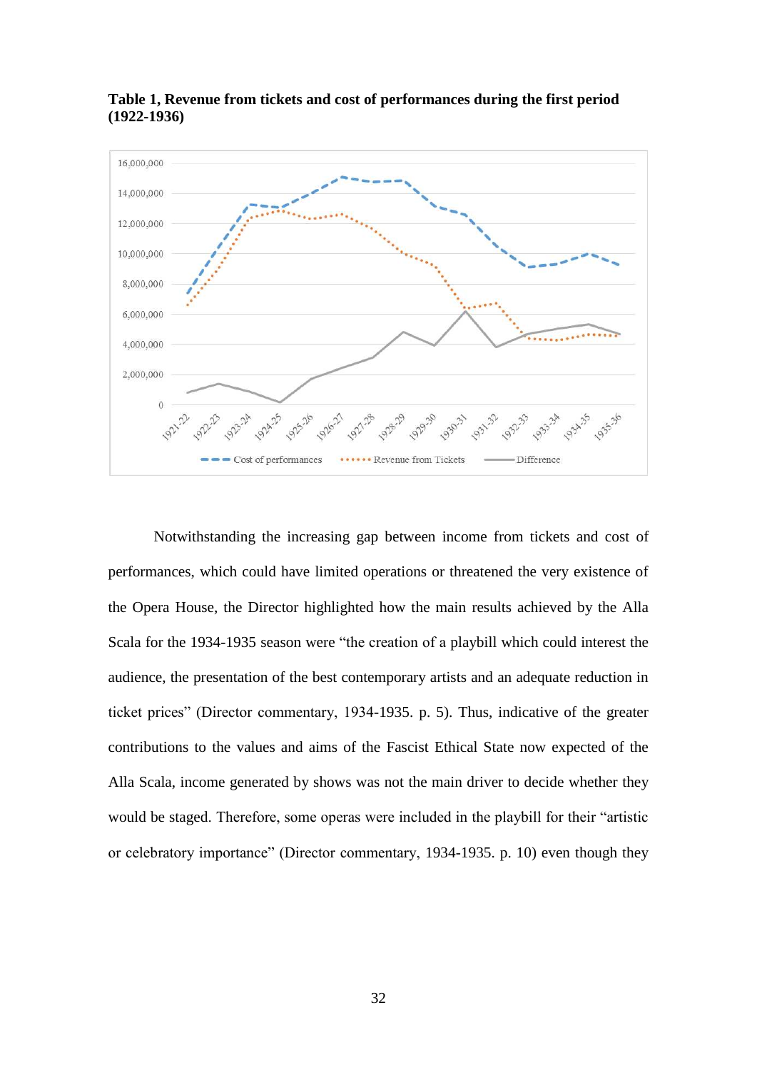**Table 1, Revenue from tickets and cost of performances during the first period (1922-1936)**

Notwithstanding the increasing gap between income from tickets and cost of performances, which could have limited operations or threatened the very existence of the Opera House, the Director highlighted how the main results achieved by the Alla Scala for the 1934-1935 season were "the creation of a playbill which could interest the audience, the presentation of the best contemporary artists and an adequate reduction in ticket prices" (Director commentary, 1934-1935. p. 5). Thus, indicative of the greater contributions to the values and aims of the Fascist Ethical State now expected of the Alla Scala, income generated by shows was not the main driver to decide whether they would be staged. Therefore, some operas were included in the playbill for their "artistic or celebratory importance" (Director commentary, 1934-1935. p. 10) even though they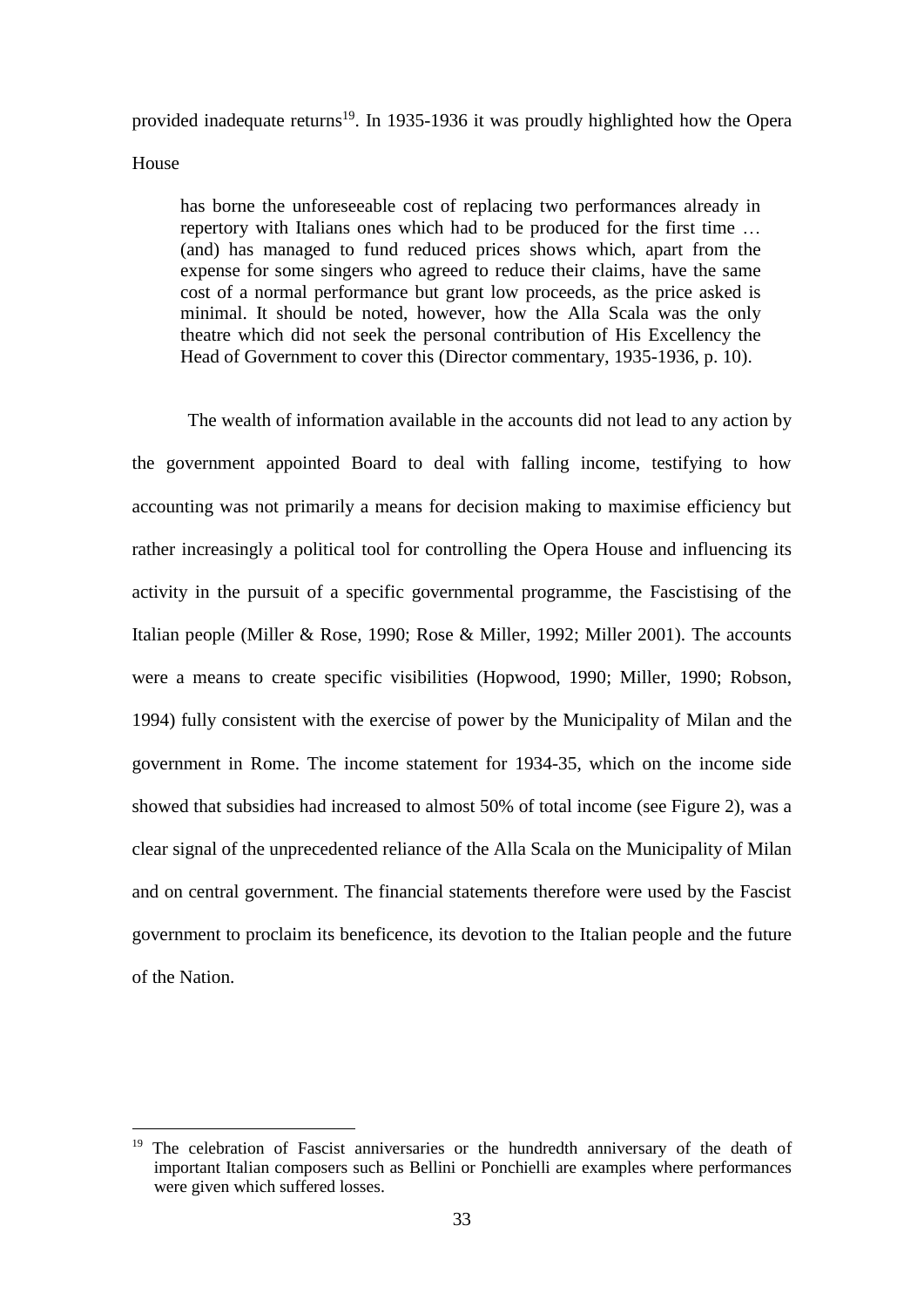provided inadequate returns[19]. In 1935-1936 it was proudly highlighted how the Opera House

> has borne the unforeseeable cost of replacing two performances already in repertory with Italians ones which had to be produced for the first time … (and) has managed to fund reduced prices shows which, apart from the expense for some singers who agreed to reduce their claims, have the same cost of a normal performance but grant low proceeds, as the price asked is minimal. It should be noted, however, how the Alla Scala was the only theatre which did not seek the personal contribution of His Excellency the Head of Government to cover this (Director commentary, 1935-1936, p. 10).

The wealth of information available in the accounts did not lead to any action by the government appointed Board to deal with falling income, testifying to how accounting was not primarily a means for decision making to maximise efficiency but rather increasingly a political tool for controlling the Opera House and influencing its activity in the pursuit of a specific governmental programme, the Fascistising of the Italian people (Miller & Rose, 1990; Rose & Miller, 1992; Miller 2001). The accounts were a means to create specific visibilities (Hopwood, 1990; Miller, 1990; Robson, 1994) fully consistent with the exercise of power by the Municipality of Milan and the government in Rome. The income statement for 1934-35, which on the income side showed that subsidies had increased to almost 50% of total income (see Figure 2), was a clear signal of the unprecedented reliance of the Alla Scala on the Municipality of Milan and on central government. The financial statements therefore were used by the Fascist government to proclaim its beneficence, its devotion to the Italian people and the future of the Nation.

[19] The celebration of Fascist anniversaries or the hundredth anniversary of the death of important Italian composers such as Bellini or Ponchielli are examples where performances were given which suffered losses.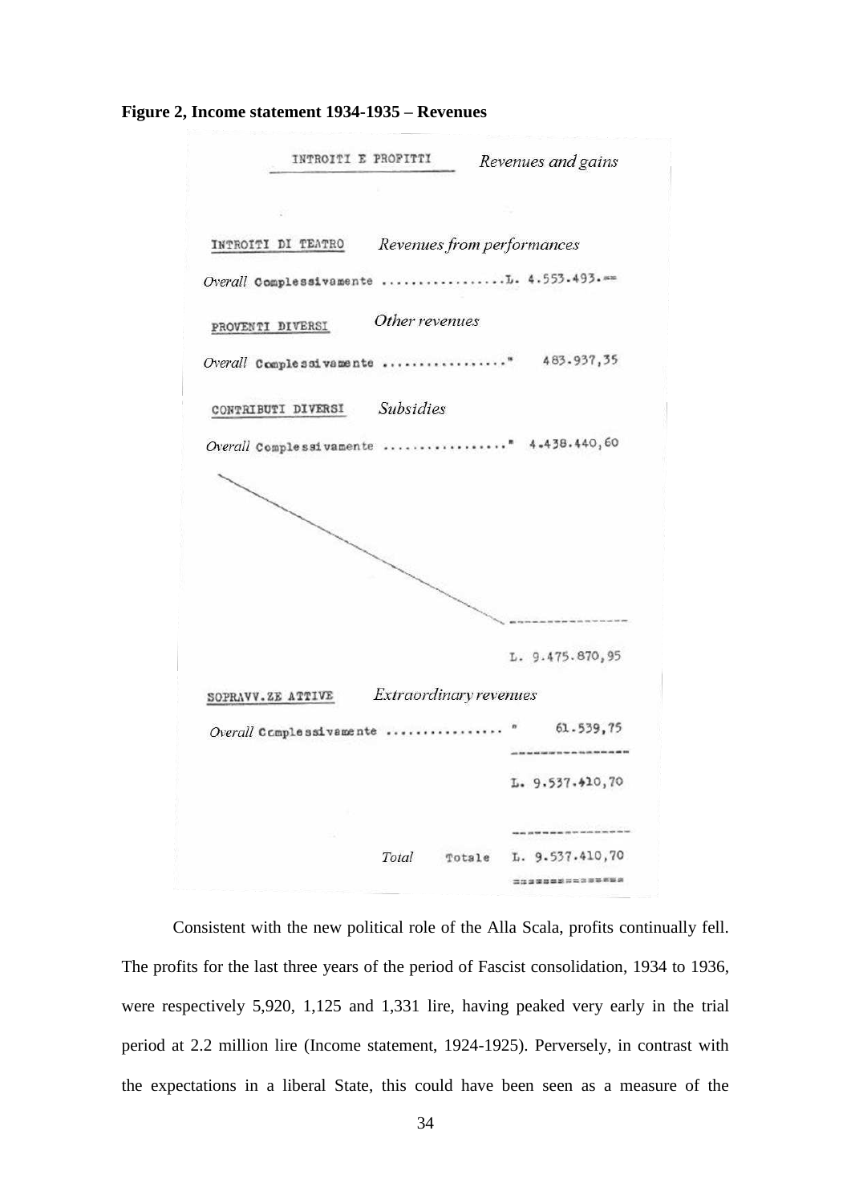**Figure 2, Income statement 1934-1935 – Revenues**

| INTROITI E PROFITTI | *Revenues and gains* |
|---|---|
| INTROITI DI TEATRO *Revenues from performances* | |
| *Overall* Complessivamente ................ | L. 4.553.493.== |
| PROVENTI DIVERSI *Other revenues* | |
| *Overall* Complessivamente ................ | " 483.937,35 |
| CONTRIBUTI DIVERSI *Subsidies* | |
| *Overall* Complessivamente ................ | " 4.438.440,60 |
| | L. 9.475.870,95 |
| SOPRAVV.ZE ATTIVE *Extraordinary revenues* | |
| *Overall* Complessivamente ................ | " 61.539,75 |
| | L. 9.537.410,70 |
| *Total* Totale | L. 9.537.410,70 |

Consistent with the new political role of the Alla Scala, profits continually fell. The profits for the last three years of the period of Fascist consolidation, 1934 to 1936, were respectively 5,920, 1,125 and 1,331 lire, having peaked very early in the trial period at 2.2 million lire (Income statement, 1924-1925). Perversely, in contrast with the expectations in a liberal State, this could have been seen as a measure of the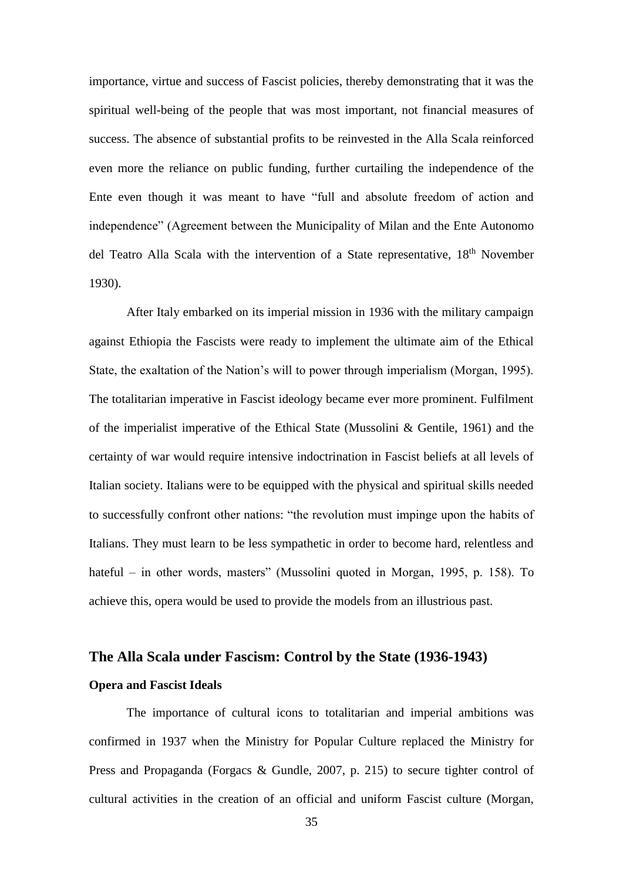importance, virtue and success of Fascist policies, thereby demonstrating that it was the spiritual well-being of the people that was most important, not financial measures of success. The absence of substantial profits to be reinvested in the Alla Scala reinforced even more the reliance on public funding, further curtailing the independence of the Ente even though it was meant to have "full and absolute freedom of action and independence" (Agreement between the Municipality of Milan and the Ente Autonomo del Teatro Alla Scala with the intervention of a State representative, 18th November 1930).

After Italy embarked on its imperial mission in 1936 with the military campaign against Ethiopia the Fascists were ready to implement the ultimate aim of the Ethical State, the exaltation of the Nation's will to power through imperialism (Morgan, 1995). The totalitarian imperative in Fascist ideology became ever more prominent. Fulfilment of the imperialist imperative of the Ethical State (Mussolini & Gentile, 1961) and the certainty of war would require intensive indoctrination in Fascist beliefs at all levels of Italian society. Italians were to be equipped with the physical and spiritual skills needed to successfully confront other nations: "the revolution must impinge upon the habits of Italians. They must learn to be less sympathetic in order to become hard, relentless and hateful – in other words, masters" (Mussolini quoted in Morgan, 1995, p. 158). To achieve this, opera would be used to provide the models from an illustrious past.

## The Alla Scala under Fascism: Control by the State (1936-1943)

### Opera and Fascist Ideals

The importance of cultural icons to totalitarian and imperial ambitions was confirmed in 1937 when the Ministry for Popular Culture replaced the Ministry for Press and Propaganda (Forgacs & Gundle, 2007, p. 215) to secure tighter control of cultural activities in the creation of an official and uniform Fascist culture (Morgan,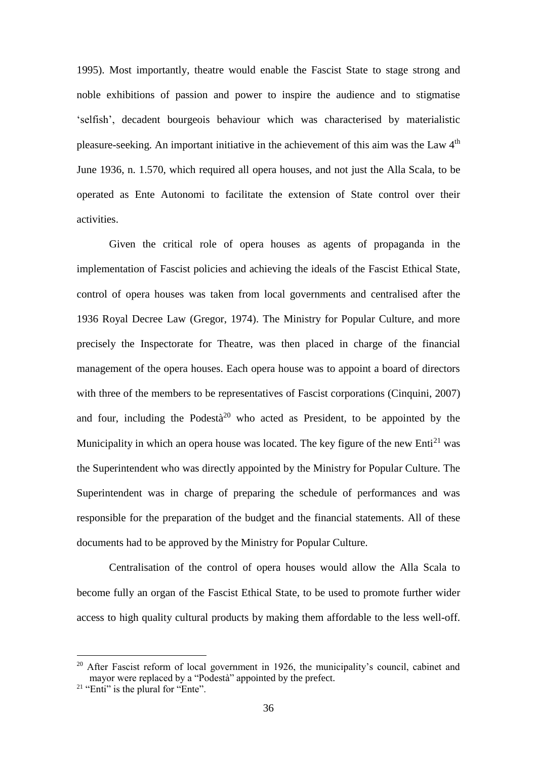1995). Most importantly, theatre would enable the Fascist State to stage strong and noble exhibitions of passion and power to inspire the audience and to stigmatise 'selfish', decadent bourgeois behaviour which was characterised by materialistic pleasure-seeking. An important initiative in the achievement of this aim was the Law 4th June 1936, n. 1.570, which required all opera houses, and not just the Alla Scala, to be operated as Ente Autonomi to facilitate the extension of State control over their activities.

Given the critical role of opera houses as agents of propaganda in the implementation of Fascist policies and achieving the ideals of the Fascist Ethical State, control of opera houses was taken from local governments and centralised after the 1936 Royal Decree Law (Gregor, 1974). The Ministry for Popular Culture, and more precisely the Inspectorate for Theatre, was then placed in charge of the financial management of the opera houses. Each opera house was to appoint a board of directors with three of the members to be representatives of Fascist corporations (Cinquini, 2007) and four, including the Podestà[20] who acted as President, to be appointed by the Municipality in which an opera house was located. The key figure of the new Enti[21] was the Superintendent who was directly appointed by the Ministry for Popular Culture. The Superintendent was in charge of preparing the schedule of performances and was responsible for the preparation of the budget and the financial statements. All of these documents had to be approved by the Ministry for Popular Culture.

Centralisation of the control of opera houses would allow the Alla Scala to become fully an organ of the Fascist Ethical State, to be used to promote further wider access to high quality cultural products by making them affordable to the less well-off.

---

[20] After Fascist reform of local government in 1926, the municipality's council, cabinet and mayor were replaced by a "Podestà" appointed by the prefect.

[21] "Enti" is the plural for "Ente".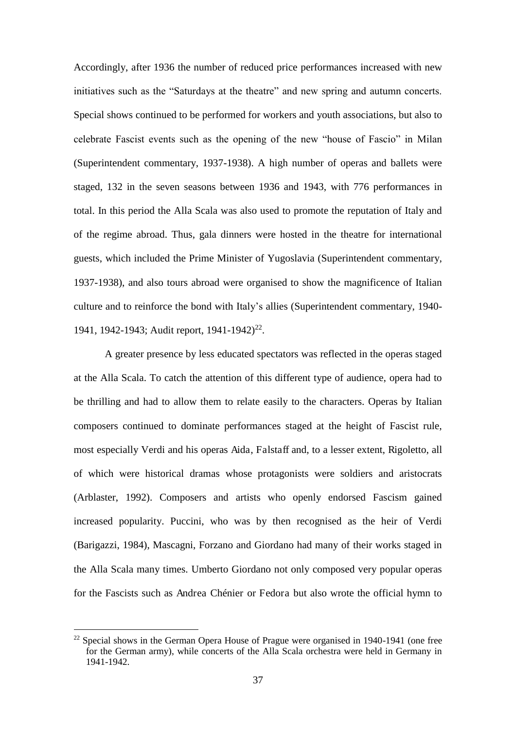Accordingly, after 1936 the number of reduced price performances increased with new initiatives such as the "Saturdays at the theatre" and new spring and autumn concerts. Special shows continued to be performed for workers and youth associations, but also to celebrate Fascist events such as the opening of the new "house of Fascio" in Milan (Superintendent commentary, 1937-1938). A high number of operas and ballets were staged, 132 in the seven seasons between 1936 and 1943, with 776 performances in total. In this period the Alla Scala was also used to promote the reputation of Italy and of the regime abroad. Thus, gala dinners were hosted in the theatre for international guests, which included the Prime Minister of Yugoslavia (Superintendent commentary, 1937-1938), and also tours abroad were organised to show the magnificence of Italian culture and to reinforce the bond with Italy's allies (Superintendent commentary, 1940-1941, 1942-1943; Audit report, 1941-1942)[22].

A greater presence by less educated spectators was reflected in the operas staged at the Alla Scala. To catch the attention of this different type of audience, opera had to be thrilling and had to allow them to relate easily to the characters. Operas by Italian composers continued to dominate performances staged at the height of Fascist rule, most especially Verdi and his operas Aida, Falstaff and, to a lesser extent, Rigoletto, all of which were historical dramas whose protagonists were soldiers and aristocrats (Arblaster, 1992). Composers and artists who openly endorsed Fascism gained increased popularity. Puccini, who was by then recognised as the heir of Verdi (Barigazzi, 1984), Mascagni, Forzano and Giordano had many of their works staged in the Alla Scala many times. Umberto Giordano not only composed very popular operas for the Fascists such as Andrea Chénier or Fedora but also wrote the official hymn to

[22] Special shows in the German Opera House of Prague were organised in 1940-1941 (one free for the German army), while concerts of the Alla Scala orchestra were held in Germany in 1941-1942.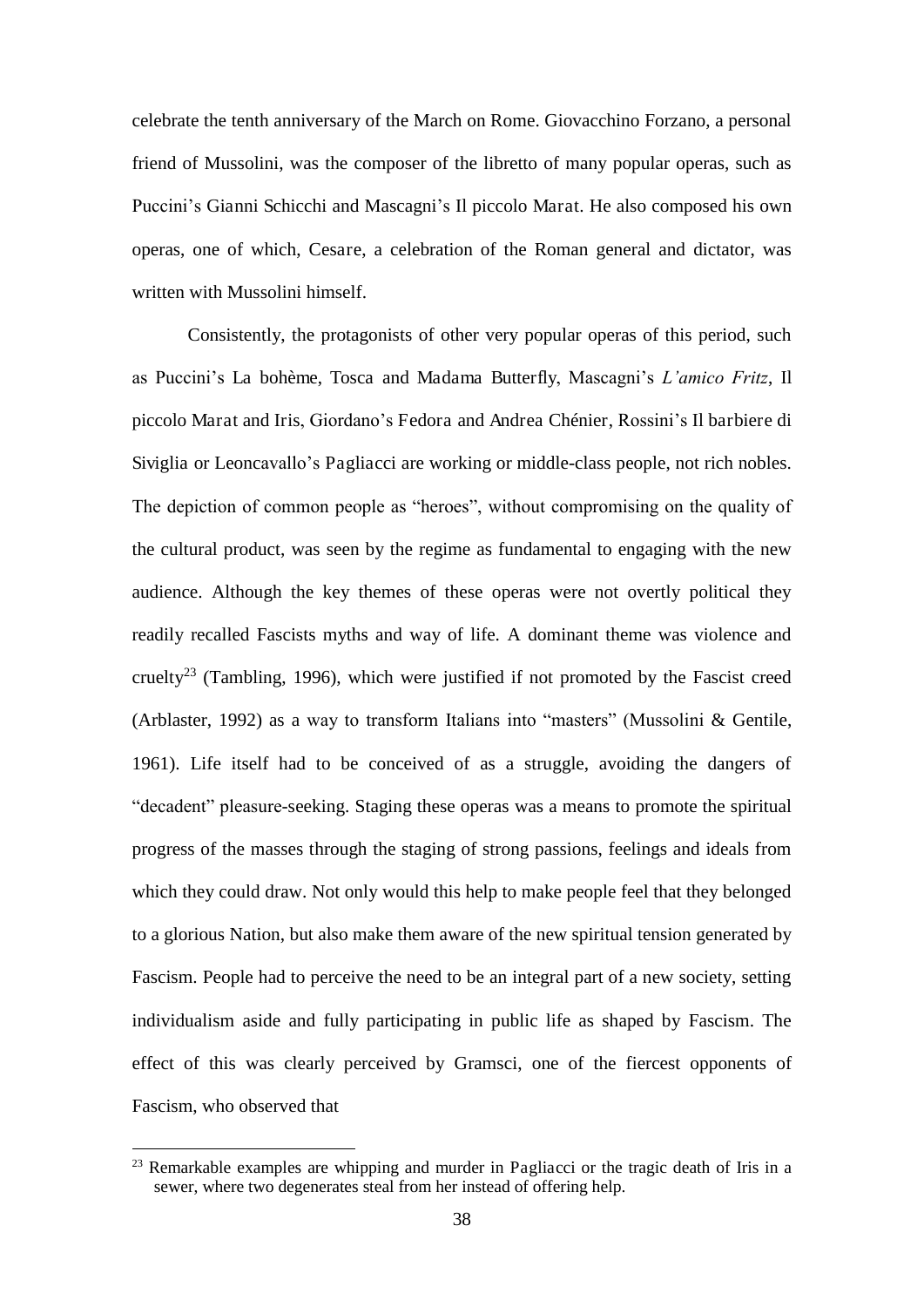celebrate the tenth anniversary of the March on Rome. Giovacchino Forzano, a personal friend of Mussolini, was the composer of the libretto of many popular operas, such as Puccini's Gianni Schicchi and Mascagni's Il piccolo Marat. He also composed his own operas, one of which, Cesare, a celebration of the Roman general and dictator, was written with Mussolini himself.

Consistently, the protagonists of other very popular operas of this period, such as Puccini's La bohème, Tosca and Madama Butterfly, Mascagni's *L'amico Fritz*, Il piccolo Marat and Iris, Giordano's Fedora and Andrea Chénier, Rossini's Il barbiere di Siviglia or Leoncavallo's Pagliacci are working or middle-class people, not rich nobles. The depiction of common people as "heroes", without compromising on the quality of the cultural product, was seen by the regime as fundamental to engaging with the new audience. Although the key themes of these operas were not overtly political they readily recalled Fascists myths and way of life. A dominant theme was violence and cruelty[23] (Tambling, 1996), which were justified if not promoted by the Fascist creed (Arblaster, 1992) as a way to transform Italians into "masters" (Mussolini & Gentile, 1961). Life itself had to be conceived of as a struggle, avoiding the dangers of "decadent" pleasure-seeking. Staging these operas was a means to promote the spiritual progress of the masses through the staging of strong passions, feelings and ideals from which they could draw. Not only would this help to make people feel that they belonged to a glorious Nation, but also make them aware of the new spiritual tension generated by Fascism. People had to perceive the need to be an integral part of a new society, setting individualism aside and fully participating in public life as shaped by Fascism. The effect of this was clearly perceived by Gramsci, one of the fiercest opponents of Fascism, who observed that

[23] Remarkable examples are whipping and murder in Pagliacci or the tragic death of Iris in a sewer, where two degenerates steal from her instead of offering help.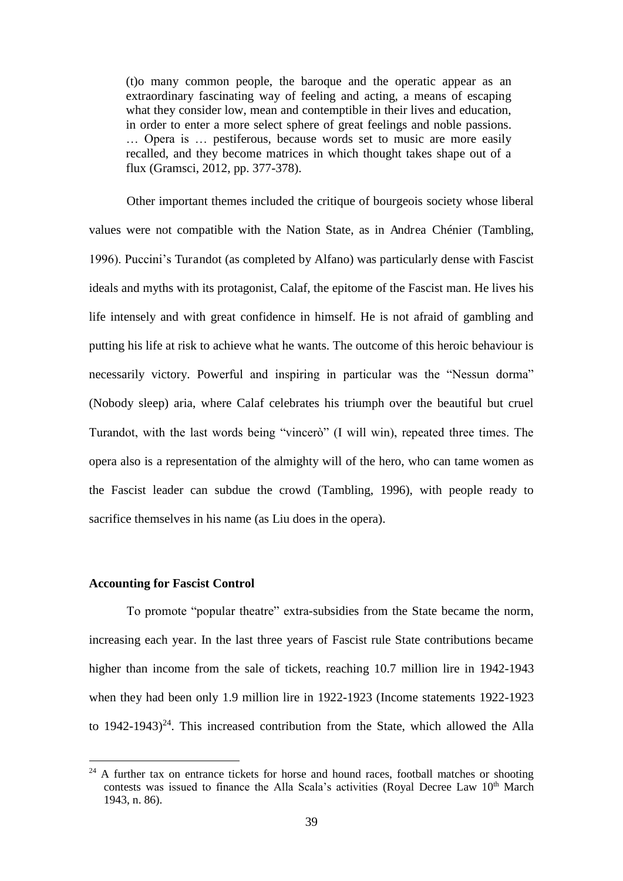> (t)o many common people, the baroque and the operatic appear as an extraordinary fascinating way of feeling and acting, a means of escaping what they consider low, mean and contemptible in their lives and education, in order to enter a more select sphere of great feelings and noble passions. … Opera is … pestiferous, because words set to music are more easily recalled, and they become matrices in which thought takes shape out of a flux (Gramsci, 2012, pp. 377-378).

Other important themes included the critique of bourgeois society whose liberal values were not compatible with the Nation State, as in Andrea Chénier (Tambling, 1996). Puccini's Turandot (as completed by Alfano) was particularly dense with Fascist ideals and myths with its protagonist, Calaf, the epitome of the Fascist man. He lives his life intensely and with great confidence in himself. He is not afraid of gambling and putting his life at risk to achieve what he wants. The outcome of this heroic behaviour is necessarily victory. Powerful and inspiring in particular was the "Nessun dorma" (Nobody sleep) aria, where Calaf celebrates his triumph over the beautiful but cruel Turandot, with the last words being "vincerò" (I will win), repeated three times. The opera also is a representation of the almighty will of the hero, who can tame women as the Fascist leader can subdue the crowd (Tambling, 1996), with people ready to sacrifice themselves in his name (as Liu does in the opera).

### Accounting for Fascist Control

To promote "popular theatre" extra-subsidies from the State became the norm, increasing each year. In the last three years of Fascist rule State contributions became higher than income from the sale of tickets, reaching 10.7 million lire in 1942-1943 when they had been only 1.9 million lire in 1922-1923 (Income statements 1922-1923 to 1942-1943)[24]. This increased contribution from the State, which allowed the Alla

[24] A further tax on entrance tickets for horse and hound races, football matches or shooting contests was issued to finance the Alla Scala's activities (Royal Decree Law 10th March 1943, n. 86).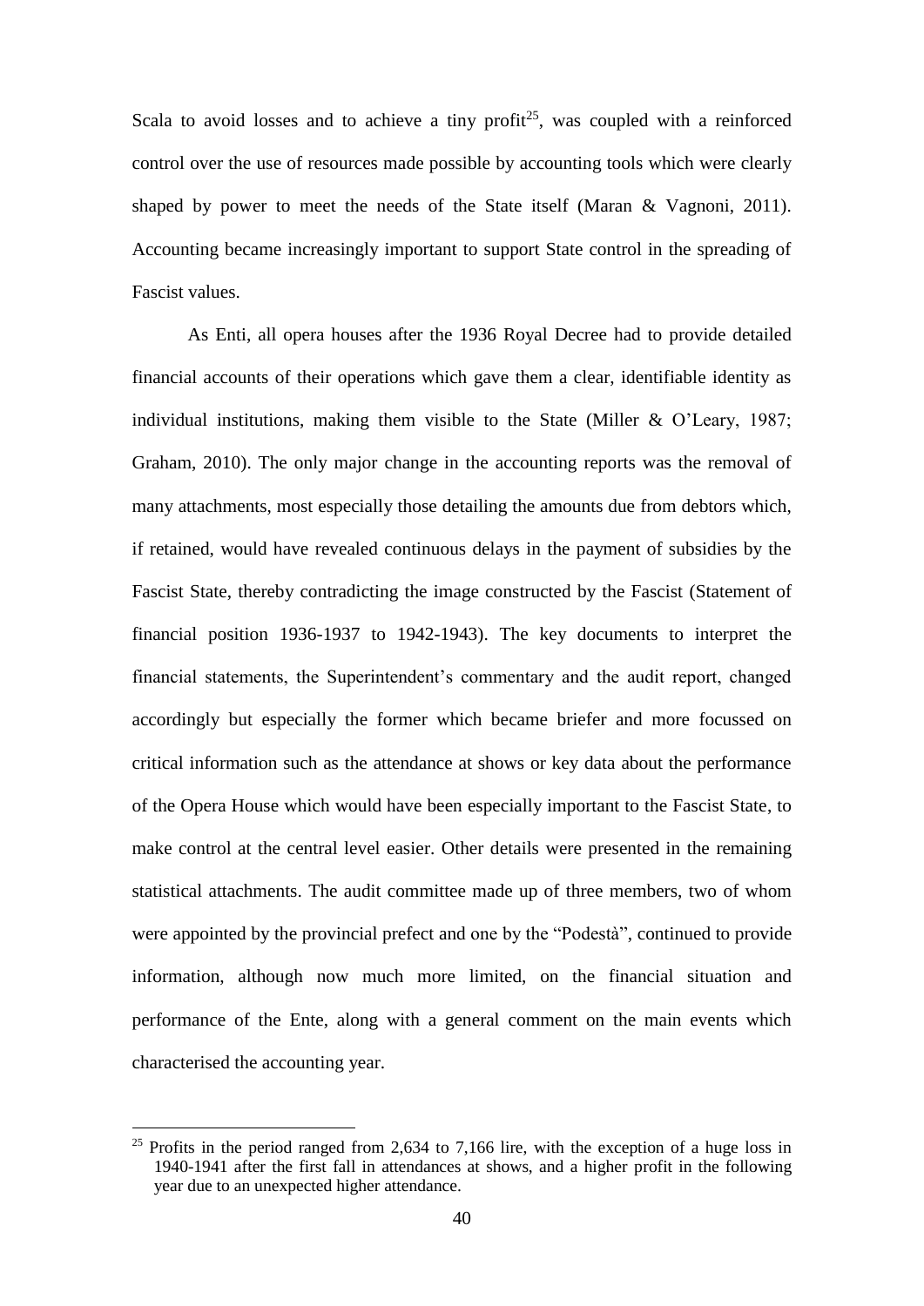Scala to avoid losses and to achieve a tiny profit[25], was coupled with a reinforced control over the use of resources made possible by accounting tools which were clearly shaped by power to meet the needs of the State itself (Maran & Vagnoni, 2011). Accounting became increasingly important to support State control in the spreading of Fascist values.

As Enti, all opera houses after the 1936 Royal Decree had to provide detailed financial accounts of their operations which gave them a clear, identifiable identity as individual institutions, making them visible to the State (Miller & O'Leary, 1987; Graham, 2010). The only major change in the accounting reports was the removal of many attachments, most especially those detailing the amounts due from debtors which, if retained, would have revealed continuous delays in the payment of subsidies by the Fascist State, thereby contradicting the image constructed by the Fascist (Statement of financial position 1936-1937 to 1942-1943). The key documents to interpret the financial statements, the Superintendent's commentary and the audit report, changed accordingly but especially the former which became briefer and more focussed on critical information such as the attendance at shows or key data about the performance of the Opera House which would have been especially important to the Fascist State, to make control at the central level easier. Other details were presented in the remaining statistical attachments. The audit committee made up of three members, two of whom were appointed by the provincial prefect and one by the "Podestà", continued to provide information, although now much more limited, on the financial situation and performance of the Ente, along with a general comment on the main events which characterised the accounting year.

[25] Profits in the period ranged from 2,634 to 7,166 lire, with the exception of a huge loss in 1940-1941 after the first fall in attendances at shows, and a higher profit in the following year due to an unexpected higher attendance.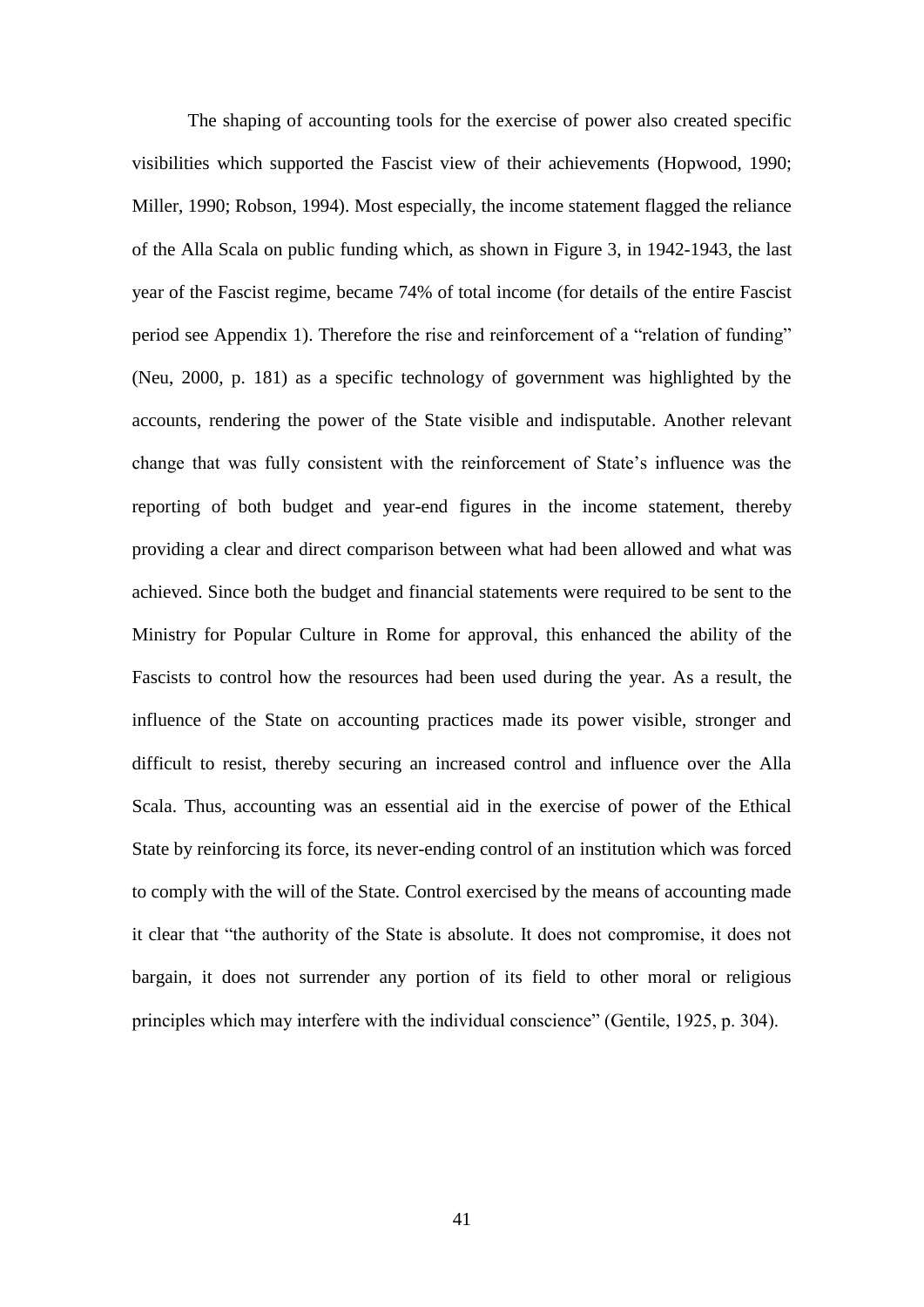The shaping of accounting tools for the exercise of power also created specific visibilities which supported the Fascist view of their achievements (Hopwood, 1990; Miller, 1990; Robson, 1994). Most especially, the income statement flagged the reliance of the Alla Scala on public funding which, as shown in Figure 3, in 1942-1943, the last year of the Fascist regime, became 74% of total income (for details of the entire Fascist period see Appendix 1). Therefore the rise and reinforcement of a "relation of funding" (Neu, 2000, p. 181) as a specific technology of government was highlighted by the accounts, rendering the power of the State visible and indisputable. Another relevant change that was fully consistent with the reinforcement of State's influence was the reporting of both budget and year-end figures in the income statement, thereby providing a clear and direct comparison between what had been allowed and what was achieved. Since both the budget and financial statements were required to be sent to the Ministry for Popular Culture in Rome for approval, this enhanced the ability of the Fascists to control how the resources had been used during the year. As a result, the influence of the State on accounting practices made its power visible, stronger and difficult to resist, thereby securing an increased control and influence over the Alla Scala. Thus, accounting was an essential aid in the exercise of power of the Ethical State by reinforcing its force, its never-ending control of an institution which was forced to comply with the will of the State. Control exercised by the means of accounting made it clear that "the authority of the State is absolute. It does not compromise, it does not bargain, it does not surrender any portion of its field to other moral or religious principles which may interfere with the individual conscience" (Gentile, 1925, p. 304).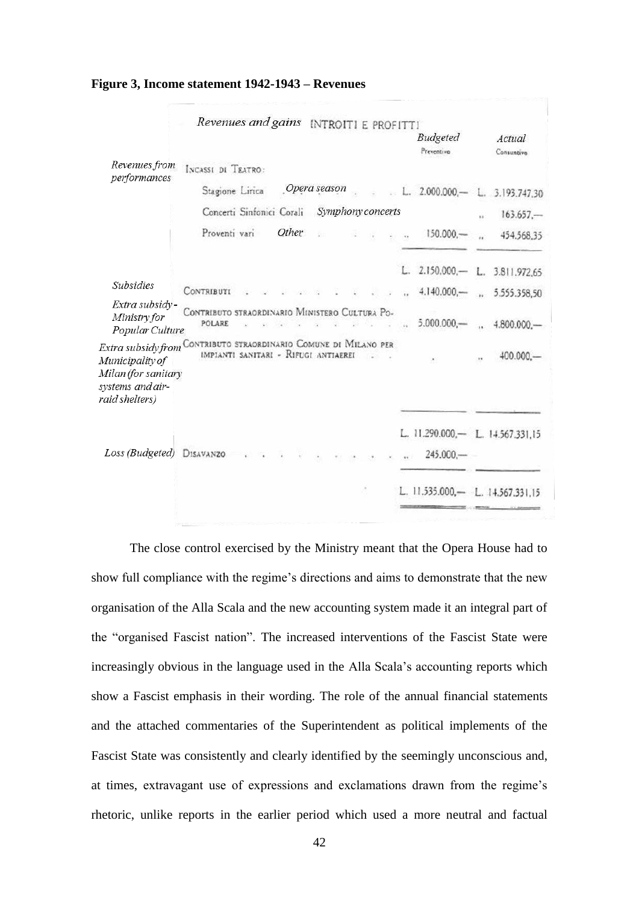**Figure 3, Income statement 1942-1943 – Revenues**

| | *Revenues and gains* INTROITI E PROFITTI | *Budgeted* Preventivo | *Actual* Consuntivo |
|---|---|---|---|
| *Revenues from performances* | INCASSI DI TEATRO: | | |
| | Stagione Lirica *Opera season* | L. 2.000.000,— | L. 3.193.747,30 |
| | Concerti Sinfonici Corali *Symphony concerts* | | " 163.657,— |
| | Proventi vari *Other* | " 150.000,— | " 454.568,35 |
| | | L. 2.150.000,— | L. 3.811.972,65 |
| *Subsidies* | CONTRIBUTI | " 4.140.000,— | " 5.555.358,50 |
| *Extra subsidy - Ministry for Popular Culture* | CONTRIBUTO STRAORDINARIO MINISTERO CULTURA POPOLARE | " 5.000.000,— | " 4.800.000,— |
| *Extra subsidy from Municipality of Milan (for sanitary systems and air-raid shelters)* | CONTRIBUTO STRAORDINARIO COMUNE DI MILANO PER IMPIANTI SANITARI - RIFUGI ANTIAEREI | | " 400.000,— |
| | | L. 11.290.000,— | L. 14.567.331,15 |
| *Loss (Budgeted)* | DISAVANZO | " 245.000,— | |
| | | L. 11.535.000,— | L. 14.567.331,15 |

The close control exercised by the Ministry meant that the Opera House had to show full compliance with the regime's directions and aims to demonstrate that the new organisation of the Alla Scala and the new accounting system made it an integral part of the "organised Fascist nation". The increased interventions of the Fascist State were increasingly obvious in the language used in the Alla Scala's accounting reports which show a Fascist emphasis in their wording. The role of the annual financial statements and the attached commentaries of the Superintendent as political implements of the Fascist State was consistently and clearly identified by the seemingly unconscious and, at times, extravagant use of expressions and exclamations drawn from the regime's rhetoric, unlike reports in the earlier period which used a more neutral and factual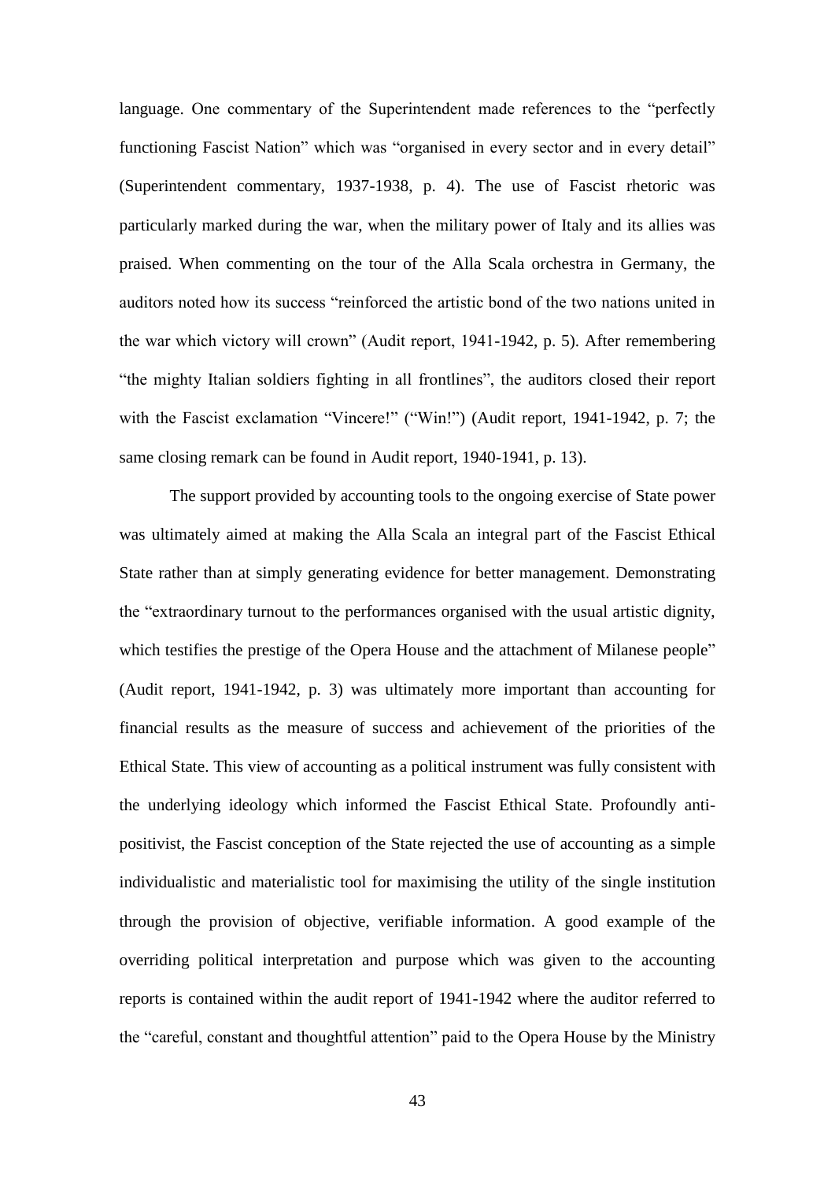language. One commentary of the Superintendent made references to the "perfectly functioning Fascist Nation" which was "organised in every sector and in every detail" (Superintendent commentary, 1937-1938, p. 4). The use of Fascist rhetoric was particularly marked during the war, when the military power of Italy and its allies was praised. When commenting on the tour of the Alla Scala orchestra in Germany, the auditors noted how its success "reinforced the artistic bond of the two nations united in the war which victory will crown" (Audit report, 1941-1942, p. 5). After remembering "the mighty Italian soldiers fighting in all frontlines", the auditors closed their report with the Fascist exclamation "Vincere!" ("Win!") (Audit report, 1941-1942, p. 7; the same closing remark can be found in Audit report, 1940-1941, p. 13).

The support provided by accounting tools to the ongoing exercise of State power was ultimately aimed at making the Alla Scala an integral part of the Fascist Ethical State rather than at simply generating evidence for better management. Demonstrating the "extraordinary turnout to the performances organised with the usual artistic dignity, which testifies the prestige of the Opera House and the attachment of Milanese people" (Audit report, 1941-1942, p. 3) was ultimately more important than accounting for financial results as the measure of success and achievement of the priorities of the Ethical State. This view of accounting as a political instrument was fully consistent with the underlying ideology which informed the Fascist Ethical State. Profoundly anti-positivist, the Fascist conception of the State rejected the use of accounting as a simple individualistic and materialistic tool for maximising the utility of the single institution through the provision of objective, verifiable information. A good example of the overriding political interpretation and purpose which was given to the accounting reports is contained within the audit report of 1941-1942 where the auditor referred to the "careful, constant and thoughtful attention" paid to the Opera House by the Ministry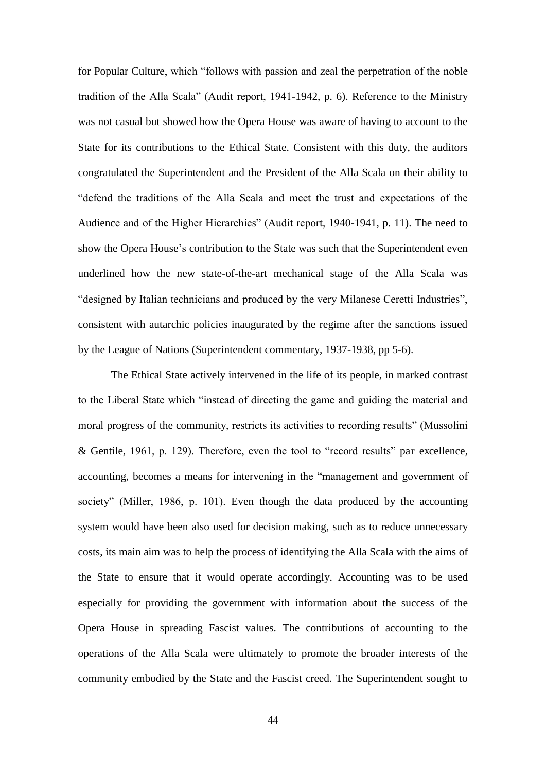for Popular Culture, which “follows with passion and zeal the perpetration of the noble tradition of the Alla Scala” (Audit report, 1941-1942, p. 6). Reference to the Ministry was not casual but showed how the Opera House was aware of having to account to the State for its contributions to the Ethical State. Consistent with this duty, the auditors congratulated the Superintendent and the President of the Alla Scala on their ability to “defend the traditions of the Alla Scala and meet the trust and expectations of the Audience and of the Higher Hierarchies” (Audit report, 1940-1941, p. 11). The need to show the Opera House’s contribution to the State was such that the Superintendent even underlined how the new state-of-the-art mechanical stage of the Alla Scala was “designed by Italian technicians and produced by the very Milanese Ceretti Industries”, consistent with autarchic policies inaugurated by the regime after the sanctions issued by the League of Nations (Superintendent commentary, 1937-1938, pp 5-6).

The Ethical State actively intervened in the life of its people, in marked contrast to the Liberal State which “instead of directing the game and guiding the material and moral progress of the community, restricts its activities to recording results” (Mussolini & Gentile, 1961, p. 129). Therefore, even the tool to “record results” par excellence, accounting, becomes a means for intervening in the “management and government of society” (Miller, 1986, p. 101). Even though the data produced by the accounting system would have been also used for decision making, such as to reduce unnecessary costs, its main aim was to help the process of identifying the Alla Scala with the aims of the State to ensure that it would operate accordingly. Accounting was to be used especially for providing the government with information about the success of the Opera House in spreading Fascist values. The contributions of accounting to the operations of the Alla Scala were ultimately to promote the broader interests of the community embodied by the State and the Fascist creed. The Superintendent sought to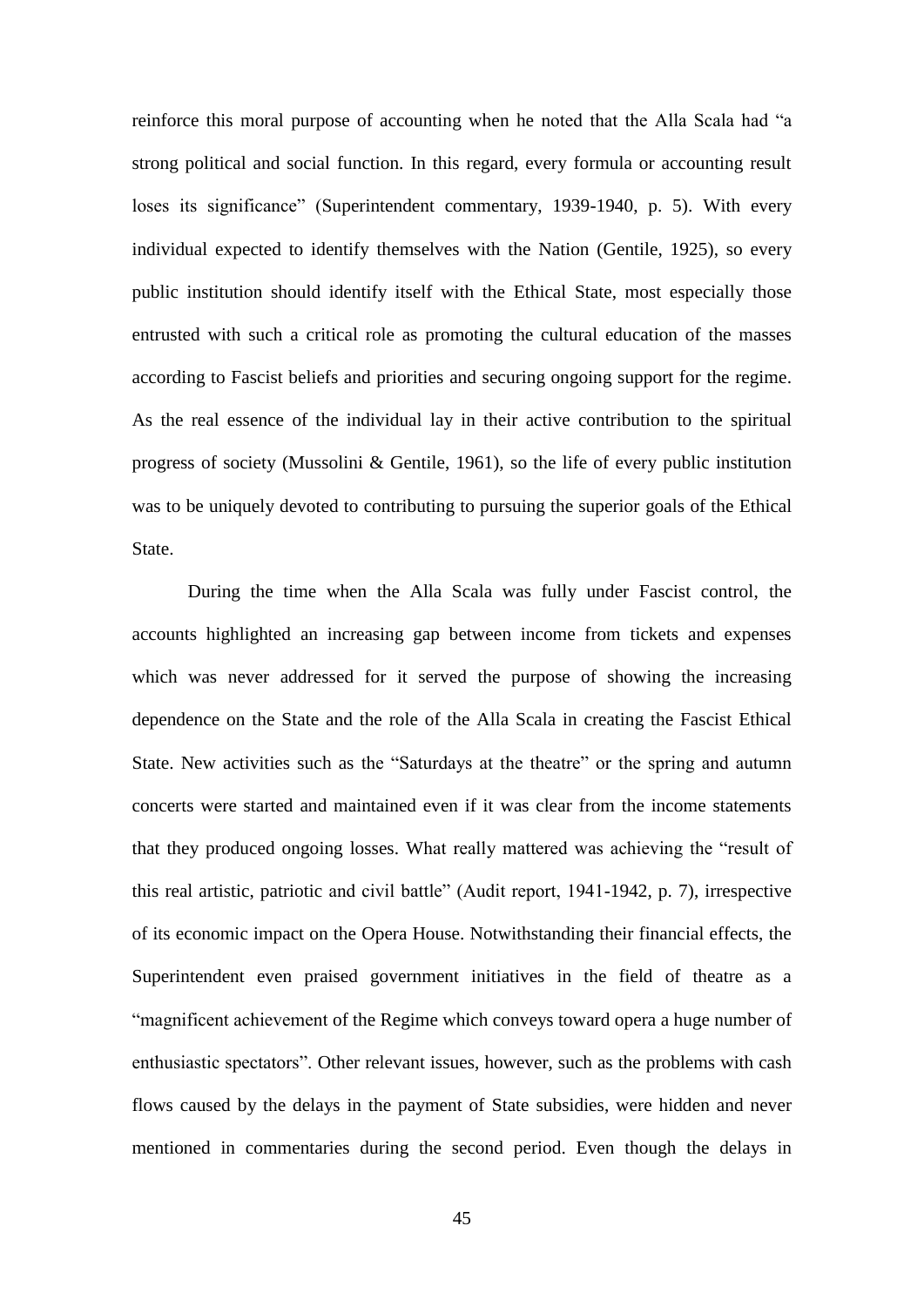reinforce this moral purpose of accounting when he noted that the Alla Scala had "a strong political and social function. In this regard, every formula or accounting result loses its significance" (Superintendent commentary, 1939-1940, p. 5). With every individual expected to identify themselves with the Nation (Gentile, 1925), so every public institution should identify itself with the Ethical State, most especially those entrusted with such a critical role as promoting the cultural education of the masses according to Fascist beliefs and priorities and securing ongoing support for the regime. As the real essence of the individual lay in their active contribution to the spiritual progress of society (Mussolini & Gentile, 1961), so the life of every public institution was to be uniquely devoted to contributing to pursuing the superior goals of the Ethical State.

During the time when the Alla Scala was fully under Fascist control, the accounts highlighted an increasing gap between income from tickets and expenses which was never addressed for it served the purpose of showing the increasing dependence on the State and the role of the Alla Scala in creating the Fascist Ethical State. New activities such as the "Saturdays at the theatre" or the spring and autumn concerts were started and maintained even if it was clear from the income statements that they produced ongoing losses. What really mattered was achieving the "result of this real artistic, patriotic and civil battle" (Audit report, 1941-1942, p. 7), irrespective of its economic impact on the Opera House. Notwithstanding their financial effects, the Superintendent even praised government initiatives in the field of theatre as a "magnificent achievement of the Regime which conveys toward opera a huge number of enthusiastic spectators". Other relevant issues, however, such as the problems with cash flows caused by the delays in the payment of State subsidies, were hidden and never mentioned in commentaries during the second period. Even though the delays in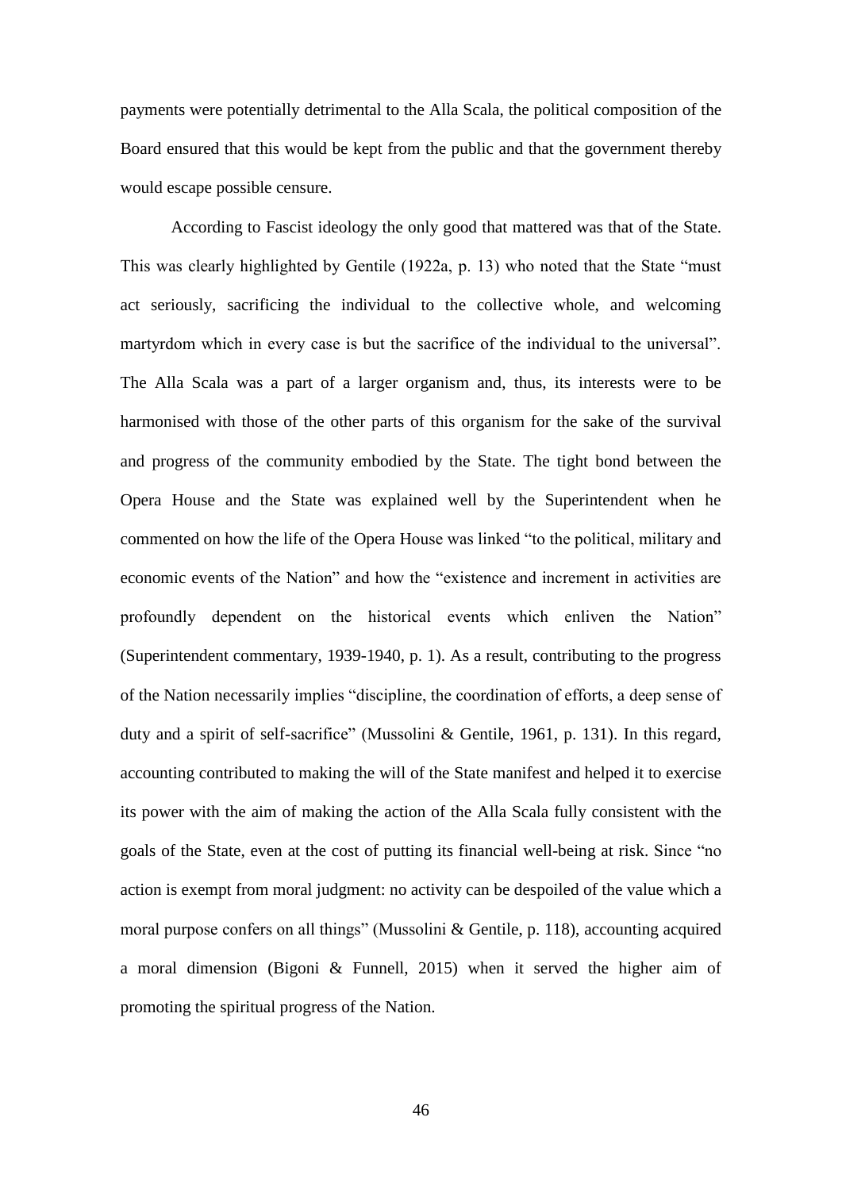payments were potentially detrimental to the Alla Scala, the political composition of the Board ensured that this would be kept from the public and that the government thereby would escape possible censure.

According to Fascist ideology the only good that mattered was that of the State. This was clearly highlighted by Gentile (1922a, p. 13) who noted that the State "must act seriously, sacrificing the individual to the collective whole, and welcoming martyrdom which in every case is but the sacrifice of the individual to the universal". The Alla Scala was a part of a larger organism and, thus, its interests were to be harmonised with those of the other parts of this organism for the sake of the survival and progress of the community embodied by the State. The tight bond between the Opera House and the State was explained well by the Superintendent when he commented on how the life of the Opera House was linked "to the political, military and economic events of the Nation" and how the "existence and increment in activities are profoundly dependent on the historical events which enliven the Nation" (Superintendent commentary, 1939-1940, p. 1). As a result, contributing to the progress of the Nation necessarily implies "discipline, the coordination of efforts, a deep sense of duty and a spirit of self-sacrifice" (Mussolini & Gentile, 1961, p. 131). In this regard, accounting contributed to making the will of the State manifest and helped it to exercise its power with the aim of making the action of the Alla Scala fully consistent with the goals of the State, even at the cost of putting its financial well-being at risk. Since "no action is exempt from moral judgment: no activity can be despoiled of the value which a moral purpose confers on all things" (Mussolini & Gentile, p. 118), accounting acquired a moral dimension (Bigoni & Funnell, 2015) when it served the higher aim of promoting the spiritual progress of the Nation.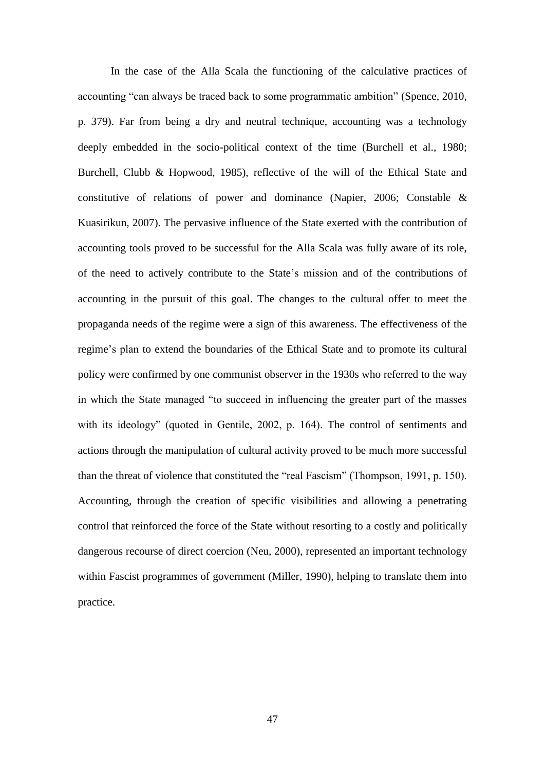In the case of the Alla Scala the functioning of the calculative practices of accounting "can always be traced back to some programmatic ambition" (Spence, 2010, p. 379). Far from being a dry and neutral technique, accounting was a technology deeply embedded in the socio-political context of the time (Burchell et al., 1980; Burchell, Clubb & Hopwood, 1985), reflective of the will of the Ethical State and constitutive of relations of power and dominance (Napier, 2006; Constable & Kuasirikun, 2007). The pervasive influence of the State exerted with the contribution of accounting tools proved to be successful for the Alla Scala was fully aware of its role, of the need to actively contribute to the State's mission and of the contributions of accounting in the pursuit of this goal. The changes to the cultural offer to meet the propaganda needs of the regime were a sign of this awareness. The effectiveness of the regime's plan to extend the boundaries of the Ethical State and to promote its cultural policy were confirmed by one communist observer in the 1930s who referred to the way in which the State managed "to succeed in influencing the greater part of the masses with its ideology" (quoted in Gentile, 2002, p. 164). The control of sentiments and actions through the manipulation of cultural activity proved to be much more successful than the threat of violence that constituted the "real Fascism" (Thompson, 1991, p. 150). Accounting, through the creation of specific visibilities and allowing a penetrating control that reinforced the force of the State without resorting to a costly and politically dangerous recourse of direct coercion (Neu, 2000), represented an important technology within Fascist programmes of government (Miller, 1990), helping to translate them into practice.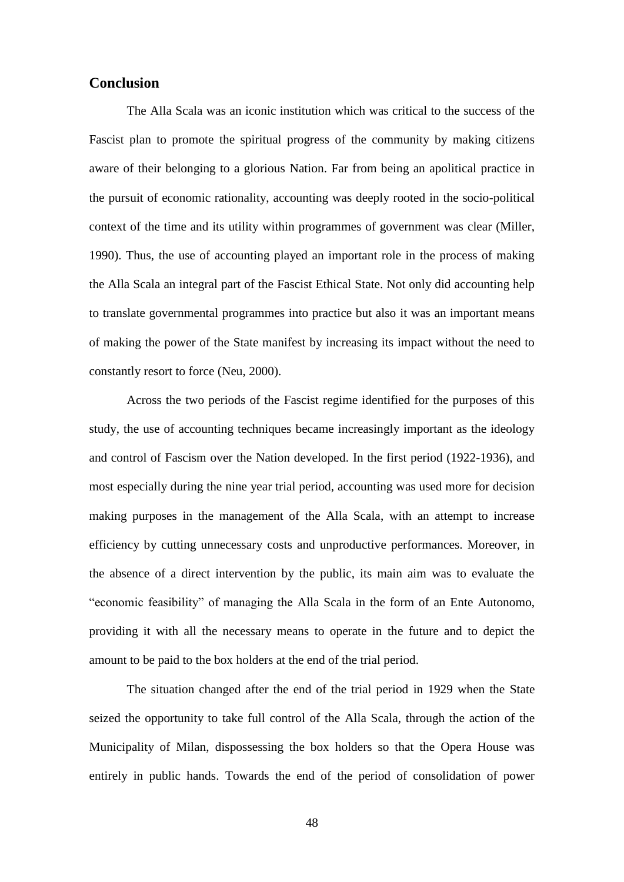## Conclusion

The Alla Scala was an iconic institution which was critical to the success of the Fascist plan to promote the spiritual progress of the community by making citizens aware of their belonging to a glorious Nation. Far from being an apolitical practice in the pursuit of economic rationality, accounting was deeply rooted in the socio-political context of the time and its utility within programmes of government was clear (Miller, 1990). Thus, the use of accounting played an important role in the process of making the Alla Scala an integral part of the Fascist Ethical State. Not only did accounting help to translate governmental programmes into practice but also it was an important means of making the power of the State manifest by increasing its impact without the need to constantly resort to force (Neu, 2000).

Across the two periods of the Fascist regime identified for the purposes of this study, the use of accounting techniques became increasingly important as the ideology and control of Fascism over the Nation developed. In the first period (1922-1936), and most especially during the nine year trial period, accounting was used more for decision making purposes in the management of the Alla Scala, with an attempt to increase efficiency by cutting unnecessary costs and unproductive performances. Moreover, in the absence of a direct intervention by the public, its main aim was to evaluate the "economic feasibility" of managing the Alla Scala in the form of an Ente Autonomo, providing it with all the necessary means to operate in the future and to depict the amount to be paid to the box holders at the end of the trial period.

The situation changed after the end of the trial period in 1929 when the State seized the opportunity to take full control of the Alla Scala, through the action of the Municipality of Milan, dispossessing the box holders so that the Opera House was entirely in public hands. Towards the end of the period of consolidation of power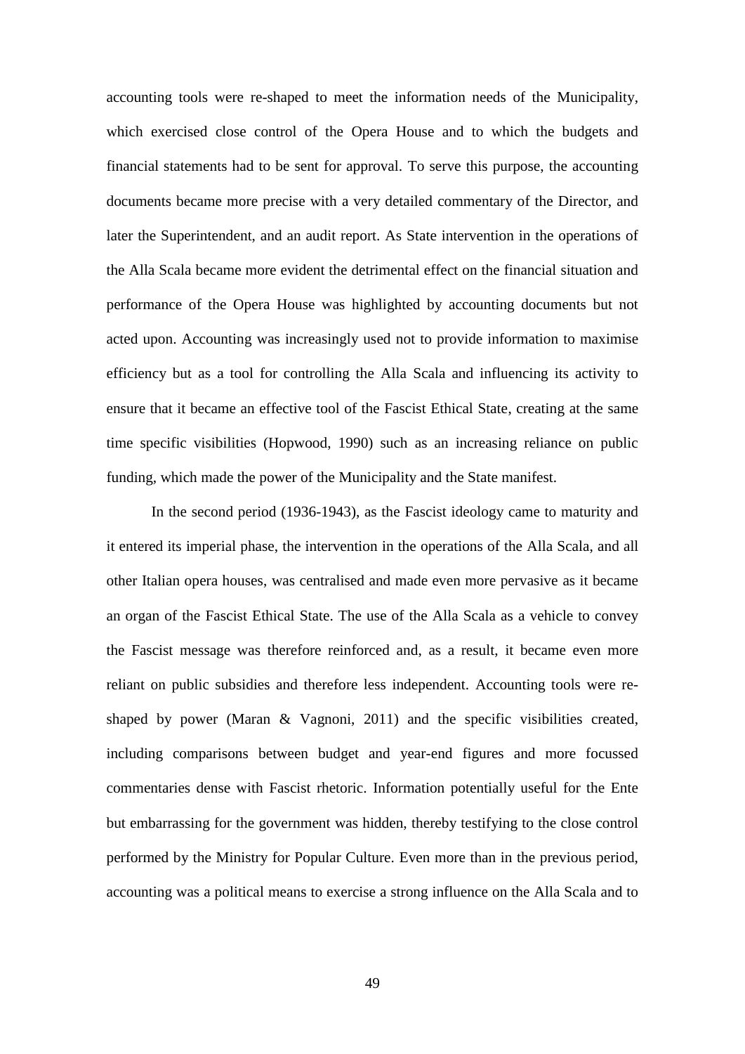accounting tools were re-shaped to meet the information needs of the Municipality, which exercised close control of the Opera House and to which the budgets and financial statements had to be sent for approval. To serve this purpose, the accounting documents became more precise with a very detailed commentary of the Director, and later the Superintendent, and an audit report. As State intervention in the operations of the Alla Scala became more evident the detrimental effect on the financial situation and performance of the Opera House was highlighted by accounting documents but not acted upon. Accounting was increasingly used not to provide information to maximise efficiency but as a tool for controlling the Alla Scala and influencing its activity to ensure that it became an effective tool of the Fascist Ethical State, creating at the same time specific visibilities (Hopwood, 1990) such as an increasing reliance on public funding, which made the power of the Municipality and the State manifest.

In the second period (1936-1943), as the Fascist ideology came to maturity and it entered its imperial phase, the intervention in the operations of the Alla Scala, and all other Italian opera houses, was centralised and made even more pervasive as it became an organ of the Fascist Ethical State. The use of the Alla Scala as a vehicle to convey the Fascist message was therefore reinforced and, as a result, it became even more reliant on public subsidies and therefore less independent. Accounting tools were re-shaped by power (Maran & Vagnoni, 2011) and the specific visibilities created, including comparisons between budget and year-end figures and more focussed commentaries dense with Fascist rhetoric. Information potentially useful for the Ente but embarrassing for the government was hidden, thereby testifying to the close control performed by the Ministry for Popular Culture. Even more than in the previous period, accounting was a political means to exercise a strong influence on the Alla Scala and to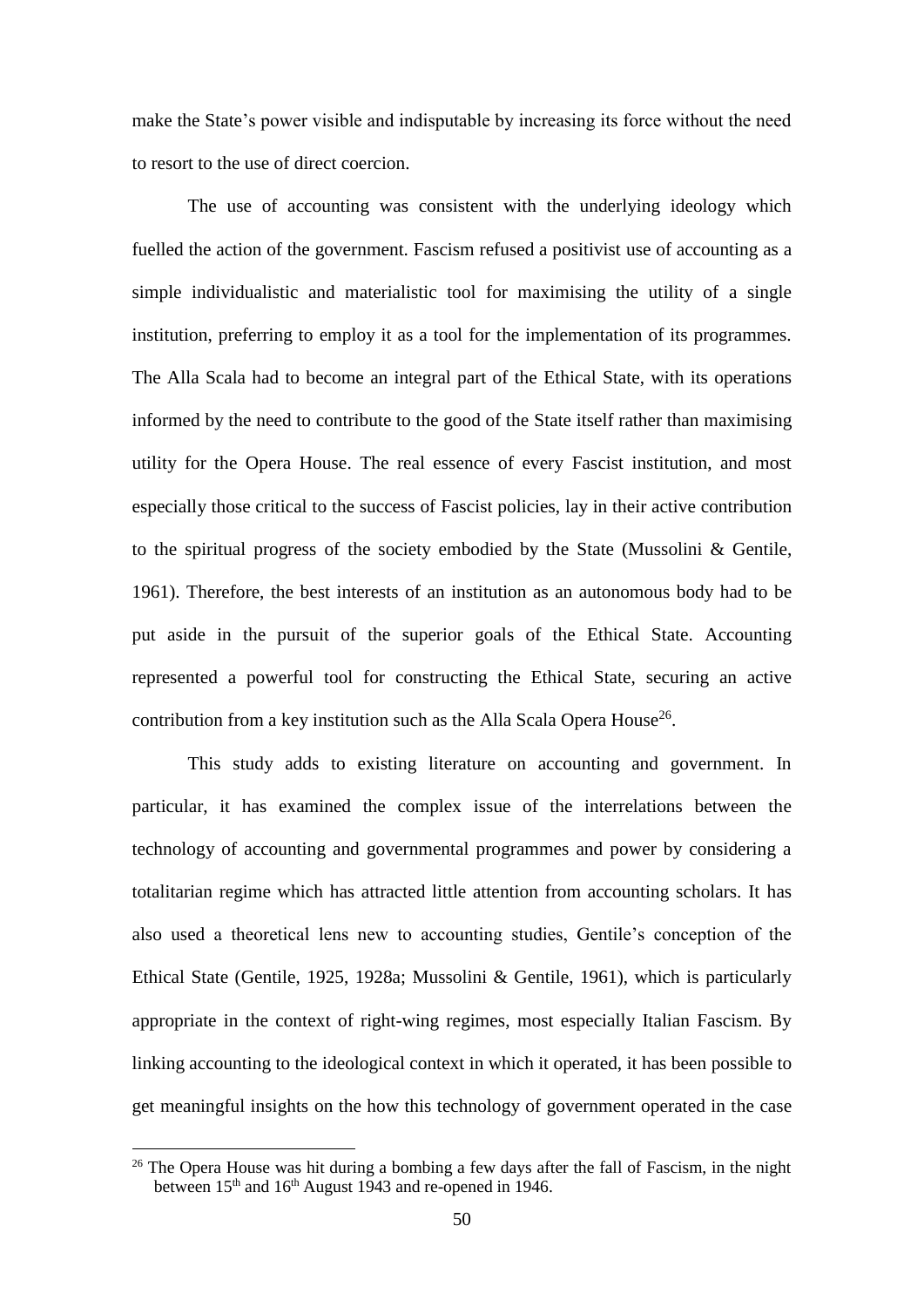make the State's power visible and indisputable by increasing its force without the need to resort to the use of direct coercion.

The use of accounting was consistent with the underlying ideology which fuelled the action of the government. Fascism refused a positivist use of accounting as a simple individualistic and materialistic tool for maximising the utility of a single institution, preferring to employ it as a tool for the implementation of its programmes. The Alla Scala had to become an integral part of the Ethical State, with its operations informed by the need to contribute to the good of the State itself rather than maximising utility for the Opera House. The real essence of every Fascist institution, and most especially those critical to the success of Fascist policies, lay in their active contribution to the spiritual progress of the society embodied by the State (Mussolini & Gentile, 1961). Therefore, the best interests of an institution as an autonomous body had to be put aside in the pursuit of the superior goals of the Ethical State. Accounting represented a powerful tool for constructing the Ethical State, securing an active contribution from a key institution such as the Alla Scala Opera House[26].

This study adds to existing literature on accounting and government. In particular, it has examined the complex issue of the interrelations between the technology of accounting and governmental programmes and power by considering a totalitarian regime which has attracted little attention from accounting scholars. It has also used a theoretical lens new to accounting studies, Gentile's conception of the Ethical State (Gentile, 1925, 1928a; Mussolini & Gentile, 1961), which is particularly appropriate in the context of right-wing regimes, most especially Italian Fascism. By linking accounting to the ideological context in which it operated, it has been possible to get meaningful insights on the how this technology of government operated in the case

[26] The Opera House was hit during a bombing a few days after the fall of Fascism, in the night between 15th and 16th August 1943 and re-opened in 1946.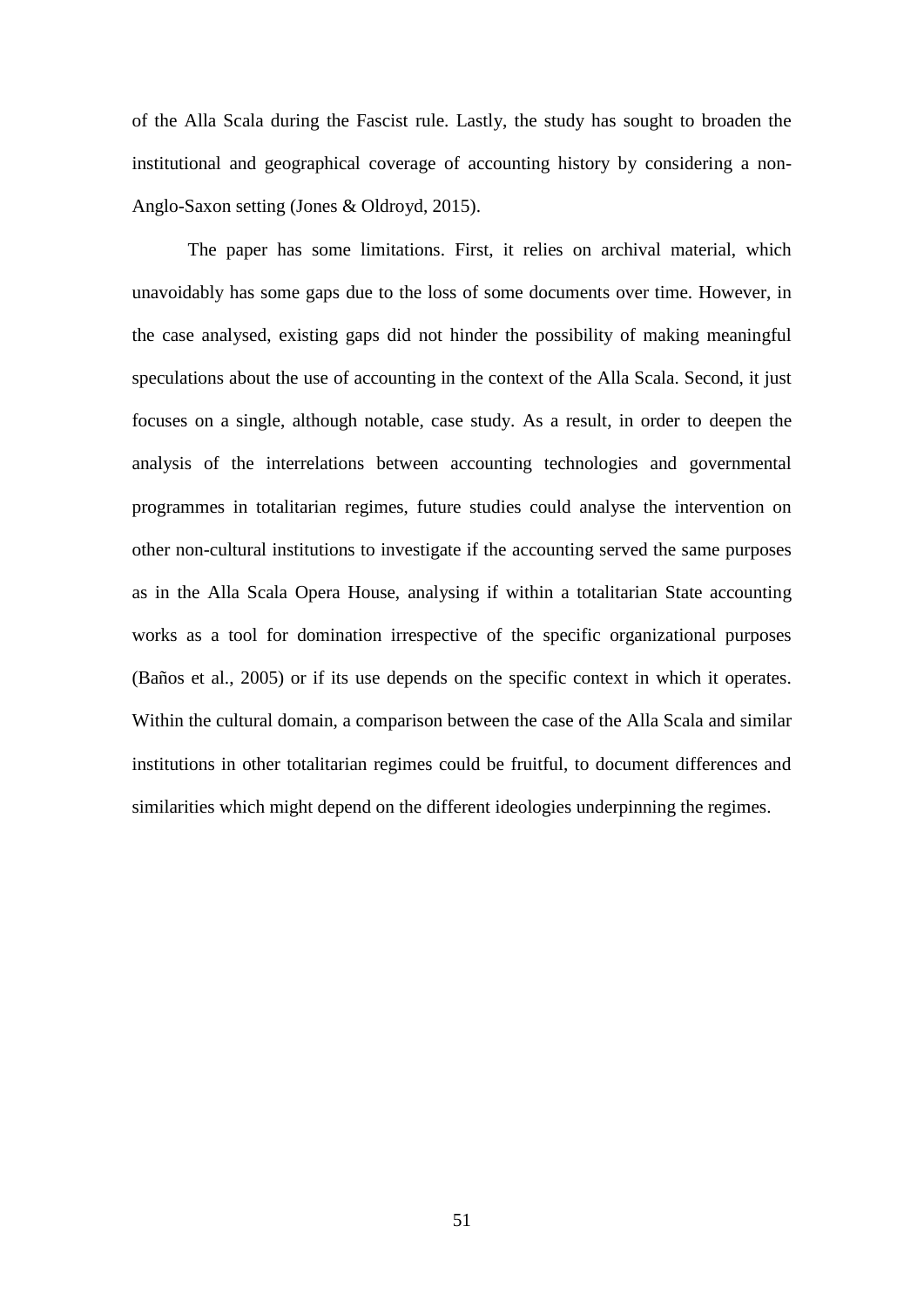of the Alla Scala during the Fascist rule. Lastly, the study has sought to broaden the institutional and geographical coverage of accounting history by considering a non-Anglo-Saxon setting (Jones & Oldroyd, 2015).

The paper has some limitations. First, it relies on archival material, which unavoidably has some gaps due to the loss of some documents over time. However, in the case analysed, existing gaps did not hinder the possibility of making meaningful speculations about the use of accounting in the context of the Alla Scala. Second, it just focuses on a single, although notable, case study. As a result, in order to deepen the analysis of the interrelations between accounting technologies and governmental programmes in totalitarian regimes, future studies could analyse the intervention on other non-cultural institutions to investigate if the accounting served the same purposes as in the Alla Scala Opera House, analysing if within a totalitarian State accounting works as a tool for domination irrespective of the specific organizational purposes (Baños et al., 2005) or if its use depends on the specific context in which it operates. Within the cultural domain, a comparison between the case of the Alla Scala and similar institutions in other totalitarian regimes could be fruitful, to document differences and similarities which might depend on the different ideologies underpinning the regimes.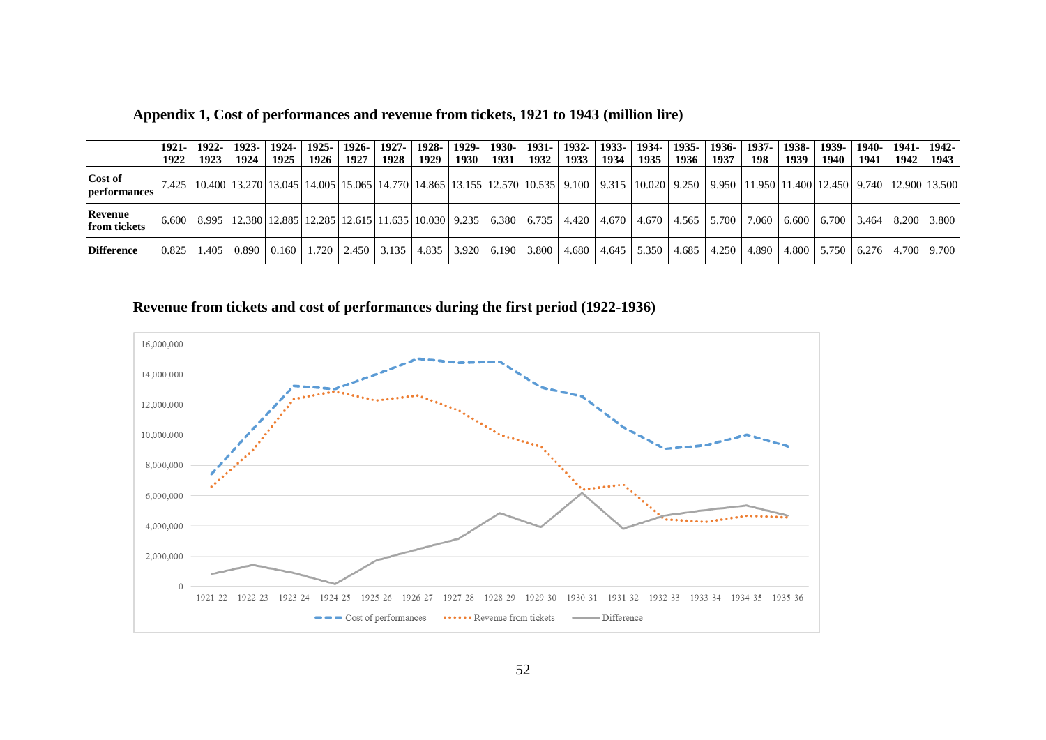## Appendix 1, Cost of performances and revenue from tickets, 1921 to 1943 (million lire)

| | 1921-1922 | 1922-1923 | 1923-1924 | 1924-1925 | 1925-1926 | 1926-1927 | 1927-1928 | 1928-1929 | 1929-1930 | 1930-1931 | 1931-1932 | 1932-1933 | 1933-1934 | 1934-1935 | 1935-1936 | 1936-1937 | 1937-198 | 1938-1939 | 1939-1940 | 1940-1941 | 1941-1942 | 1942-1943 |
|---|---|---|---|---|---|---|---|---|---|---|---|---|---|---|---|---|---|---|---|---|---|---|
| **Cost of performances** | 7.425 | 10.400 | 13.270 | 13.045 | 14.005 | 15.065 | 14.770 | 14.865 | 13.155 | 12.570 | 10.535 | 9.100 | 9.315 | 10.020 | 9.250 | 9.950 | 11.950 | 11.400 | 12.450 | 9.740 | 12.900 | 13.500 |
| **Revenue from tickets** | 6.600 | 8.995 | 12.380 | 12.885 | 12.285 | 12.615 | 11.635 | 10.030 | 9.235 | 6.380 | 6.735 | 4.420 | 4.670 | 4.670 | 4.565 | 5.700 | 7.060 | 6.600 | 6.700 | 3.464 | 8.200 | 3.800 |
| **Difference** | 0.825 | 1.405 | 0.890 | 0.160 | 1.720 | 2.450 | 3.135 | 4.835 | 3.920 | 6.190 | 3.800 | 4.680 | 4.645 | 5.350 | 4.685 | 4.250 | 4.890 | 4.800 | 5.750 | 6.276 | 4.700 | 9.700 |

## Revenue from tickets and cost of performances during the first period (1922-1936)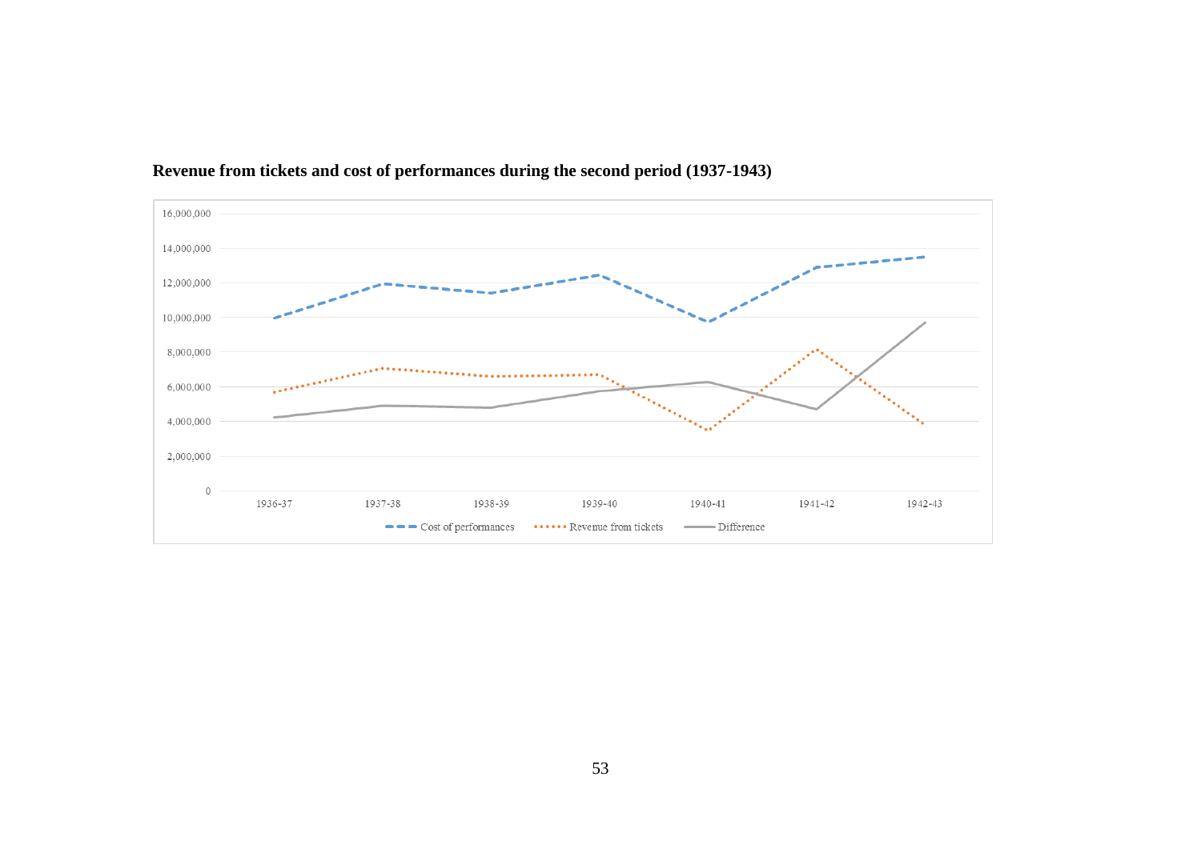**Revenue from tickets and cost of performances during the second period (1937-1943)**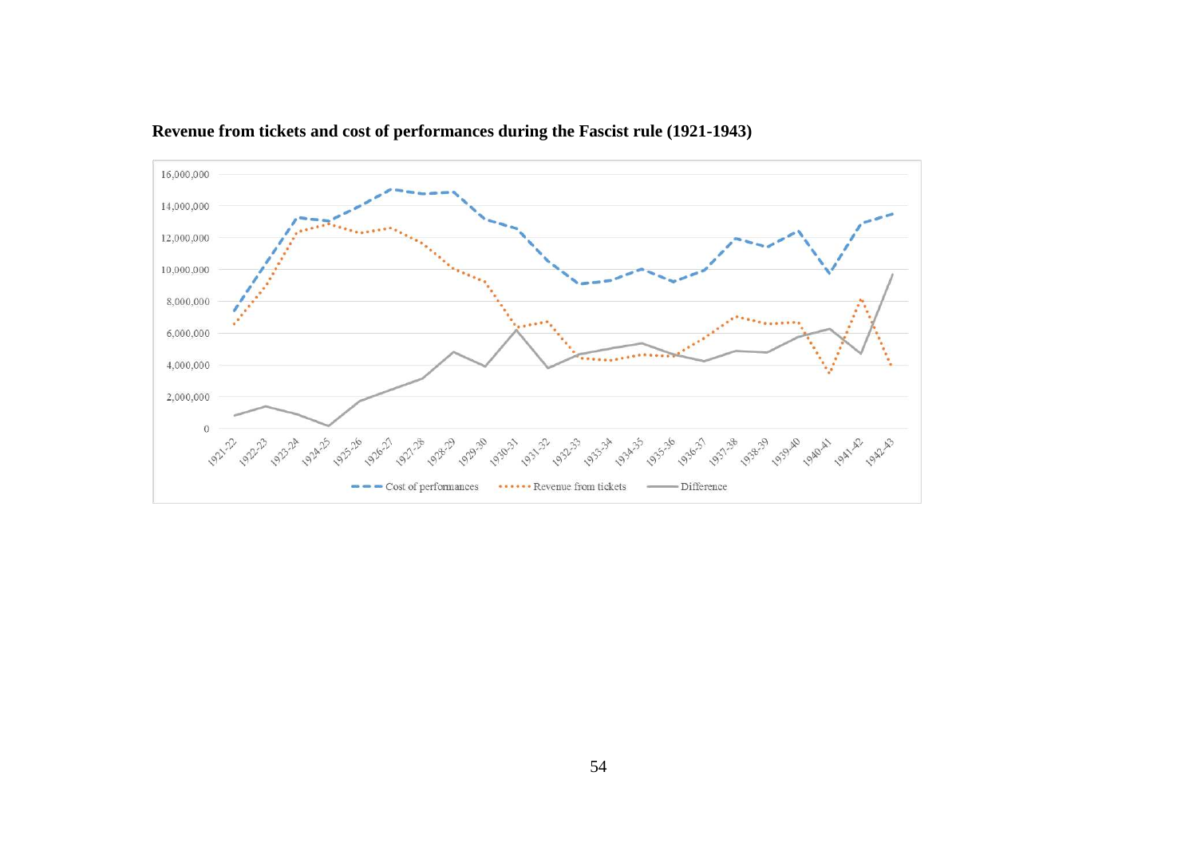**Revenue from tickets and cost of performances during the Fascist rule (1921-1943)**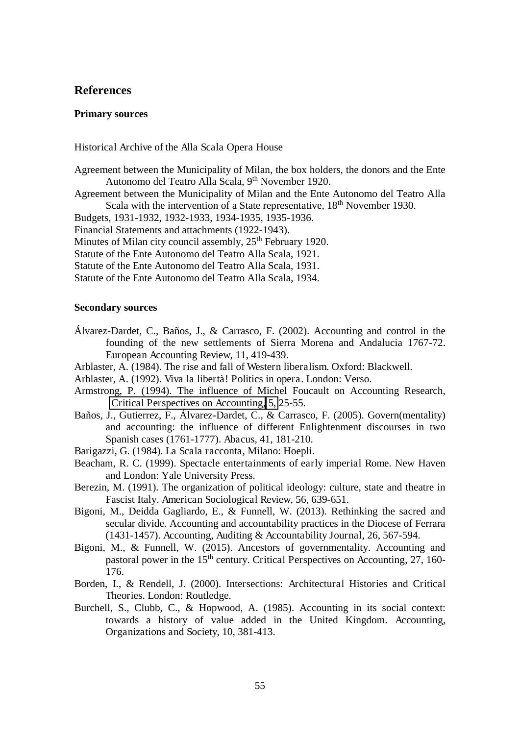# References

## Primary sources

Historical Archive of the Alla Scala Opera House

Agreement between the Municipality of Milan, the box holders, the donors and the Ente Autonomo del Teatro Alla Scala, 9th November 1920.

Agreement between the Municipality of Milan and the Ente Autonomo del Teatro Alla Scala with the intervention of a State representative, 18th November 1930.

Budgets, 1931-1932, 1932-1933, 1934-1935, 1935-1936.

Financial Statements and attachments (1922-1943).

Minutes of Milan city council assembly, 25th February 1920.

Statute of the Ente Autonomo del Teatro Alla Scala, 1921.

Statute of the Ente Autonomo del Teatro Alla Scala, 1931.

Statute of the Ente Autonomo del Teatro Alla Scala, 1934.

## Secondary sources

Álvarez-Dardet, C., Baños, J., & Carrasco, F. (2002). Accounting and control in the founding of the new settlements of Sierra Morena and Andalucia 1767-72. European Accounting Review, 11, 419-439.

Arblaster, A. (1984). The rise and fall of Western liberalism. Oxford: Blackwell.

Arblaster, A. (1992). Viva la libertà! Politics in opera. London: Verso.

Armstrong, P. (1994). The influence of Michel Foucault on Accounting Research, Critical Perspectives on Accounting, 5, 25-55.

Baños, J., Gutierrez, F., Álvarez-Dardet, C., & Carrasco, F. (2005). Govern(mentality) and accounting: the influence of different Enlightenment discourses in two Spanish cases (1761-1777). Abacus, 41, 181-210.

Barigazzi, G. (1984). La Scala racconta, Milano: Hoepli.

Beacham, R. C. (1999). Spectacle entertainments of early imperial Rome. New Haven and London: Yale University Press.

Berezin, M. (1991). The organization of political ideology: culture, state and theatre in Fascist Italy. American Sociological Review, 56, 639-651.

Bigoni, M., Deidda Gagliardo, E., & Funnell, W. (2013). Rethinking the sacred and secular divide. Accounting and accountability practices in the Diocese of Ferrara (1431-1457). Accounting, Auditing & Accountability Journal, 26, 567-594.

Bigoni, M., & Funnell, W. (2015). Ancestors of governmentality. Accounting and pastoral power in the 15th century. Critical Perspectives on Accounting, 27, 160-176.

Borden, I., & Rendell, J. (2000). Intersections: Architectural Histories and Critical Theories. London: Routledge.

Burchell, S., Clubb, C., & Hopwood, A. (1985). Accounting in its social context: towards a history of value added in the United Kingdom. Accounting, Organizations and Society, 10, 381-413.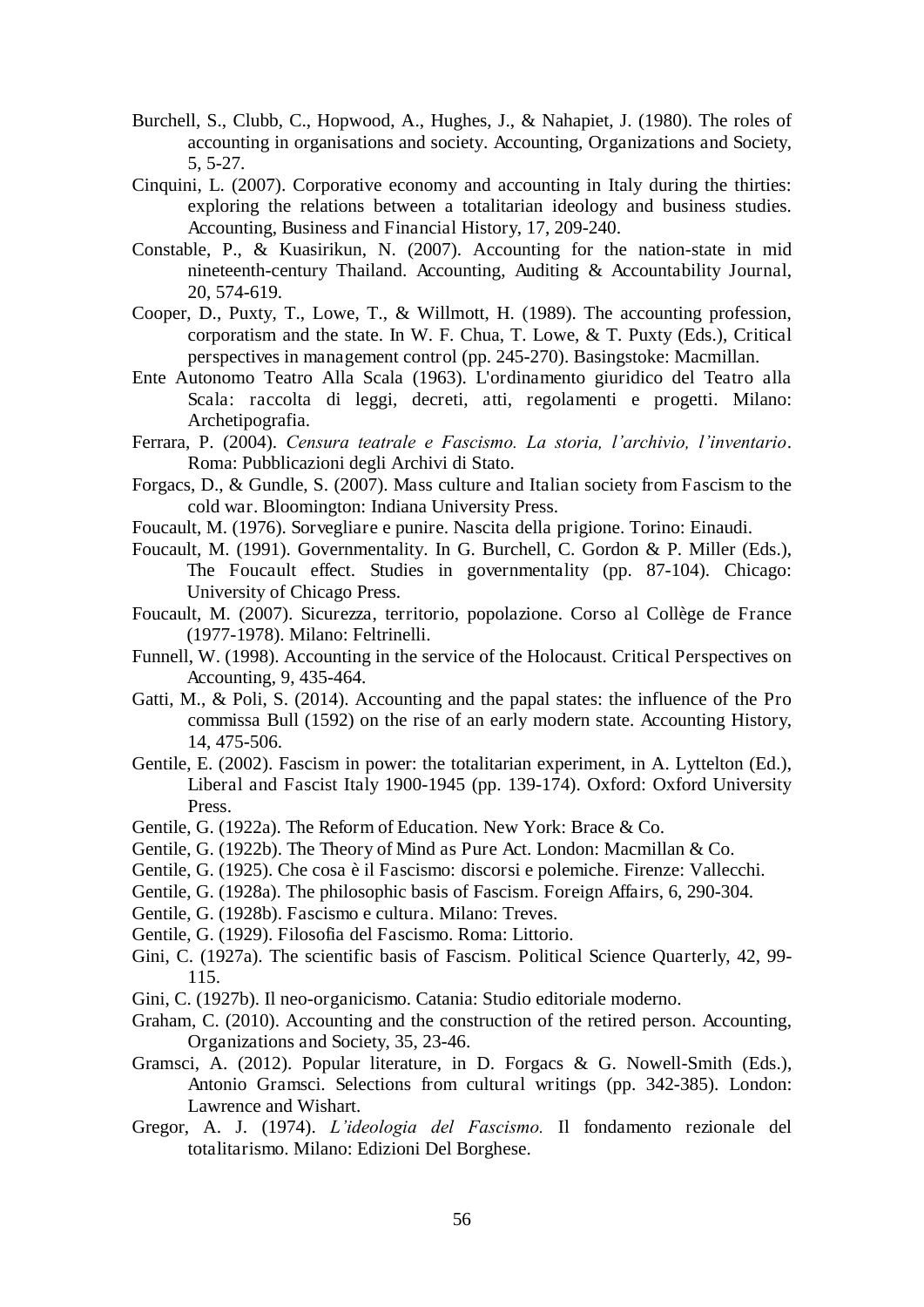Burchell, S., Clubb, C., Hopwood, A., Hughes, J., & Nahapiet, J. (1980). The roles of accounting in organisations and society. Accounting, Organizations and Society, 5, 5-27.

Cinquini, L. (2007). Corporative economy and accounting in Italy during the thirties: exploring the relations between a totalitarian ideology and business studies. Accounting, Business and Financial History, 17, 209-240.

Constable, P., & Kuasirikun, N. (2007). Accounting for the nation-state in mid nineteenth-century Thailand. Accounting, Auditing & Accountability Journal, 20, 574-619.

Cooper, D., Puxty, T., Lowe, T., & Willmott, H. (1989). The accounting profession, corporatism and the state. In W. F. Chua, T. Lowe, & T. Puxty (Eds.), Critical perspectives in management control (pp. 245-270). Basingstoke: Macmillan.

Ente Autonomo Teatro Alla Scala (1963). L'ordinamento giuridico del Teatro alla Scala: raccolta di leggi, decreti, atti, regolamenti e progetti. Milano: Archetipografia.

Ferrara, P. (2004). *Censura teatrale e Fascismo. La storia, l'archivio, l'inventario*. Roma: Pubblicazioni degli Archivi di Stato.

Forgacs, D., & Gundle, S. (2007). Mass culture and Italian society from Fascism to the cold war. Bloomington: Indiana University Press.

Foucault, M. (1976). Sorvegliare e punire. Nascita della prigione. Torino: Einaudi.

Foucault, M. (1991). Governmentality. In G. Burchell, C. Gordon & P. Miller (Eds.), The Foucault effect. Studies in governmentality (pp. 87-104). Chicago: University of Chicago Press.

Foucault, M. (2007). Sicurezza, territorio, popolazione. Corso al Collège de France (1977-1978). Milano: Feltrinelli.

Funnell, W. (1998). Accounting in the service of the Holocaust. Critical Perspectives on Accounting, 9, 435-464.

Gatti, M., & Poli, S. (2014). Accounting and the papal states: the influence of the Pro commissa Bull (1592) on the rise of an early modern state. Accounting History, 14, 475-506.

Gentile, E. (2002). Fascism in power: the totalitarian experiment, in A. Lyttelton (Ed.), Liberal and Fascist Italy 1900-1945 (pp. 139-174). Oxford: Oxford University Press.

Gentile, G. (1922a). The Reform of Education. New York: Brace & Co.

Gentile, G. (1922b). The Theory of Mind as Pure Act. London: Macmillan & Co.

Gentile, G. (1925). Che cosa è il Fascismo: discorsi e polemiche. Firenze: Vallecchi.

Gentile, G. (1928a). The philosophic basis of Fascism. Foreign Affairs, 6, 290-304.

Gentile, G. (1928b). Fascismo e cultura. Milano: Treves.

Gentile, G. (1929). Filosofia del Fascismo. Roma: Littorio.

Gini, C. (1927a). The scientific basis of Fascism. Political Science Quarterly, 42, 99-115.

Gini, C. (1927b). Il neo-organicismo. Catania: Studio editoriale moderno.

Graham, C. (2010). Accounting and the construction of the retired person. Accounting, Organizations and Society, 35, 23-46.

Gramsci, A. (2012). Popular literature, in D. Forgacs & G. Nowell-Smith (Eds.), Antonio Gramsci. Selections from cultural writings (pp. 342-385). London: Lawrence and Wishart.

Gregor, A. J. (1974). *L'ideologia del Fascismo.* Il fondamento rezionale del totalitarismo. Milano: Edizioni Del Borghese.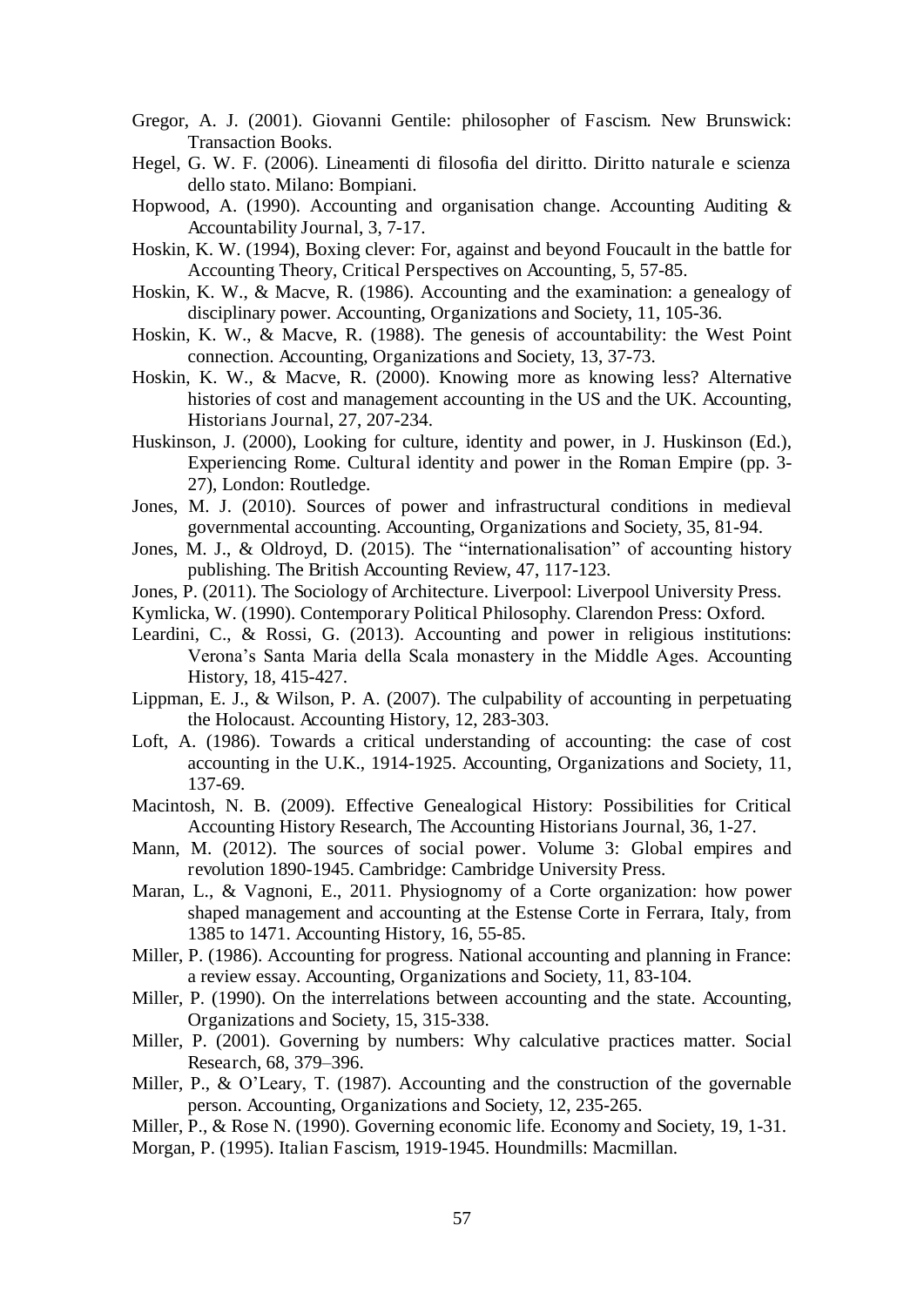Gregor, A. J. (2001). Giovanni Gentile: philosopher of Fascism. New Brunswick: Transaction Books.

Hegel, G. W. F. (2006). Lineamenti di filosofia del diritto. Diritto naturale e scienza dello stato. Milano: Bompiani.

Hopwood, A. (1990). Accounting and organisation change. Accounting Auditing & Accountability Journal, 3, 7-17.

Hoskin, K. W. (1994), Boxing clever: For, against and beyond Foucault in the battle for Accounting Theory, Critical Perspectives on Accounting, 5, 57-85.

Hoskin, K. W., & Macve, R. (1986). Accounting and the examination: a genealogy of disciplinary power. Accounting, Organizations and Society, 11, 105-36.

Hoskin, K. W., & Macve, R. (1988). The genesis of accountability: the West Point connection. Accounting, Organizations and Society, 13, 37-73.

Hoskin, K. W., & Macve, R. (2000). Knowing more as knowing less? Alternative histories of cost and management accounting in the US and the UK. Accounting, Historians Journal, 27, 207-234.

Huskinson, J. (2000), Looking for culture, identity and power, in J. Huskinson (Ed.), Experiencing Rome. Cultural identity and power in the Roman Empire (pp. 3-27), London: Routledge.

Jones, M. J. (2010). Sources of power and infrastructural conditions in medieval governmental accounting. Accounting, Organizations and Society, 35, 81-94.

Jones, M. J., & Oldroyd, D. (2015). The "internationalisation" of accounting history publishing. The British Accounting Review, 47, 117-123.

Jones, P. (2011). The Sociology of Architecture. Liverpool: Liverpool University Press.

Kymlicka, W. (1990). Contemporary Political Philosophy. Clarendon Press: Oxford.

Leardini, C., & Rossi, G. (2013). Accounting and power in religious institutions: Verona's Santa Maria della Scala monastery in the Middle Ages. Accounting History, 18, 415-427.

Lippman, E. J., & Wilson, P. A. (2007). The culpability of accounting in perpetuating the Holocaust. Accounting History, 12, 283-303.

Loft, A. (1986). Towards a critical understanding of accounting: the case of cost accounting in the U.K., 1914-1925. Accounting, Organizations and Society, 11, 137-69.

Macintosh, N. B. (2009). Effective Genealogical History: Possibilities for Critical Accounting History Research, The Accounting Historians Journal, 36, 1-27.

Mann, M. (2012). The sources of social power. Volume 3: Global empires and revolution 1890-1945. Cambridge: Cambridge University Press.

Maran, L., & Vagnoni, E., 2011. Physiognomy of a Corte organization: how power shaped management and accounting at the Estense Corte in Ferrara, Italy, from 1385 to 1471. Accounting History, 16, 55-85.

Miller, P. (1986). Accounting for progress. National accounting and planning in France: a review essay. Accounting, Organizations and Society, 11, 83-104.

Miller, P. (1990). On the interrelations between accounting and the state. Accounting, Organizations and Society, 15, 315-338.

Miller, P. (2001). Governing by numbers: Why calculative practices matter. Social Research, 68, 379–396.

Miller, P., & O'Leary, T. (1987). Accounting and the construction of the governable person. Accounting, Organizations and Society, 12, 235-265.

Miller, P., & Rose N. (1990). Governing economic life. Economy and Society, 19, 1-31.

Morgan, P. (1995). Italian Fascism, 1919-1945. Houndmills: Macmillan.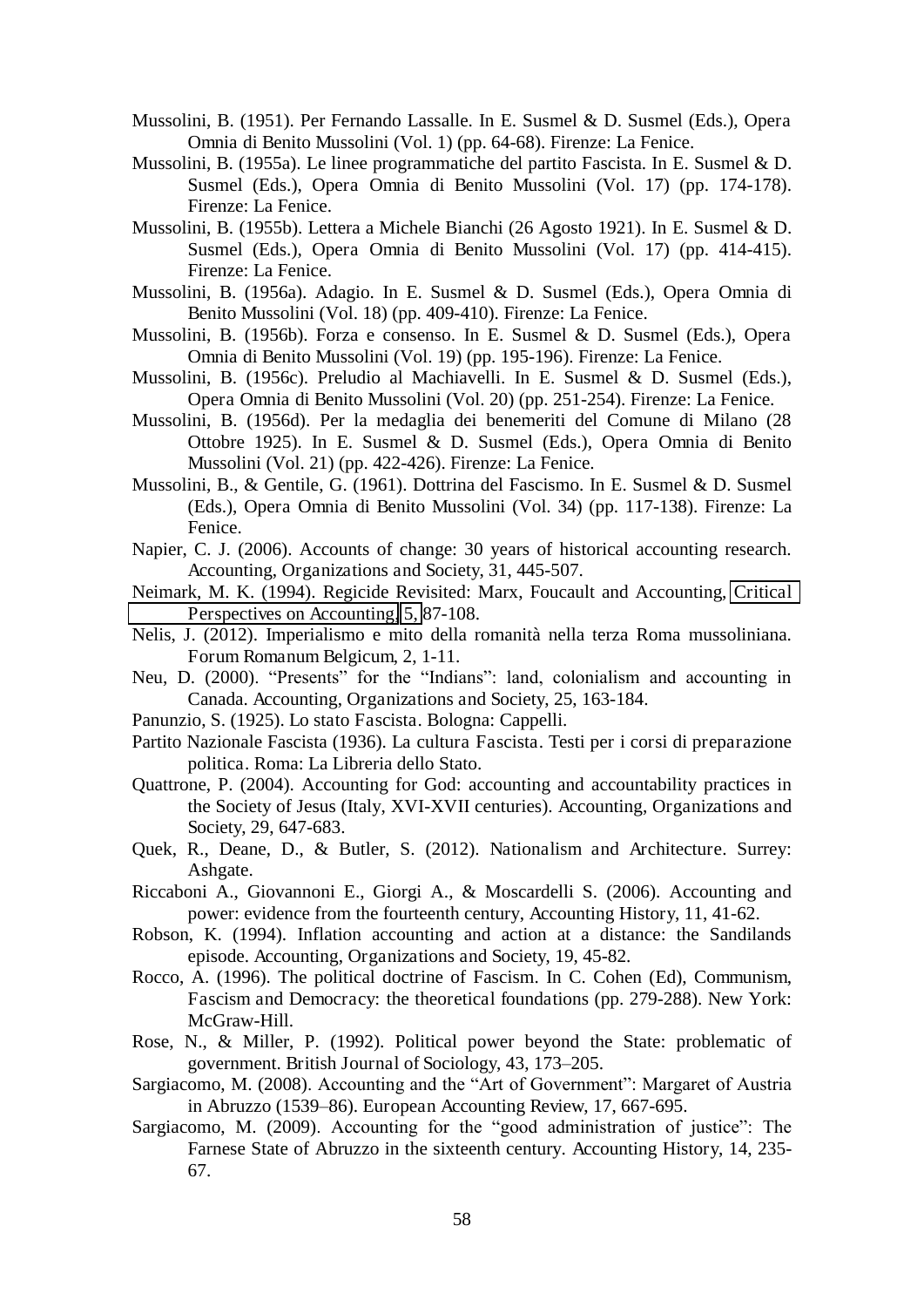Mussolini, B. (1951). Per Fernando Lassalle. In E. Susmel & D. Susmel (Eds.), Opera Omnia di Benito Mussolini (Vol. 1) (pp. 64-68). Firenze: La Fenice.

Mussolini, B. (1955a). Le linee programmatiche del partito Fascista. In E. Susmel & D. Susmel (Eds.), Opera Omnia di Benito Mussolini (Vol. 17) (pp. 174-178). Firenze: La Fenice.

Mussolini, B. (1955b). Lettera a Michele Bianchi (26 Agosto 1921). In E. Susmel & D. Susmel (Eds.), Opera Omnia di Benito Mussolini (Vol. 17) (pp. 414-415). Firenze: La Fenice.

Mussolini, B. (1956a). Adagio. In E. Susmel & D. Susmel (Eds.), Opera Omnia di Benito Mussolini (Vol. 18) (pp. 409-410). Firenze: La Fenice.

Mussolini, B. (1956b). Forza e consenso. In E. Susmel & D. Susmel (Eds.), Opera Omnia di Benito Mussolini (Vol. 19) (pp. 195-196). Firenze: La Fenice.

Mussolini, B. (1956c). Preludio al Machiavelli. In E. Susmel & D. Susmel (Eds.), Opera Omnia di Benito Mussolini (Vol. 20) (pp. 251-254). Firenze: La Fenice.

Mussolini, B. (1956d). Per la medaglia dei benemeriti del Comune di Milano (28 Ottobre 1925). In E. Susmel & D. Susmel (Eds.), Opera Omnia di Benito Mussolini (Vol. 21) (pp. 422-426). Firenze: La Fenice.

Mussolini, B., & Gentile, G. (1961). Dottrina del Fascismo. In E. Susmel & D. Susmel (Eds.), Opera Omnia di Benito Mussolini (Vol. 34) (pp. 117-138). Firenze: La Fenice.

Napier, C. J. (2006). Accounts of change: 30 years of historical accounting research. Accounting, Organizations and Society, 31, 445-507.

Neimark, M. K. (1994). Regicide Revisited: Marx, Foucault and Accounting, Critical Perspectives on Accounting, 5, 87-108.

Nelis, J. (2012). Imperialismo e mito della romanità nella terza Roma mussoliniana. Forum Romanum Belgicum, 2, 1-11.

Neu, D. (2000). "Presents" for the "Indians": land, colonialism and accounting in Canada. Accounting, Organizations and Society, 25, 163-184.

Panunzio, S. (1925). Lo stato Fascista. Bologna: Cappelli.

Partito Nazionale Fascista (1936). La cultura Fascista. Testi per i corsi di preparazione politica. Roma: La Libreria dello Stato.

Quattrone, P. (2004). Accounting for God: accounting and accountability practices in the Society of Jesus (Italy, XVI-XVII centuries). Accounting, Organizations and Society, 29, 647-683.

Quek, R., Deane, D., & Butler, S. (2012). Nationalism and Architecture. Surrey: Ashgate.

Riccaboni A., Giovannoni E., Giorgi A., & Moscardelli S. (2006). Accounting and power: evidence from the fourteenth century, Accounting History, 11, 41-62.

Robson, K. (1994). Inflation accounting and action at a distance: the Sandilands episode. Accounting, Organizations and Society, 19, 45-82.

Rocco, A. (1996). The political doctrine of Fascism. In C. Cohen (Ed), Communism, Fascism and Democracy: the theoretical foundations (pp. 279-288). New York: McGraw-Hill.

Rose, N., & Miller, P. (1992). Political power beyond the State: problematic of government. British Journal of Sociology, 43, 173–205.

Sargiacomo, M. (2008). Accounting and the "Art of Government": Margaret of Austria in Abruzzo (1539–86). European Accounting Review, 17, 667-695.

Sargiacomo, M. (2009). Accounting for the "good administration of justice": The Farnese State of Abruzzo in the sixteenth century. Accounting History, 14, 235-67.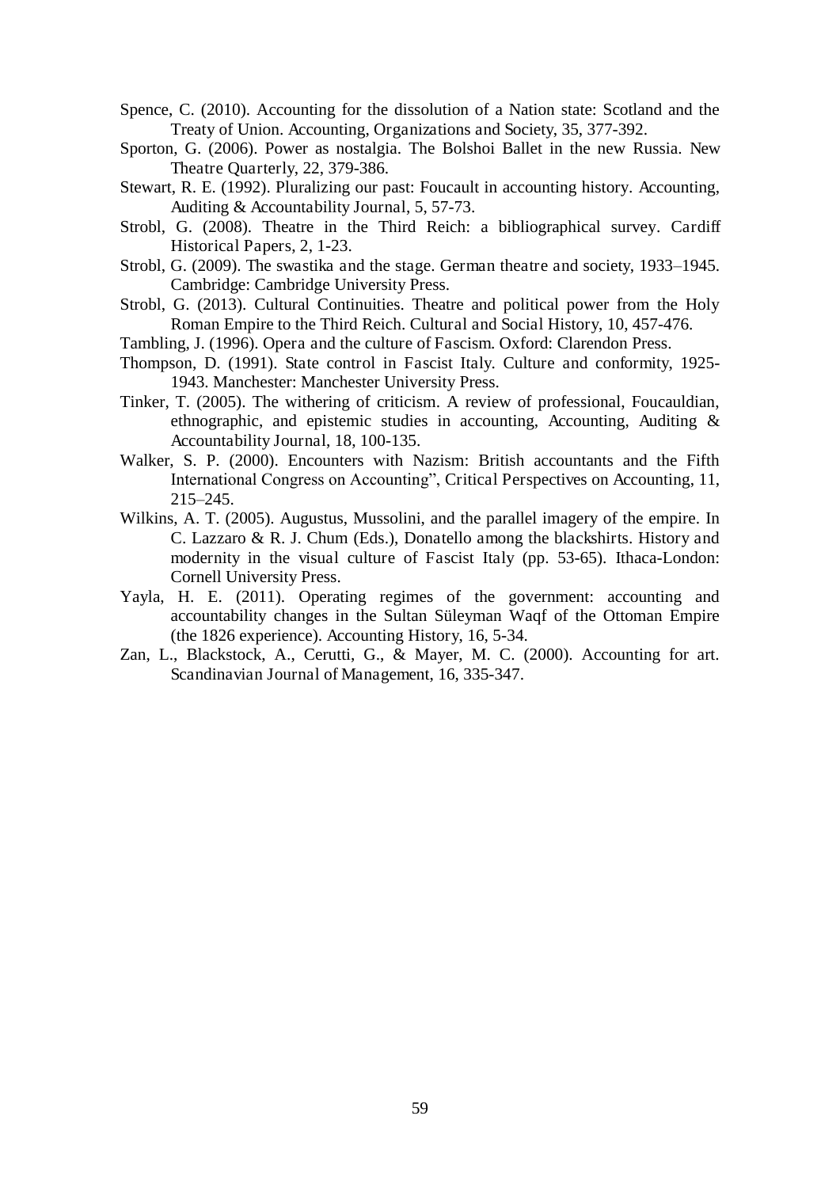Spence, C. (2010). Accounting for the dissolution of a Nation state: Scotland and the Treaty of Union. Accounting, Organizations and Society, 35, 377-392.

Sporton, G. (2006). Power as nostalgia. The Bolshoi Ballet in the new Russia. New Theatre Quarterly, 22, 379-386.

Stewart, R. E. (1992). Pluralizing our past: Foucault in accounting history. Accounting, Auditing & Accountability Journal, 5, 57-73.

Strobl, G. (2008). Theatre in the Third Reich: a bibliographical survey. Cardiff Historical Papers, 2, 1-23.

Strobl, G. (2009). The swastika and the stage. German theatre and society, 1933–1945. Cambridge: Cambridge University Press.

Strobl, G. (2013). Cultural Continuities. Theatre and political power from the Holy Roman Empire to the Third Reich. Cultural and Social History, 10, 457-476.

Tambling, J. (1996). Opera and the culture of Fascism. Oxford: Clarendon Press.

Thompson, D. (1991). State control in Fascist Italy. Culture and conformity, 1925-1943. Manchester: Manchester University Press.

Tinker, T. (2005). The withering of criticism. A review of professional, Foucauldian, ethnographic, and epistemic studies in accounting, Accounting, Auditing & Accountability Journal, 18, 100-135.

Walker, S. P. (2000). Encounters with Nazism: British accountants and the Fifth International Congress on Accounting", Critical Perspectives on Accounting, 11, 215–245.

Wilkins, A. T. (2005). Augustus, Mussolini, and the parallel imagery of the empire. In C. Lazzaro & R. J. Chum (Eds.), Donatello among the blackshirts. History and modernity in the visual culture of Fascist Italy (pp. 53-65). Ithaca-London: Cornell University Press.

Yayla, H. E. (2011). Operating regimes of the government: accounting and accountability changes in the Sultan Süleyman Waqf of the Ottoman Empire (the 1826 experience). Accounting History, 16, 5-34.

Zan, L., Blackstock, A., Cerutti, G., & Mayer, M. C. (2000). Accounting for art. Scandinavian Journal of Management, 16, 335-347.